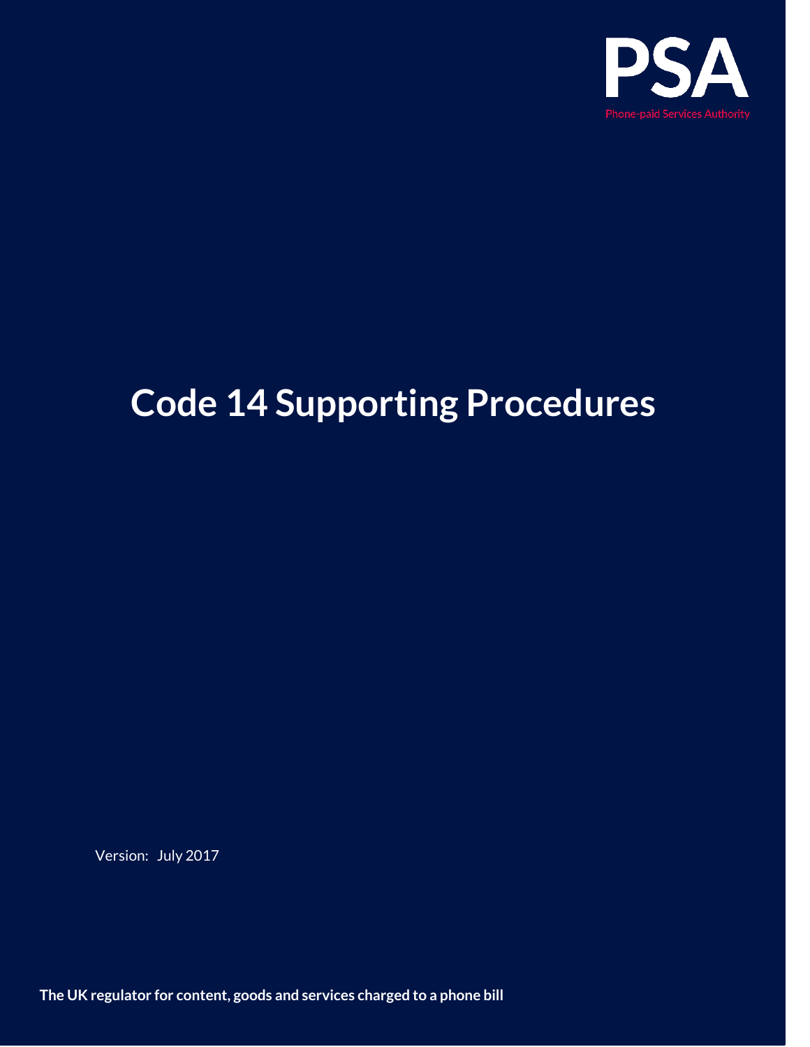PSA

Phone-paid Services Authority

# Code 14 Supporting Procedures

Version: July 2017

**The UK regulator for content, goods and services charged to a phone bill**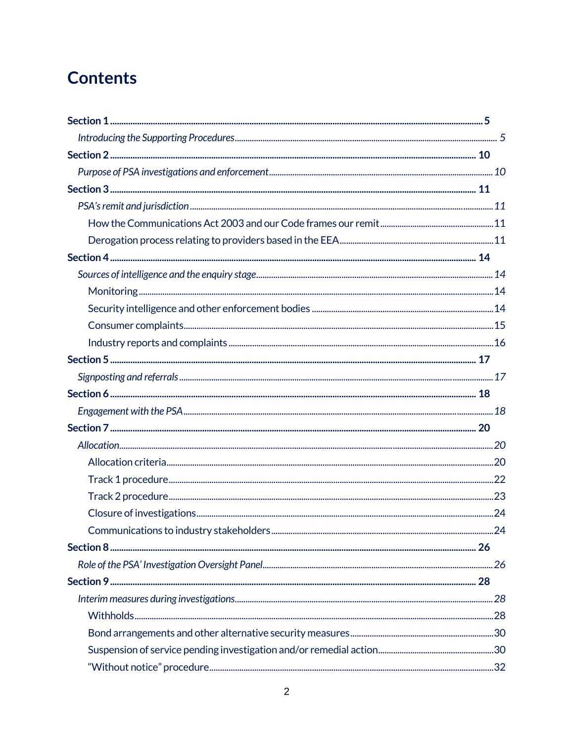# Contents

**Section 1** ..... **5**

*Introducing the Supporting Procedures* ..... *5*

**Section 2** ..... **10**

*Purpose of PSA investigations and enforcement* ..... *10*

**Section 3** ..... **11**

*PSA's remit and jurisdiction* ..... *11*

How the Communications Act 2003 and our Code frames our remit ..... 11

Derogation process relating to providers based in the EEA ..... 11

**Section 4** ..... **14**

*Sources of intelligence and the enquiry stage* ..... *14*

Monitoring ..... 14

Security intelligence and other enforcement bodies ..... 14

Consumer complaints ..... 15

Industry reports and complaints ..... 16

**Section 5** ..... **17**

*Signposting and referrals* ..... *17*

**Section 6** ..... **18**

*Engagement with the PSA* ..... *18*

**Section 7** ..... **20**

*Allocation* ..... *20*

Allocation criteria ..... 20

Track 1 procedure ..... 22

Track 2 procedure ..... 23

Closure of investigations ..... 24

Communications to industry stakeholders ..... 24

**Section 8** ..... **26**

*Role of the PSA' Investigation Oversight Panel* ..... *26*

**Section 9** ..... **28**

*Interim measures during investigations* ..... *28*

Withholds ..... 28

Bond arrangements and other alternative security measures ..... 30

Suspension of service pending investigation and/or remedial action ..... 30

"Without notice" procedure ..... 32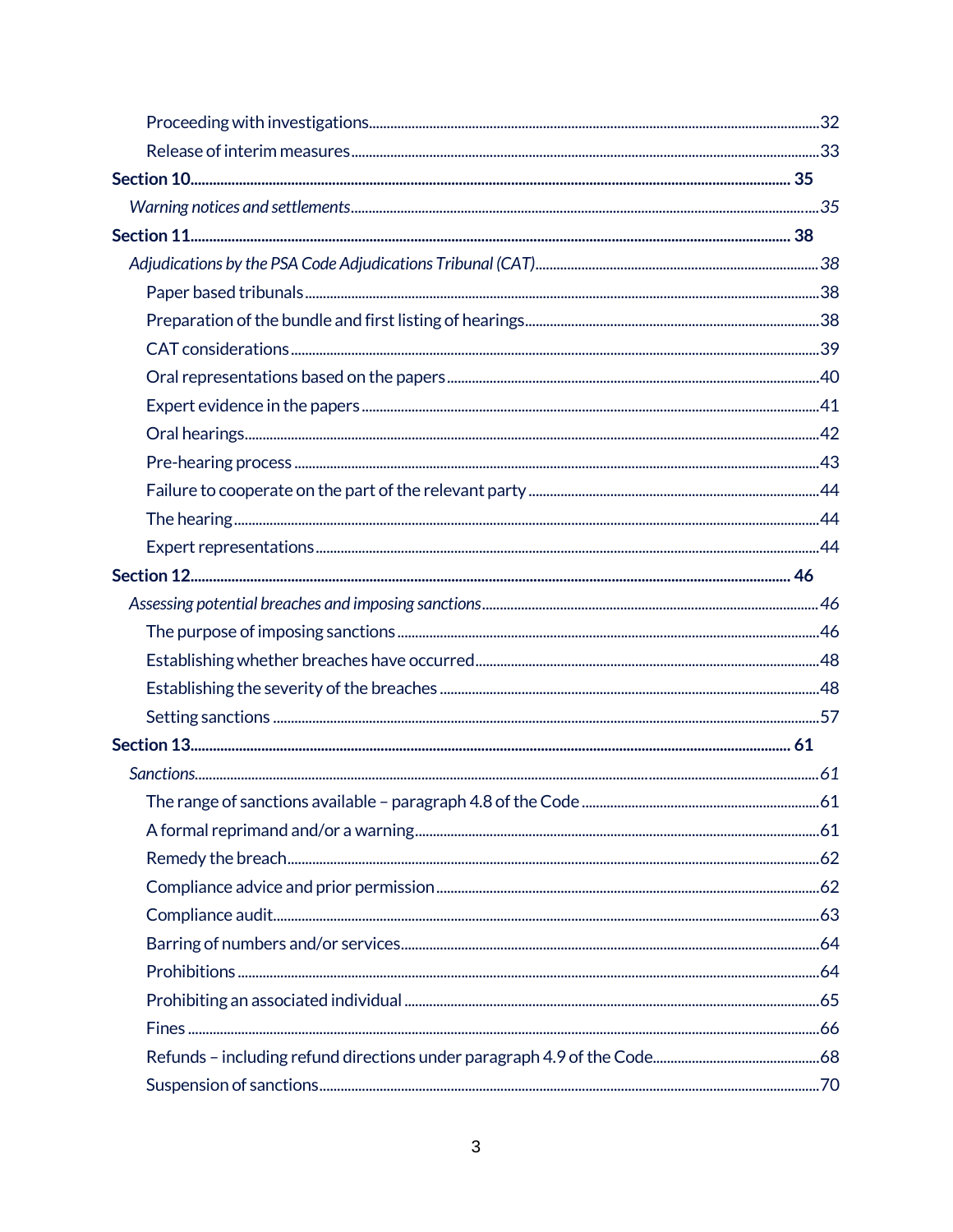Proceeding with investigations....32

Release of interim measures....33

**Section 10.... 35**

*Warning notices and settlements....35*

**Section 11.... 38**

*Adjudications by the PSA Code Adjudications Tribunal (CAT)....38*

Paper based tribunals....38

Preparation of the bundle and first listing of hearings....38

CAT considerations....39

Oral representations based on the papers....40

Expert evidence in the papers....41

Oral hearings....42

Pre-hearing process....43

Failure to cooperate on the part of the relevant party....44

The hearing....44

Expert representations....44

**Section 12.... 46**

*Assessing potential breaches and imposing sanctions....46*

The purpose of imposing sanctions....46

Establishing whether breaches have occurred....48

Establishing the severity of the breaches....48

Setting sanctions....57

**Section 13.... 61**

*Sanctions....61*

The range of sanctions available – paragraph 4.8 of the Code....61

A formal reprimand and/or a warning....61

Remedy the breach....62

Compliance advice and prior permission....62

Compliance audit....63

Barring of numbers and/or services....64

Prohibitions....64

Prohibiting an associated individual....65

Fines....66

Refunds – including refund directions under paragraph 4.9 of the Code....68

Suspension of sanctions....70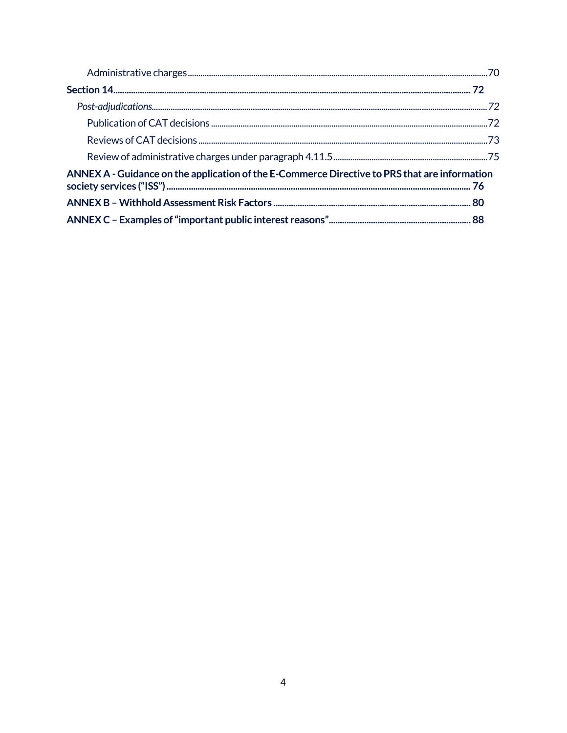Administrative charges ........ 70

**Section 14 ........ 72**

*Post-adjudications ........ 72*

Publication of CAT decisions ........ 72

Reviews of CAT decisions ........ 73

Review of administrative charges under paragraph 4.11.5 ........ 75

**ANNEX A - Guidance on the application of the E-Commerce Directive to PRS that are information society services (“ISS”) ........ 76**

**ANNEX B – Withhold Assessment Risk Factors ........ 80**

**ANNEX C – Examples of “important public interest reasons” ........ 88**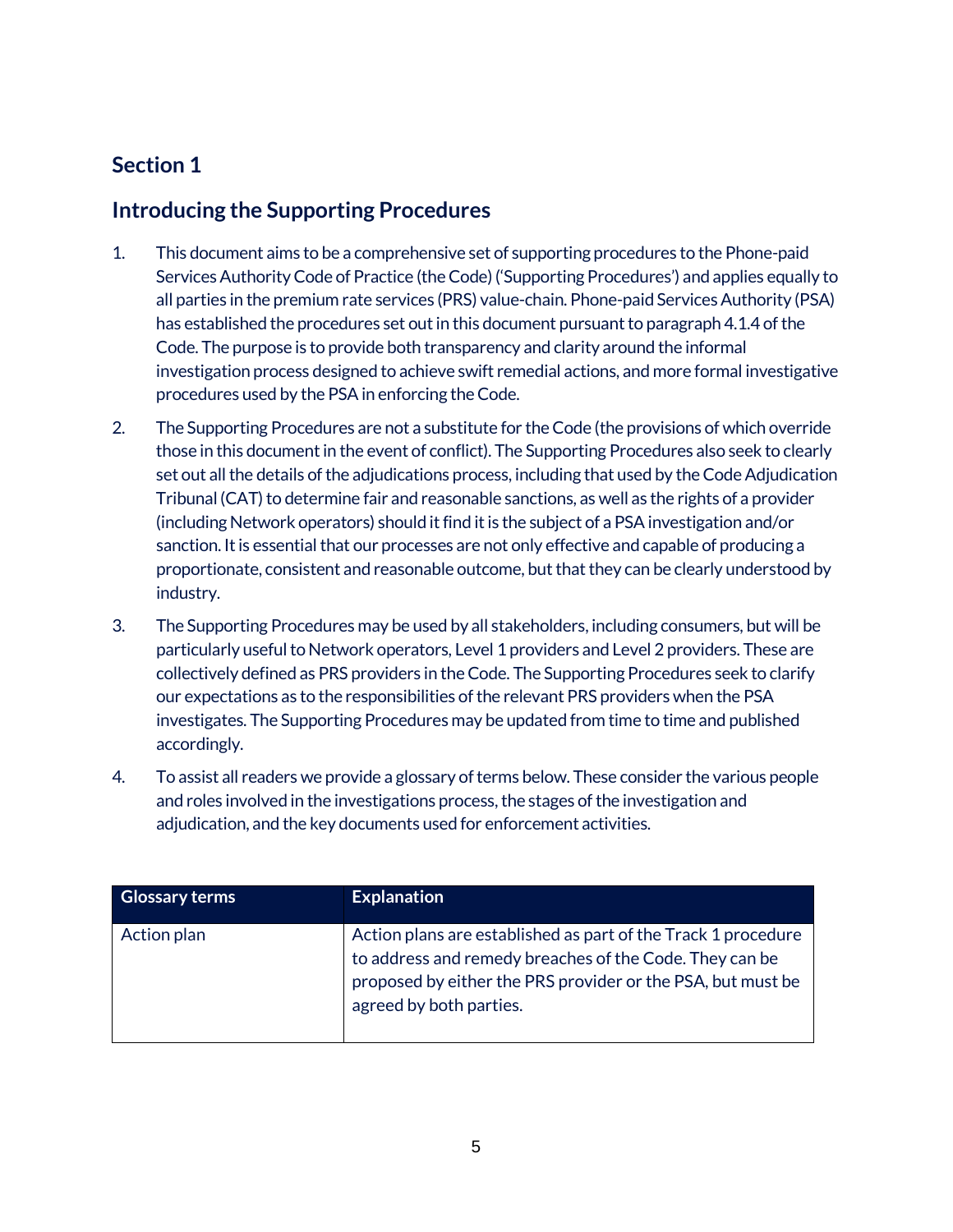## Section 1

## Introducing the Supporting Procedures

1. This document aims to be a comprehensive set of supporting procedures to the Phone-paid Services Authority Code of Practice (the Code) ('Supporting Procedures') and applies equally to all parties in the premium rate services (PRS) value-chain. Phone-paid Services Authority (PSA) has established the procedures set out in this document pursuant to paragraph 4.1.4 of the Code. The purpose is to provide both transparency and clarity around the informal investigation process designed to achieve swift remedial actions, and more formal investigative procedures used by the PSA in enforcing the Code.

2. The Supporting Procedures are not a substitute for the Code (the provisions of which override those in this document in the event of conflict). The Supporting Procedures also seek to clearly set out all the details of the adjudications process, including that used by the Code Adjudication Tribunal (CAT) to determine fair and reasonable sanctions, as well as the rights of a provider (including Network operators) should it find it is the subject of a PSA investigation and/or sanction. It is essential that our processes are not only effective and capable of producing a proportionate, consistent and reasonable outcome, but that they can be clearly understood by industry.

3. The Supporting Procedures may be used by all stakeholders, including consumers, but will be particularly useful to Network operators, Level 1 providers and Level 2 providers. These are collectively defined as PRS providers in the Code. The Supporting Procedures seek to clarify our expectations as to the responsibilities of the relevant PRS providers when the PSA investigates. The Supporting Procedures may be updated from time to time and published accordingly.

4. To assist all readers we provide a glossary of terms below. These consider the various people and roles involved in the investigations process, the stages of the investigation and adjudication, and the key documents used for enforcement activities.

| Glossary terms | Explanation |
|---|---|
| Action plan | Action plans are established as part of the Track 1 procedure to address and remedy breaches of the Code. They can be proposed by either the PRS provider or the PSA, but must be agreed by both parties. |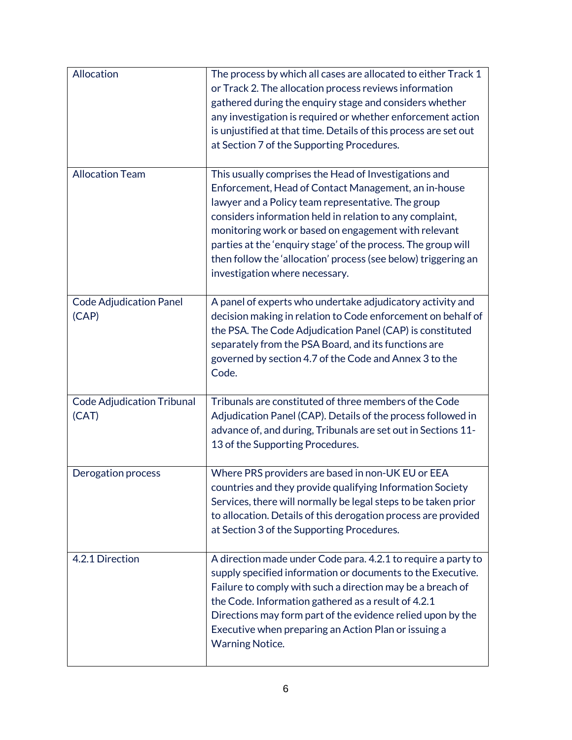| | |
|---|---|
| Allocation | The process by which all cases are allocated to either Track 1 or Track 2. The allocation process reviews information gathered during the enquiry stage and considers whether any investigation is required or whether enforcement action is unjustified at that time. Details of this process are set out at Section 7 of the Supporting Procedures. |
| Allocation Team | This usually comprises the Head of Investigations and Enforcement, Head of Contact Management, an in-house lawyer and a Policy team representative. The group considers information held in relation to any complaint, monitoring work or based on engagement with relevant parties at the 'enquiry stage' of the process. The group will then follow the 'allocation' process (see below) triggering an investigation where necessary. |
| Code Adjudication Panel (CAP) | A panel of experts who undertake adjudicatory activity and decision making in relation to Code enforcement on behalf of the PSA. The Code Adjudication Panel (CAP) is constituted separately from the PSA Board, and its functions are governed by section 4.7 of the Code and Annex 3 to the Code. |
| Code Adjudication Tribunal (CAT) | Tribunals are constituted of three members of the Code Adjudication Panel (CAP). Details of the process followed in advance of, and during, Tribunals are set out in Sections 11-13 of the Supporting Procedures. |
| Derogation process | Where PRS providers are based in non-UK EU or EEA countries and they provide qualifying Information Society Services, there will normally be legal steps to be taken prior to allocation. Details of this derogation process are provided at Section 3 of the Supporting Procedures. |
| 4.2.1 Direction | A direction made under Code para. 4.2.1 to require a party to supply specified information or documents to the Executive. Failure to comply with such a direction may be a breach of the Code. Information gathered as a result of 4.2.1 Directions may form part of the evidence relied upon by the Executive when preparing an Action Plan or issuing a Warning Notice. |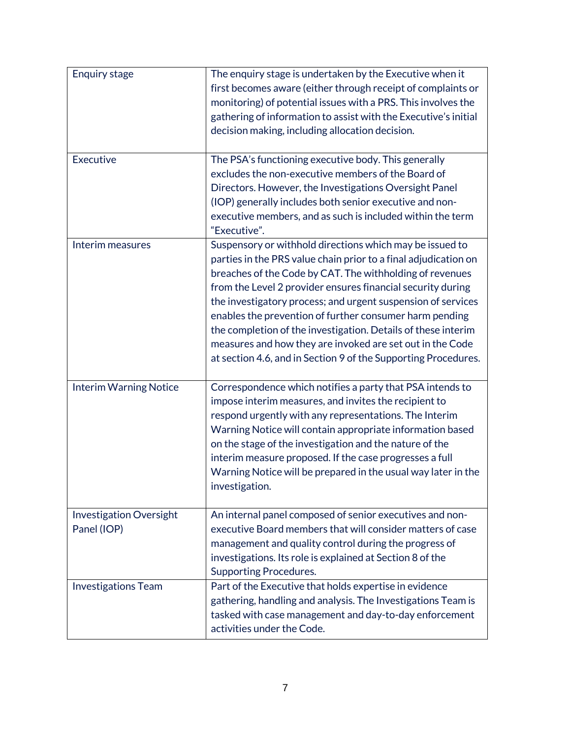| | |
|---|---|
| Enquiry stage | The enquiry stage is undertaken by the Executive when it first becomes aware (either through receipt of complaints or monitoring) of potential issues with a PRS. This involves the gathering of information to assist with the Executive's initial decision making, including allocation decision. |
| Executive | The PSA's functioning executive body. This generally excludes the non-executive members of the Board of Directors. However, the Investigations Oversight Panel (IOP) generally includes both senior executive and non-executive members, and as such is included within the term "Executive". |
| Interim measures | Suspensory or withhold directions which may be issued to parties in the PRS value chain prior to a final adjudication on breaches of the Code by CAT. The withholding of revenues from the Level 2 provider ensures financial security during the investigatory process; and urgent suspension of services enables the prevention of further consumer harm pending the completion of the investigation. Details of these interim measures and how they are invoked are set out in the Code at section 4.6, and in Section 9 of the Supporting Procedures. |
| Interim Warning Notice | Correspondence which notifies a party that PSA intends to impose interim measures, and invites the recipient to respond urgently with any representations. The Interim Warning Notice will contain appropriate information based on the stage of the investigation and the nature of the interim measure proposed. If the case progresses a full Warning Notice will be prepared in the usual way later in the investigation. |
| Investigation Oversight Panel (IOP) | An internal panel composed of senior executives and non-executive Board members that will consider matters of case management and quality control during the progress of investigations. Its role is explained at Section 8 of the Supporting Procedures. |
| Investigations Team | Part of the Executive that holds expertise in evidence gathering, handling and analysis. The Investigations Team is tasked with case management and day-to-day enforcement activities under the Code. |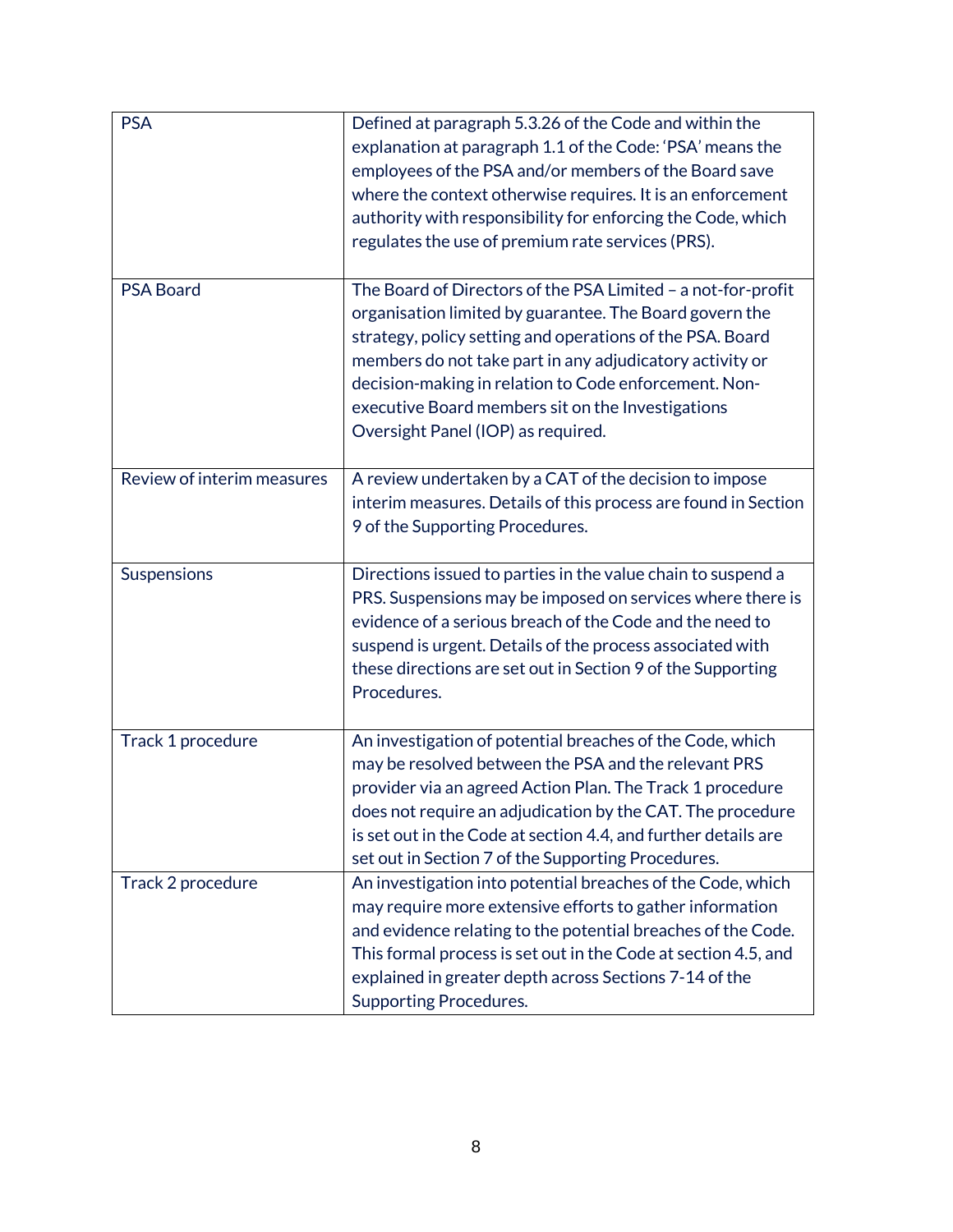| | |
|---|---|
| PSA | Defined at paragraph 5.3.26 of the Code and within the explanation at paragraph 1.1 of the Code: 'PSA' means the employees of the PSA and/or members of the Board save where the context otherwise requires. It is an enforcement authority with responsibility for enforcing the Code, which regulates the use of premium rate services (PRS). |
| PSA Board | The Board of Directors of the PSA Limited – a not-for-profit organisation limited by guarantee. The Board govern the strategy, policy setting and operations of the PSA. Board members do not take part in any adjudicatory activity or decision-making in relation to Code enforcement. Non-executive Board members sit on the Investigations Oversight Panel (IOP) as required. |
| Review of interim measures | A review undertaken by a CAT of the decision to impose interim measures. Details of this process are found in Section 9 of the Supporting Procedures. |
| Suspensions | Directions issued to parties in the value chain to suspend a PRS. Suspensions may be imposed on services where there is evidence of a serious breach of the Code and the need to suspend is urgent. Details of the process associated with these directions are set out in Section 9 of the Supporting Procedures. |
| Track 1 procedure | An investigation of potential breaches of the Code, which may be resolved between the PSA and the relevant PRS provider via an agreed Action Plan. The Track 1 procedure does not require an adjudication by the CAT. The procedure is set out in the Code at section 4.4, and further details are set out in Section 7 of the Supporting Procedures. |
| Track 2 procedure | An investigation into potential breaches of the Code, which may require more extensive efforts to gather information and evidence relating to the potential breaches of the Code. This formal process is set out in the Code at section 4.5, and explained in greater depth across Sections 7-14 of the Supporting Procedures. |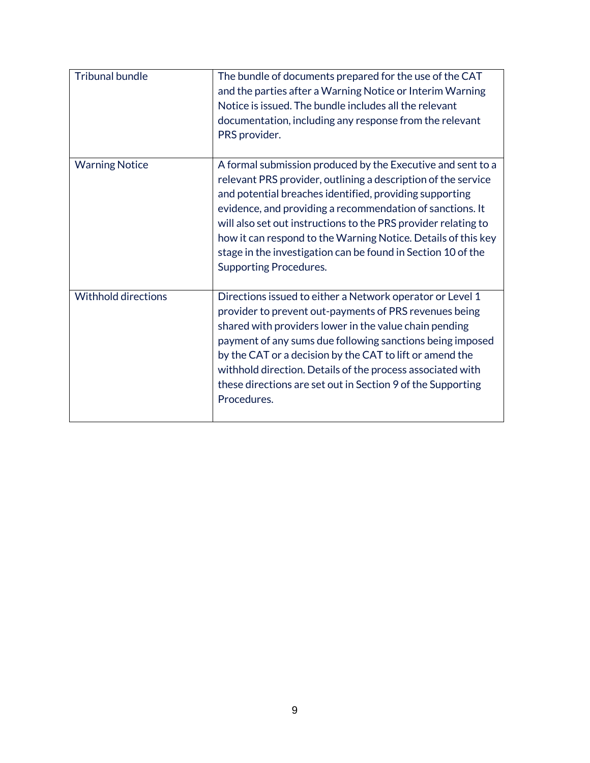| | |
|---|---|
| Tribunal bundle | The bundle of documents prepared for the use of the CAT and the parties after a Warning Notice or Interim Warning Notice is issued. The bundle includes all the relevant documentation, including any response from the relevant PRS provider. |
| Warning Notice | A formal submission produced by the Executive and sent to a relevant PRS provider, outlining a description of the service and potential breaches identified, providing supporting evidence, and providing a recommendation of sanctions. It will also set out instructions to the PRS provider relating to how it can respond to the Warning Notice. Details of this key stage in the investigation can be found in Section 10 of the Supporting Procedures. |
| Withhold directions | Directions issued to either a Network operator or Level 1 provider to prevent out-payments of PRS revenues being shared with providers lower in the value chain pending payment of any sums due following sanctions being imposed by the CAT or a decision by the CAT to lift or amend the withhold direction. Details of the process associated with these directions are set out in Section 9 of the Supporting Procedures. |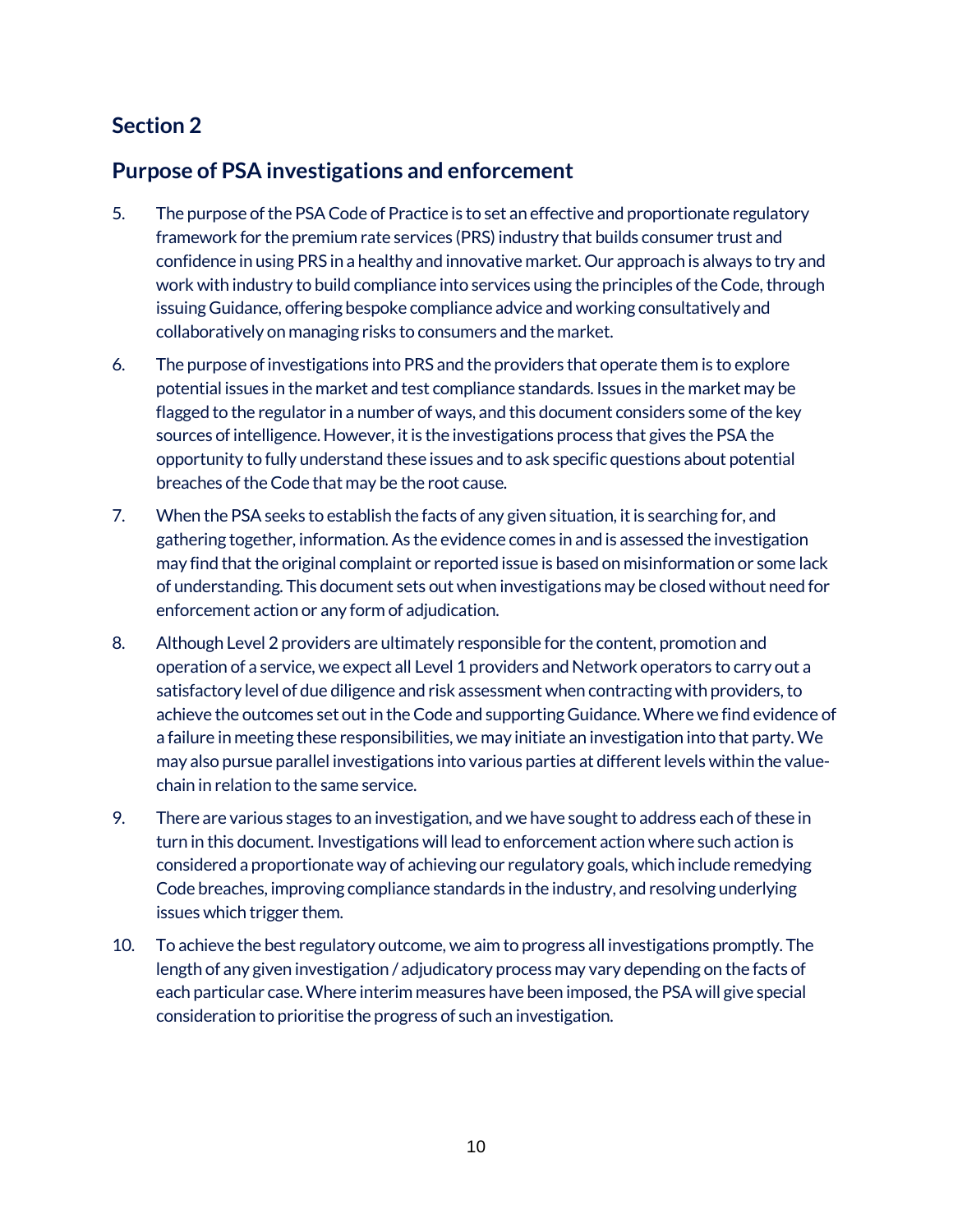## Section 2

## Purpose of PSA investigations and enforcement

5. The purpose of the PSA Code of Practice is to set an effective and proportionate regulatory framework for the premium rate services (PRS) industry that builds consumer trust and confidence in using PRS in a healthy and innovative market. Our approach is always to try and work with industry to build compliance into services using the principles of the Code, through issuing Guidance, offering bespoke compliance advice and working consultatively and collaboratively on managing risks to consumers and the market.

6. The purpose of investigations into PRS and the providers that operate them is to explore potential issues in the market and test compliance standards. Issues in the market may be flagged to the regulator in a number of ways, and this document considers some of the key sources of intelligence. However, it is the investigations process that gives the PSA the opportunity to fully understand these issues and to ask specific questions about potential breaches of the Code that may be the root cause.

7. When the PSA seeks to establish the facts of any given situation, it is searching for, and gathering together, information. As the evidence comes in and is assessed the investigation may find that the original complaint or reported issue is based on misinformation or some lack of understanding. This document sets out when investigations may be closed without need for enforcement action or any form of adjudication.

8. Although Level 2 providers are ultimately responsible for the content, promotion and operation of a service, we expect all Level 1 providers and Network operators to carry out a satisfactory level of due diligence and risk assessment when contracting with providers, to achieve the outcomes set out in the Code and supporting Guidance. Where we find evidence of a failure in meeting these responsibilities, we may initiate an investigation into that party. We may also pursue parallel investigations into various parties at different levels within the value-chain in relation to the same service.

9. There are various stages to an investigation, and we have sought to address each of these in turn in this document. Investigations will lead to enforcement action where such action is considered a proportionate way of achieving our regulatory goals, which include remedying Code breaches, improving compliance standards in the industry, and resolving underlying issues which trigger them.

10. To achieve the best regulatory outcome, we aim to progress all investigations promptly. The length of any given investigation / adjudicatory process may vary depending on the facts of each particular case. Where interim measures have been imposed, the PSA will give special consideration to prioritise the progress of such an investigation.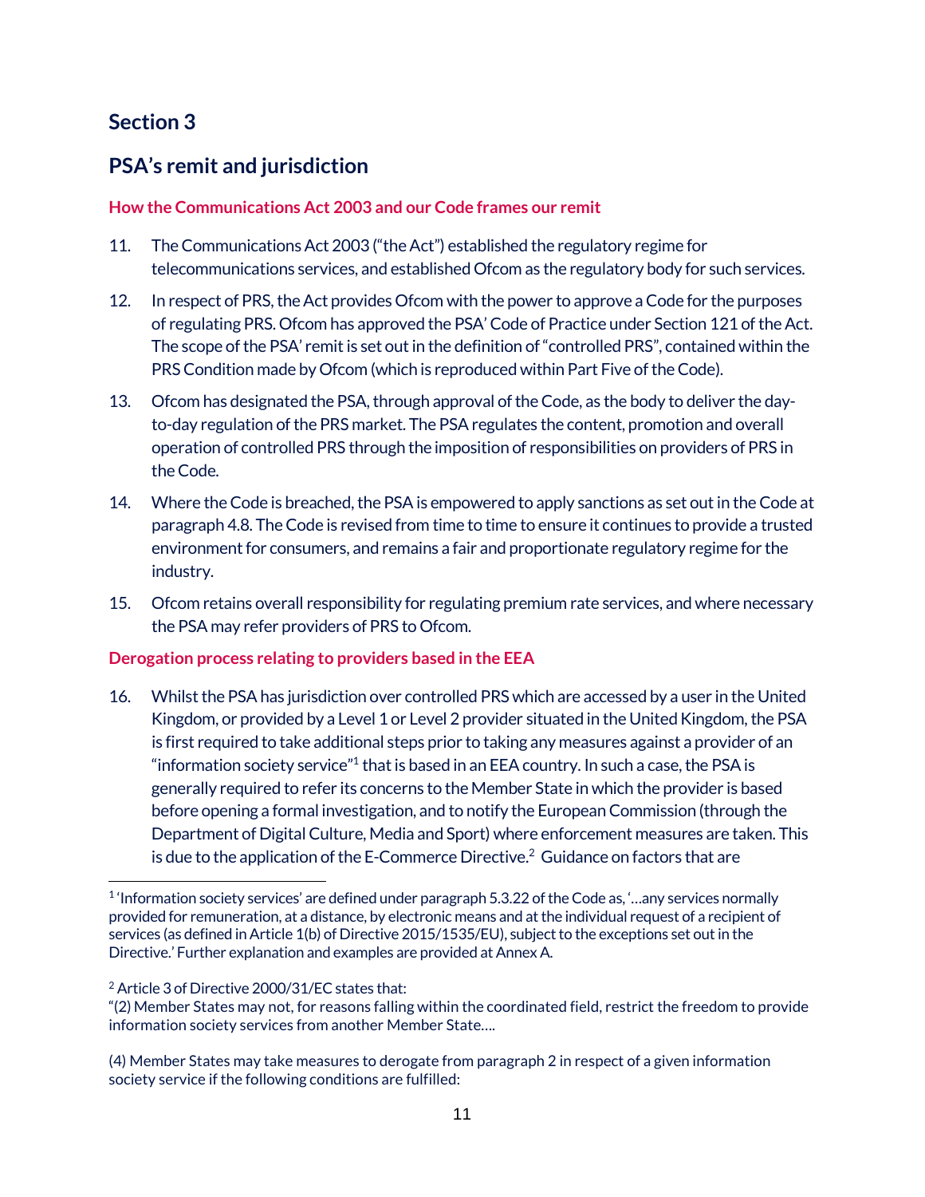## Section 3

## PSA's remit and jurisdiction

### How the Communications Act 2003 and our Code frames our remit

11. The Communications Act 2003 ("the Act") established the regulatory regime for telecommunications services, and established Ofcom as the regulatory body for such services.

12. In respect of PRS, the Act provides Ofcom with the power to approve a Code for the purposes of regulating PRS. Ofcom has approved the PSA' Code of Practice under Section 121 of the Act. The scope of the PSA' remit is set out in the definition of "controlled PRS", contained within the PRS Condition made by Ofcom (which is reproduced within Part Five of the Code).

13. Ofcom has designated the PSA, through approval of the Code, as the body to deliver the day-to-day regulation of the PRS market. The PSA regulates the content, promotion and overall operation of controlled PRS through the imposition of responsibilities on providers of PRS in the Code.

14. Where the Code is breached, the PSA is empowered to apply sanctions as set out in the Code at paragraph 4.8. The Code is revised from time to time to ensure it continues to provide a trusted environment for consumers, and remains a fair and proportionate regulatory regime for the industry.

15. Ofcom retains overall responsibility for regulating premium rate services, and where necessary the PSA may refer providers of PRS to Ofcom.

### Derogation process relating to providers based in the EEA

16. Whilst the PSA has jurisdiction over controlled PRS which are accessed by a user in the United Kingdom, or provided by a Level 1 or Level 2 provider situated in the United Kingdom, the PSA is first required to take additional steps prior to taking any measures against a provider of an "information society service"[1] that is based in an EEA country. In such a case, the PSA is generally required to refer its concerns to the Member State in which the provider is based before opening a formal investigation, and to notify the European Commission (through the Department of Digital Culture, Media and Sport) where enforcement measures are taken. This is due to the application of the E-Commerce Directive.[2] Guidance on factors that are

---

[1] 'Information society services' are defined under paragraph 5.3.22 of the Code as, '…any services normally provided for remuneration, at a distance, by electronic means and at the individual request of a recipient of services (as defined in Article 1(b) of Directive 2015/1535/EU), subject to the exceptions set out in the Directive.' Further explanation and examples are provided at Annex A.

[2] Article 3 of Directive 2000/31/EC states that:
"(2) Member States may not, for reasons falling within the coordinated field, restrict the freedom to provide information society services from another Member State….

(4) Member States may take measures to derogate from paragraph 2 in respect of a given information society service if the following conditions are fulfilled: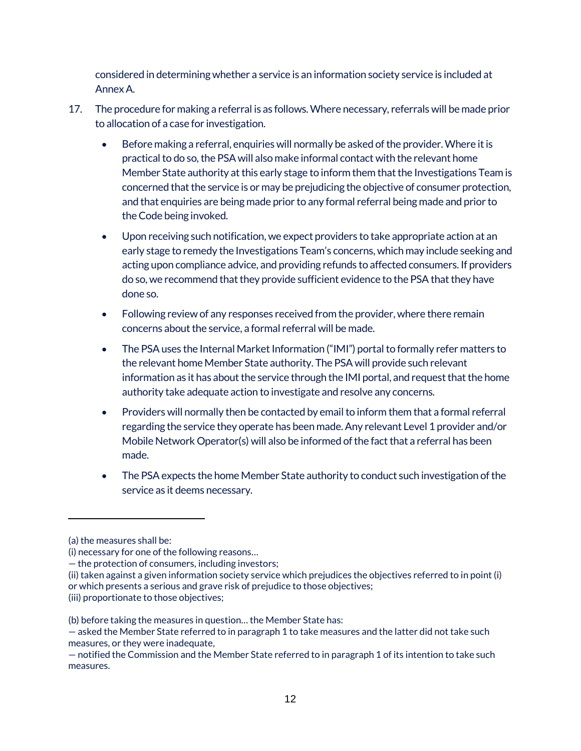considered in determining whether a service is an information society service is included at Annex A.

17. The procedure for making a referral is as follows. Where necessary, referrals will be made prior to allocation of a case for investigation.

    - Before making a referral, enquiries will normally be asked of the provider. Where it is practical to do so, the PSA will also make informal contact with the relevant home Member State authority at this early stage to inform them that the Investigations Team is concerned that the service is or may be prejudicing the objective of consumer protection, and that enquiries are being made prior to any formal referral being made and prior to the Code being invoked.
    - Upon receiving such notification, we expect providers to take appropriate action at an early stage to remedy the Investigations Team's concerns, which may include seeking and acting upon compliance advice, and providing refunds to affected consumers. If providers do so, we recommend that they provide sufficient evidence to the PSA that they have done so.
    - Following review of any responses received from the provider, where there remain concerns about the service, a formal referral will be made.
    - The PSA uses the Internal Market Information ("IMI") portal to formally refer matters to the relevant home Member State authority. The PSA will provide such relevant information as it has about the service through the IMI portal, and request that the home authority take adequate action to investigate and resolve any concerns.
    - Providers will normally then be contacted by email to inform them that a formal referral regarding the service they operate has been made. Any relevant Level 1 provider and/or Mobile Network Operator(s) will also be informed of the fact that a referral has been made.
    - The PSA expects the home Member State authority to conduct such investigation of the service as it deems necessary.

---

(a) the measures shall be:
(i) necessary for one of the following reasons…
— the protection of consumers, including investors;
(ii) taken against a given information society service which prejudices the objectives referred to in point (i) or which presents a serious and grave risk of prejudice to those objectives;
(iii) proportionate to those objectives;

(b) before taking the measures in question… the Member State has:
— asked the Member State referred to in paragraph 1 to take measures and the latter did not take such measures, or they were inadequate,
— notified the Commission and the Member State referred to in paragraph 1 of its intention to take such measures.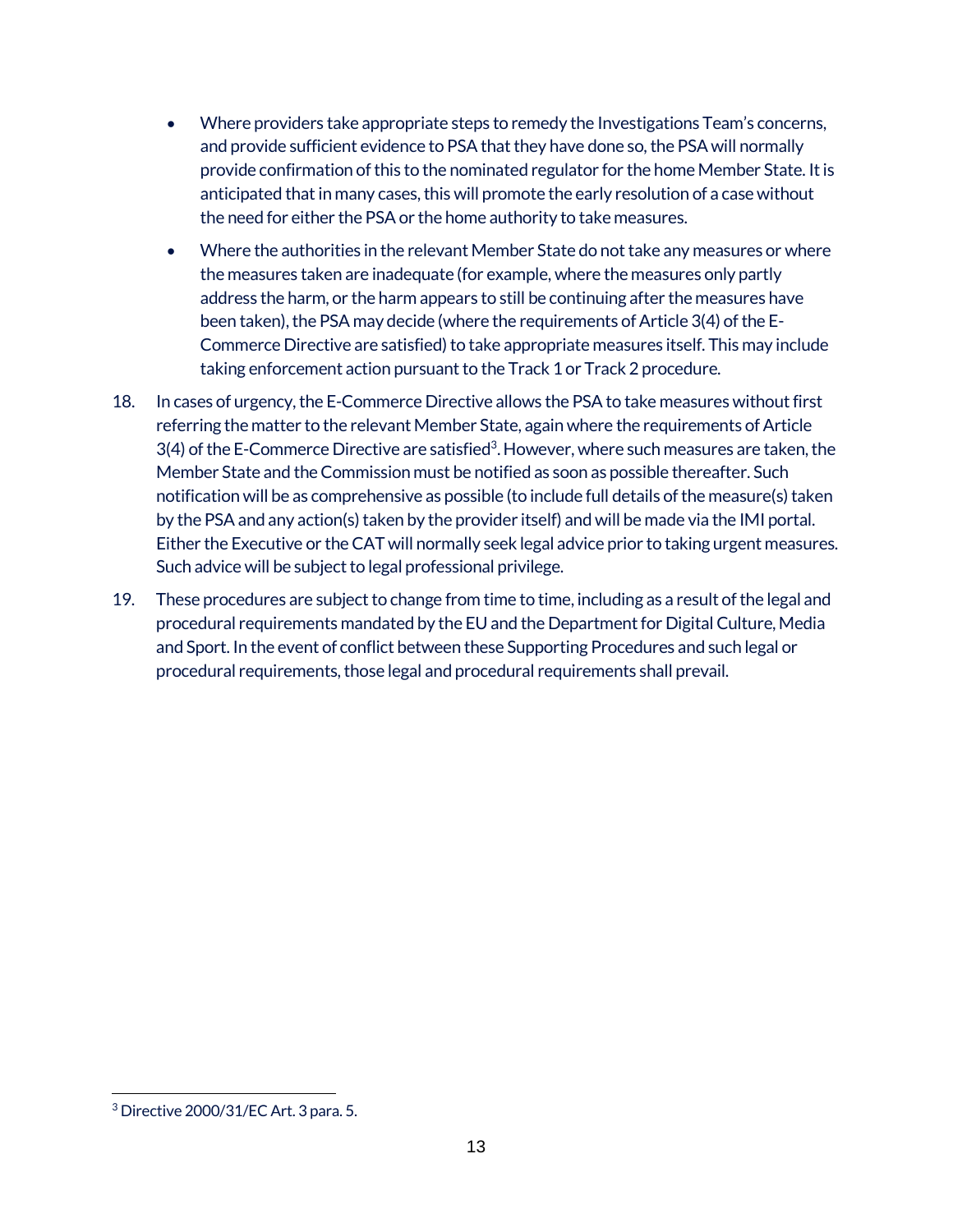- Where providers take appropriate steps to remedy the Investigations Team's concerns, and provide sufficient evidence to PSA that they have done so, the PSA will normally provide confirmation of this to the nominated regulator for the home Member State. It is anticipated that in many cases, this will promote the early resolution of a case without the need for either the PSA or the home authority to take measures.
- Where the authorities in the relevant Member State do not take any measures or where the measures taken are inadequate (for example, where the measures only partly address the harm, or the harm appears to still be continuing after the measures have been taken), the PSA may decide (where the requirements of Article 3(4) of the E-Commerce Directive are satisfied) to take appropriate measures itself. This may include taking enforcement action pursuant to the Track 1 or Track 2 procedure.

18. In cases of urgency, the E-Commerce Directive allows the PSA to take measures without first referring the matter to the relevant Member State, again where the requirements of Article 3(4) of the E-Commerce Directive are satisfied[3]. However, where such measures are taken, the Member State and the Commission must be notified as soon as possible thereafter. Such notification will be as comprehensive as possible (to include full details of the measure(s) taken by the PSA and any action(s) taken by the provider itself) and will be made via the IMI portal. Either the Executive or the CAT will normally seek legal advice prior to taking urgent measures. Such advice will be subject to legal professional privilege.

19. These procedures are subject to change from time to time, including as a result of the legal and procedural requirements mandated by the EU and the Department for Digital Culture, Media and Sport. In the event of conflict between these Supporting Procedures and such legal or procedural requirements, those legal and procedural requirements shall prevail.

[3] Directive 2000/31/EC Art. 3 para. 5.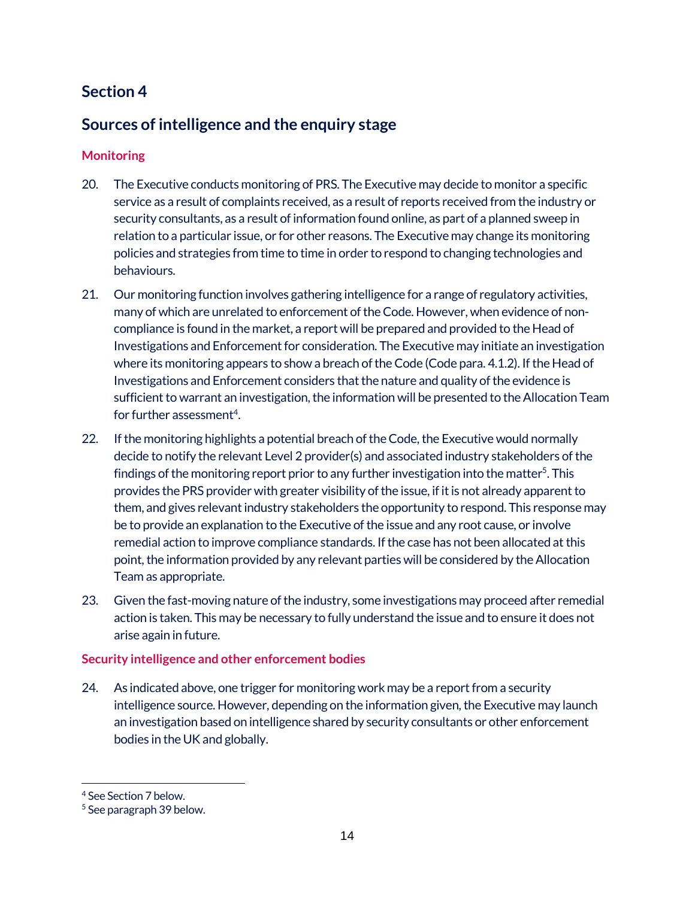## Section 4

## Sources of intelligence and the enquiry stage

### Monitoring

20. The Executive conducts monitoring of PRS. The Executive may decide to monitor a specific service as a result of complaints received, as a result of reports received from the industry or security consultants, as a result of information found online, as part of a planned sweep in relation to a particular issue, or for other reasons. The Executive may change its monitoring policies and strategies from time to time in order to respond to changing technologies and behaviours.

21. Our monitoring function involves gathering intelligence for a range of regulatory activities, many of which are unrelated to enforcement of the Code. However, when evidence of non-compliance is found in the market, a report will be prepared and provided to the Head of Investigations and Enforcement for consideration. The Executive may initiate an investigation where its monitoring appears to show a breach of the Code (Code para. 4.1.2). If the Head of Investigations and Enforcement considers that the nature and quality of the evidence is sufficient to warrant an investigation, the information will be presented to the Allocation Team for further assessment[4].

22. If the monitoring highlights a potential breach of the Code, the Executive would normally decide to notify the relevant Level 2 provider(s) and associated industry stakeholders of the findings of the monitoring report prior to any further investigation into the matter[5]. This provides the PRS provider with greater visibility of the issue, if it is not already apparent to them, and gives relevant industry stakeholders the opportunity to respond. This response may be to provide an explanation to the Executive of the issue and any root cause, or involve remedial action to improve compliance standards. If the case has not been allocated at this point, the information provided by any relevant parties will be considered by the Allocation Team as appropriate.

23. Given the fast-moving nature of the industry, some investigations may proceed after remedial action is taken. This may be necessary to fully understand the issue and to ensure it does not arise again in future.

### Security intelligence and other enforcement bodies

24. As indicated above, one trigger for monitoring work may be a report from a security intelligence source. However, depending on the information given, the Executive may launch an investigation based on intelligence shared by security consultants or other enforcement bodies in the UK and globally.

[4] See Section 7 below.
[5] See paragraph 39 below.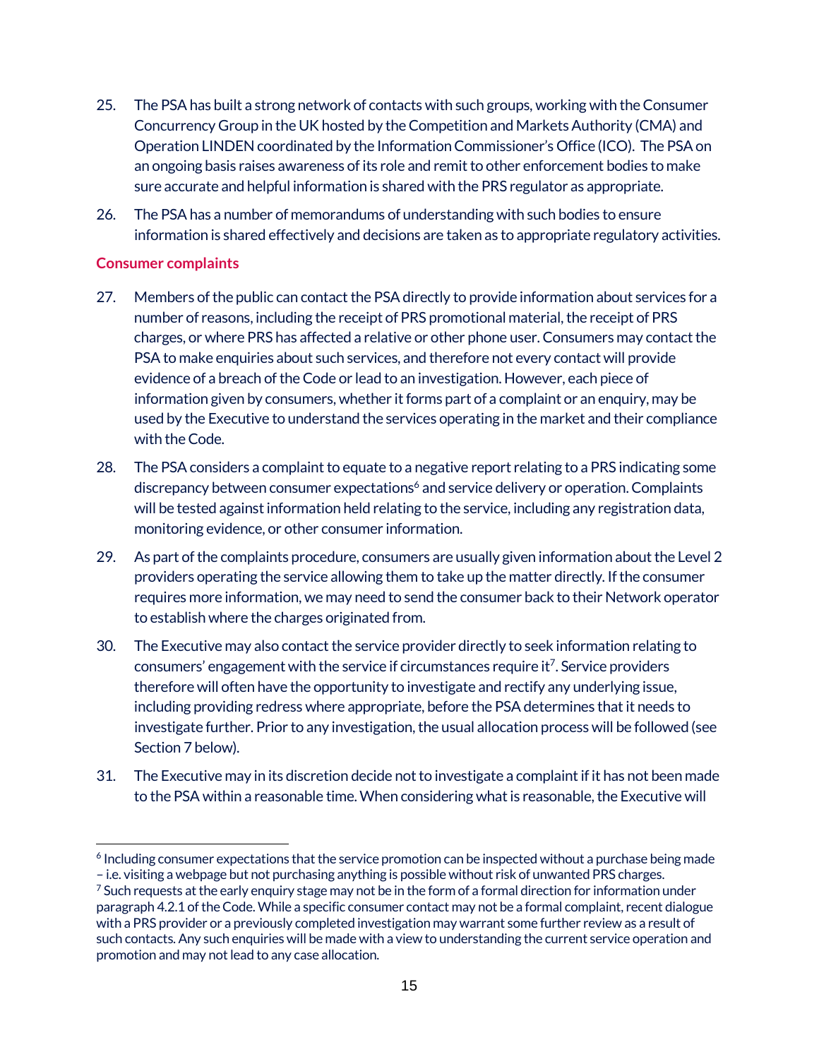25. The PSA has built a strong network of contacts with such groups, working with the Consumer Concurrency Group in the UK hosted by the Competition and Markets Authority (CMA) and Operation LINDEN coordinated by the Information Commissioner's Office (ICO). The PSA on an ongoing basis raises awareness of its role and remit to other enforcement bodies to make sure accurate and helpful information is shared with the PRS regulator as appropriate.

26. The PSA has a number of memorandums of understanding with such bodies to ensure information is shared effectively and decisions are taken as to appropriate regulatory activities.

### Consumer complaints

27. Members of the public can contact the PSA directly to provide information about services for a number of reasons, including the receipt of PRS promotional material, the receipt of PRS charges, or where PRS has affected a relative or other phone user. Consumers may contact the PSA to make enquiries about such services, and therefore not every contact will provide evidence of a breach of the Code or lead to an investigation. However, each piece of information given by consumers, whether it forms part of a complaint or an enquiry, may be used by the Executive to understand the services operating in the market and their compliance with the Code.

28. The PSA considers a complaint to equate to a negative report relating to a PRS indicating some discrepancy between consumer expectations[6] and service delivery or operation. Complaints will be tested against information held relating to the service, including any registration data, monitoring evidence, or other consumer information.

29. As part of the complaints procedure, consumers are usually given information about the Level 2 providers operating the service allowing them to take up the matter directly. If the consumer requires more information, we may need to send the consumer back to their Network operator to establish where the charges originated from.

30. The Executive may also contact the service provider directly to seek information relating to consumers' engagement with the service if circumstances require it[7]. Service providers therefore will often have the opportunity to investigate and rectify any underlying issue, including providing redress where appropriate, before the PSA determines that it needs to investigate further. Prior to any investigation, the usual allocation process will be followed (see Section 7 below).

31. The Executive may in its discretion decide not to investigate a complaint if it has not been made to the PSA within a reasonable time. When considering what is reasonable, the Executive will

---

[6] Including consumer expectations that the service promotion can be inspected without a purchase being made – i.e. visiting a webpage but not purchasing anything is possible without risk of unwanted PRS charges.

[7] Such requests at the early enquiry stage may not be in the form of a formal direction for information under paragraph 4.2.1 of the Code. While a specific consumer contact may not be a formal complaint, recent dialogue with a PRS provider or a previously completed investigation may warrant some further review as a result of such contacts. Any such enquiries will be made with a view to understanding the current service operation and promotion and may not lead to any case allocation.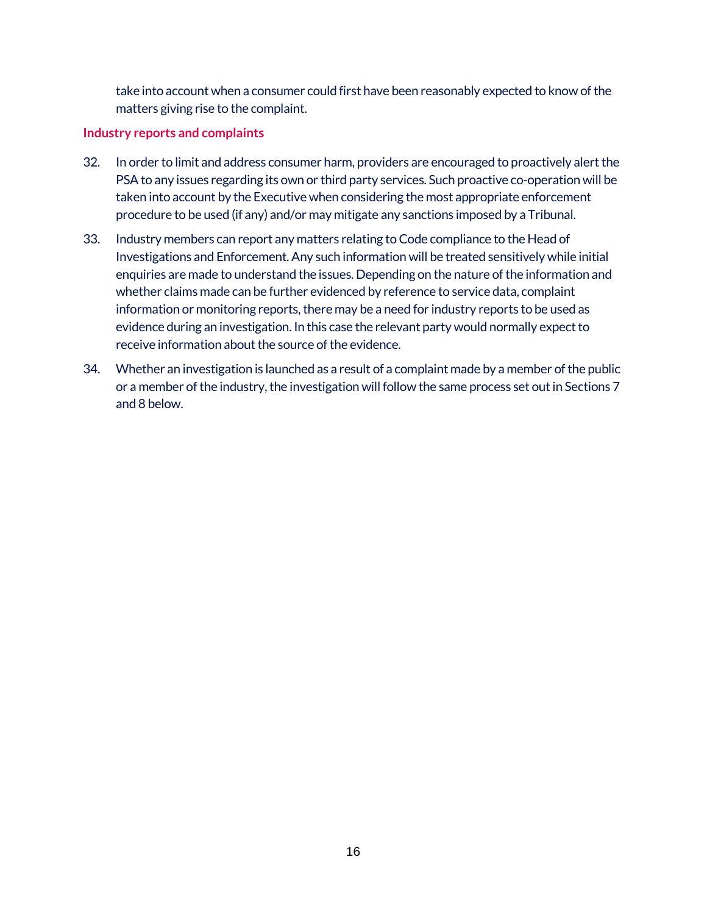take into account when a consumer could first have been reasonably expected to know of the matters giving rise to the complaint.

### Industry reports and complaints

32. In order to limit and address consumer harm, providers are encouraged to proactively alert the PSA to any issues regarding its own or third party services. Such proactive co-operation will be taken into account by the Executive when considering the most appropriate enforcement procedure to be used (if any) and/or may mitigate any sanctions imposed by a Tribunal.

33. Industry members can report any matters relating to Code compliance to the Head of Investigations and Enforcement. Any such information will be treated sensitively while initial enquiries are made to understand the issues. Depending on the nature of the information and whether claims made can be further evidenced by reference to service data, complaint information or monitoring reports, there may be a need for industry reports to be used as evidence during an investigation. In this case the relevant party would normally expect to receive information about the source of the evidence.

34. Whether an investigation is launched as a result of a complaint made by a member of the public or a member of the industry, the investigation will follow the same process set out in Sections 7 and 8 below.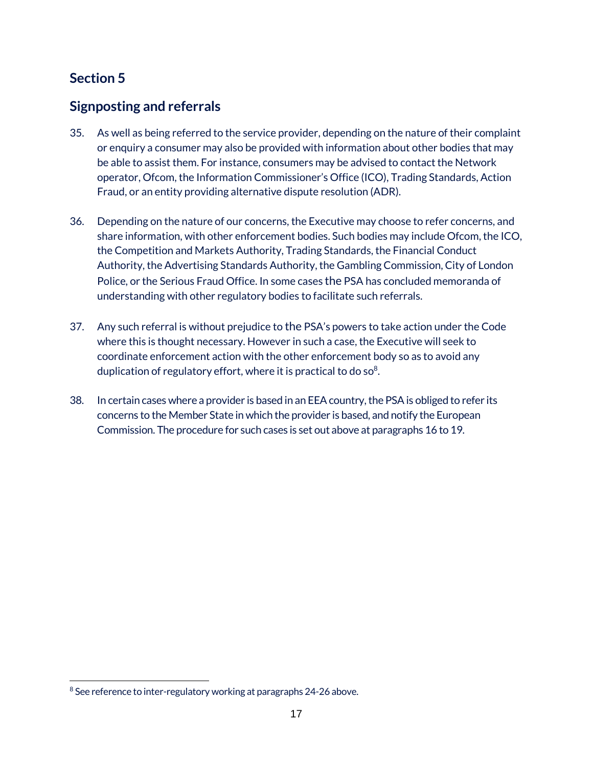## Section 5

## Signposting and referrals

35. As well as being referred to the service provider, depending on the nature of their complaint or enquiry a consumer may also be provided with information about other bodies that may be able to assist them. For instance, consumers may be advised to contact the Network operator, Ofcom, the Information Commissioner's Office (ICO), Trading Standards, Action Fraud, or an entity providing alternative dispute resolution (ADR).

36. Depending on the nature of our concerns, the Executive may choose to refer concerns, and share information, with other enforcement bodies. Such bodies may include Ofcom, the ICO, the Competition and Markets Authority, Trading Standards, the Financial Conduct Authority, the Advertising Standards Authority, the Gambling Commission, City of London Police, or the Serious Fraud Office. In some cases the PSA has concluded memoranda of understanding with other regulatory bodies to facilitate such referrals.

37. Any such referral is without prejudice to the PSA's powers to take action under the Code where this is thought necessary. However in such a case, the Executive will seek to coordinate enforcement action with the other enforcement body so as to avoid any duplication of regulatory effort, where it is practical to do so[8].

38. In certain cases where a provider is based in an EEA country, the PSA is obliged to refer its concerns to the Member State in which the provider is based, and notify the European Commission. The procedure for such cases is set out above at paragraphs 16 to 19.

[8] See reference to inter-regulatory working at paragraphs 24-26 above.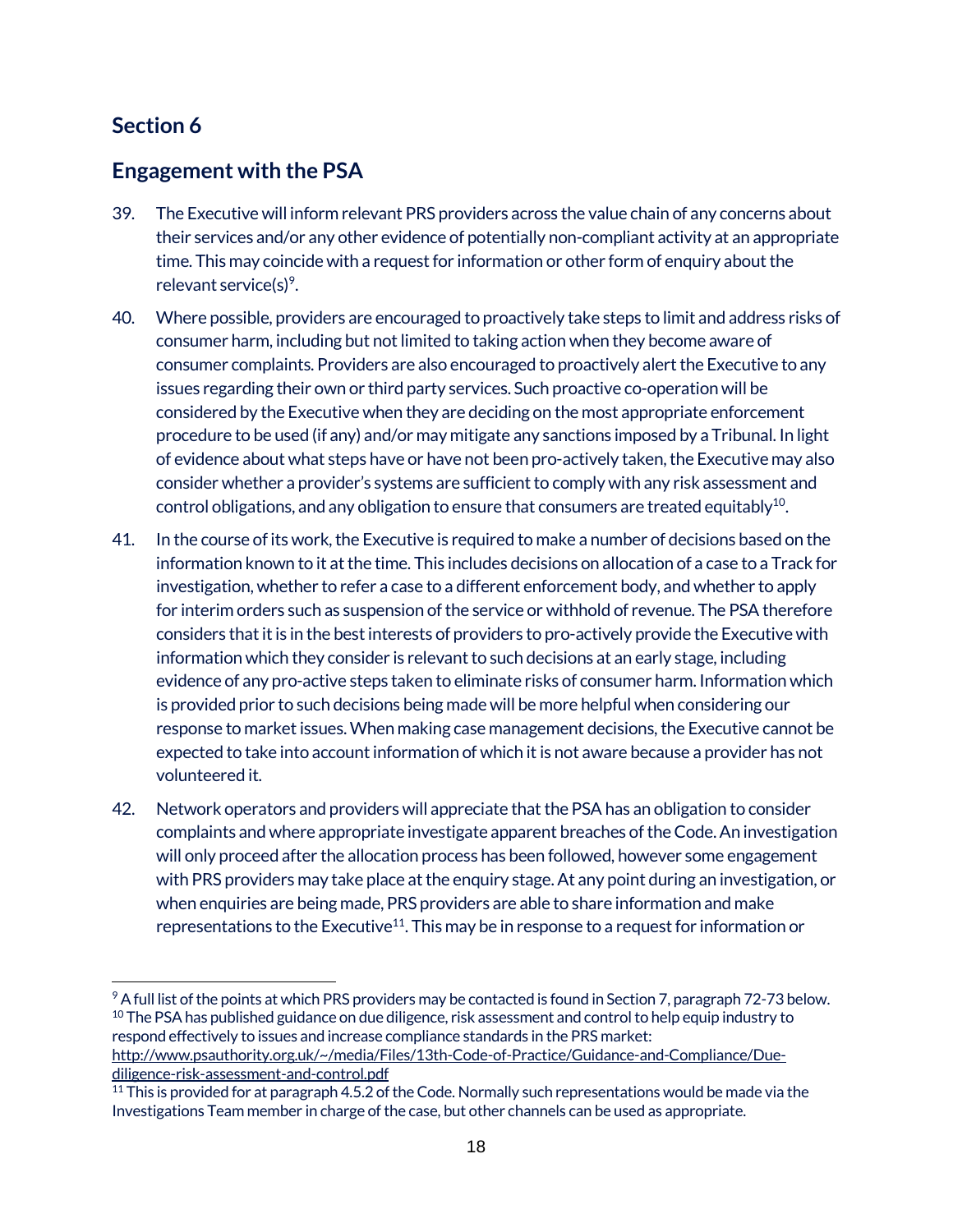# Section 6

## Engagement with the PSA

39. The Executive will inform relevant PRS providers across the value chain of any concerns about their services and/or any other evidence of potentially non-compliant activity at an appropriate time. This may coincide with a request for information or other form of enquiry about the relevant service(s)[9].

40. Where possible, providers are encouraged to proactively take steps to limit and address risks of consumer harm, including but not limited to taking action when they become aware of consumer complaints. Providers are also encouraged to proactively alert the Executive to any issues regarding their own or third party services. Such proactive co-operation will be considered by the Executive when they are deciding on the most appropriate enforcement procedure to be used (if any) and/or may mitigate any sanctions imposed by a Tribunal. In light of evidence about what steps have or have not been pro-actively taken, the Executive may also consider whether a provider's systems are sufficient to comply with any risk assessment and control obligations, and any obligation to ensure that consumers are treated equitably[10].

41. In the course of its work, the Executive is required to make a number of decisions based on the information known to it at the time. This includes decisions on allocation of a case to a Track for investigation, whether to refer a case to a different enforcement body, and whether to apply for interim orders such as suspension of the service or withhold of revenue. The PSA therefore considers that it is in the best interests of providers to pro-actively provide the Executive with information which they consider is relevant to such decisions at an early stage, including evidence of any pro-active steps taken to eliminate risks of consumer harm. Information which is provided prior to such decisions being made will be more helpful when considering our response to market issues. When making case management decisions, the Executive cannot be expected to take into account information of which it is not aware because a provider has not volunteered it.

42. Network operators and providers will appreciate that the PSA has an obligation to consider complaints and where appropriate investigate apparent breaches of the Code. An investigation will only proceed after the allocation process has been followed, however some engagement with PRS providers may take place at the enquiry stage. At any point during an investigation, or when enquiries are being made, PRS providers are able to share information and make representations to the Executive[11]. This may be in response to a request for information or

---

[9] A full list of the points at which PRS providers may be contacted is found in Section 7, paragraph 72-73 below.

[10] The PSA has published guidance on due diligence, risk assessment and control to help equip industry to respond effectively to issues and increase compliance standards in the PRS market: http://www.psauthority.org.uk/~/media/Files/13th-Code-of-Practice/Guidance-and-Compliance/Due-diligence-risk-assessment-and-control.pdf

[11] This is provided for at paragraph 4.5.2 of the Code. Normally such representations would be made via the Investigations Team member in charge of the case, but other channels can be used as appropriate.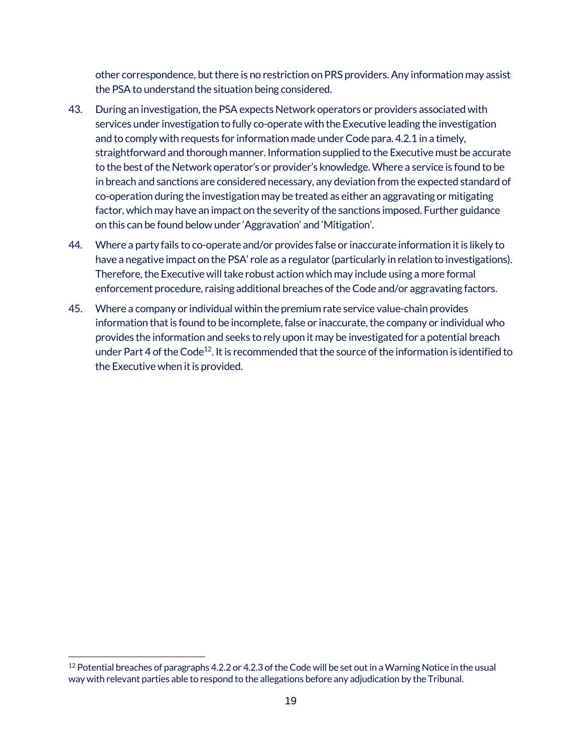other correspondence, but there is no restriction on PRS providers. Any information may assist the PSA to understand the situation being considered.

43. During an investigation, the PSA expects Network operators or providers associated with services under investigation to fully co-operate with the Executive leading the investigation and to comply with requests for information made under Code para. 4.2.1 in a timely, straightforward and thorough manner. Information supplied to the Executive must be accurate to the best of the Network operator's or provider's knowledge. Where a service is found to be in breach and sanctions are considered necessary, any deviation from the expected standard of co-operation during the investigation may be treated as either an aggravating or mitigating factor, which may have an impact on the severity of the sanctions imposed. Further guidance on this can be found below under 'Aggravation' and 'Mitigation'.

44. Where a party fails to co-operate and/or provides false or inaccurate information it is likely to have a negative impact on the PSA' role as a regulator (particularly in relation to investigations). Therefore, the Executive will take robust action which may include using a more formal enforcement procedure, raising additional breaches of the Code and/or aggravating factors.

45. Where a company or individual within the premium rate service value-chain provides information that is found to be incomplete, false or inaccurate, the company or individual who provides the information and seeks to rely upon it may be investigated for a potential breach under Part 4 of the Code[12]. It is recommended that the source of the information is identified to the Executive when it is provided.

[12] Potential breaches of paragraphs 4.2.2 or 4.2.3 of the Code will be set out in a Warning Notice in the usual way with relevant parties able to respond to the allegations before any adjudication by the Tribunal.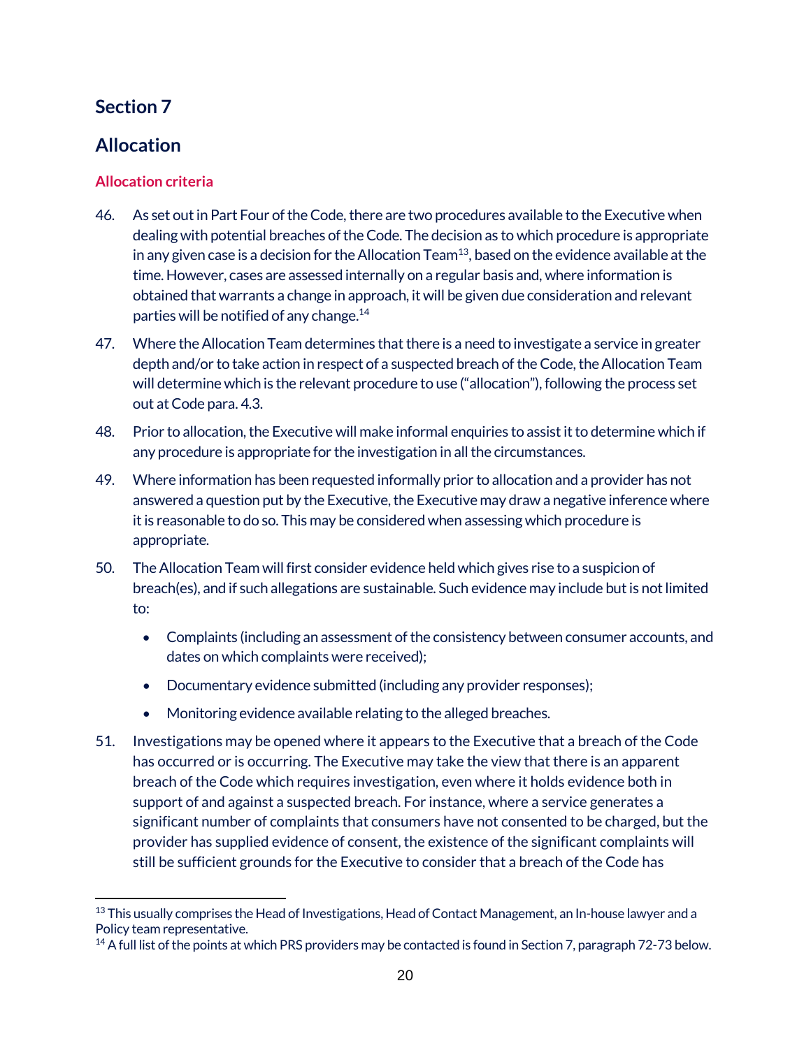## Section 7

## Allocation

### Allocation criteria

46. As set out in Part Four of the Code, there are two procedures available to the Executive when dealing with potential breaches of the Code. The decision as to which procedure is appropriate in any given case is a decision for the Allocation Team[13], based on the evidence available at the time. However, cases are assessed internally on a regular basis and, where information is obtained that warrants a change in approach, it will be given due consideration and relevant parties will be notified of any change.[14]

47. Where the Allocation Team determines that there is a need to investigate a service in greater depth and/or to take action in respect of a suspected breach of the Code, the Allocation Team will determine which is the relevant procedure to use ("allocation"), following the process set out at Code para. 4.3.

48. Prior to allocation, the Executive will make informal enquiries to assist it to determine which if any procedure is appropriate for the investigation in all the circumstances.

49. Where information has been requested informally prior to allocation and a provider has not answered a question put by the Executive, the Executive may draw a negative inference where it is reasonable to do so. This may be considered when assessing which procedure is appropriate.

50. The Allocation Team will first consider evidence held which gives rise to a suspicion of breach(es), and if such allegations are sustainable. Such evidence may include but is not limited to:

    - Complaints (including an assessment of the consistency between consumer accounts, and dates on which complaints were received);
    - Documentary evidence submitted (including any provider responses);
    - Monitoring evidence available relating to the alleged breaches.

51. Investigations may be opened where it appears to the Executive that a breach of the Code has occurred or is occurring. The Executive may take the view that there is an apparent breach of the Code which requires investigation, even where it holds evidence both in support of and against a suspected breach. For instance, where a service generates a significant number of complaints that consumers have not consented to be charged, but the provider has supplied evidence of consent, the existence of the significant complaints will still be sufficient grounds for the Executive to consider that a breach of the Code has

---

[13] This usually comprises the Head of Investigations, Head of Contact Management, an In-house lawyer and a Policy team representative.

[14] A full list of the points at which PRS providers may be contacted is found in Section 7, paragraph 72-73 below.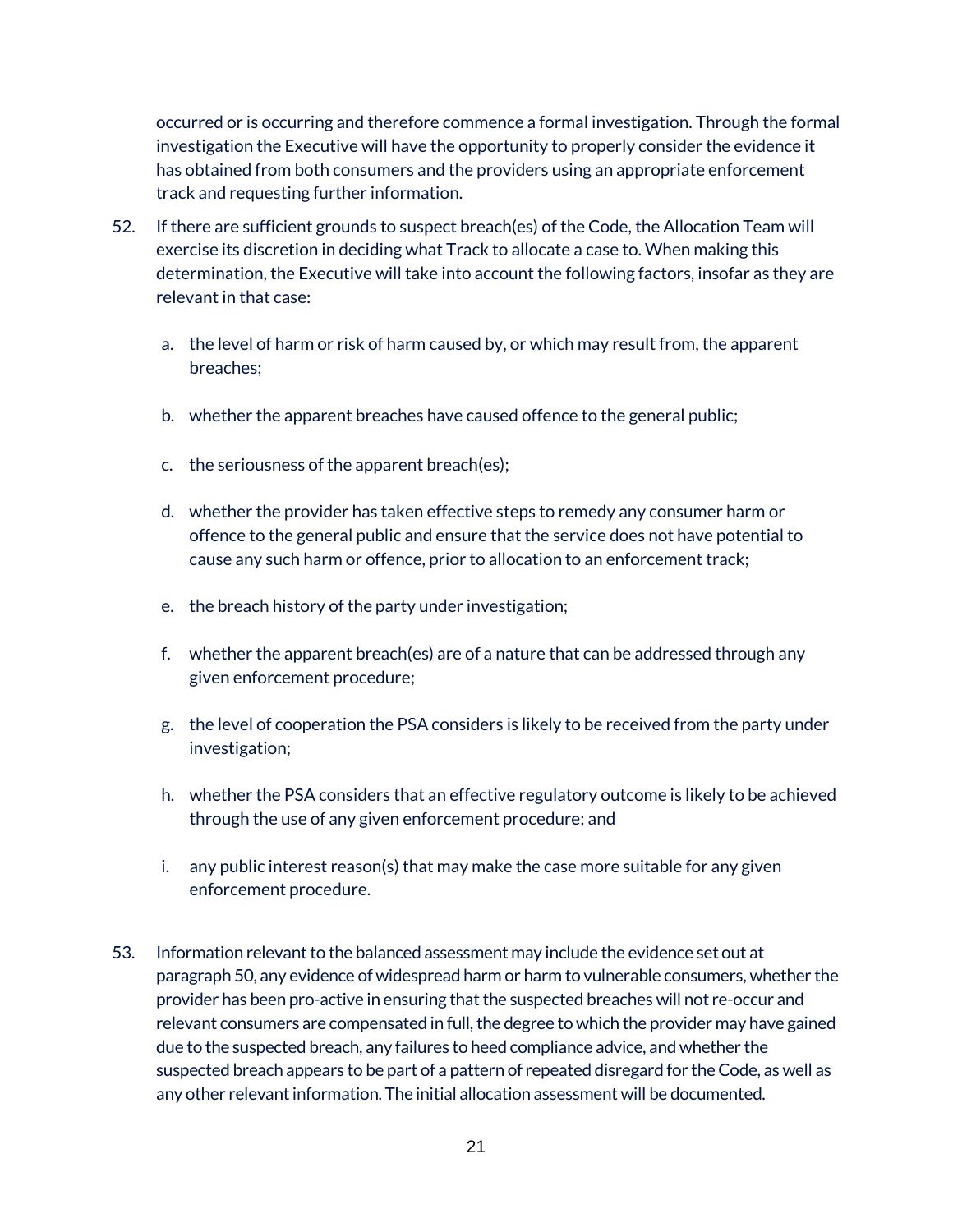occurred or is occurring and therefore commence a formal investigation. Through the formal investigation the Executive will have the opportunity to properly consider the evidence it has obtained from both consumers and the providers using an appropriate enforcement track and requesting further information.

52. If there are sufficient grounds to suspect breach(es) of the Code, the Allocation Team will exercise its discretion in deciding what Track to allocate a case to. When making this determination, the Executive will take into account the following factors, insofar as they are relevant in that case:

    a. the level of harm or risk of harm caused by, or which may result from, the apparent breaches;

    b. whether the apparent breaches have caused offence to the general public;

    c. the seriousness of the apparent breach(es);

    d. whether the provider has taken effective steps to remedy any consumer harm or offence to the general public and ensure that the service does not have potential to cause any such harm or offence, prior to allocation to an enforcement track;

    e. the breach history of the party under investigation;

    f. whether the apparent breach(es) are of a nature that can be addressed through any given enforcement procedure;

    g. the level of cooperation the PSA considers is likely to be received from the party under investigation;

    h. whether the PSA considers that an effective regulatory outcome is likely to be achieved through the use of any given enforcement procedure; and

    i. any public interest reason(s) that may make the case more suitable for any given enforcement procedure.

53. Information relevant to the balanced assessment may include the evidence set out at paragraph 50, any evidence of widespread harm or harm to vulnerable consumers, whether the provider has been pro-active in ensuring that the suspected breaches will not re-occur and relevant consumers are compensated in full, the degree to which the provider may have gained due to the suspected breach, any failures to heed compliance advice, and whether the suspected breach appears to be part of a pattern of repeated disregard for the Code, as well as any other relevant information. The initial allocation assessment will be documented.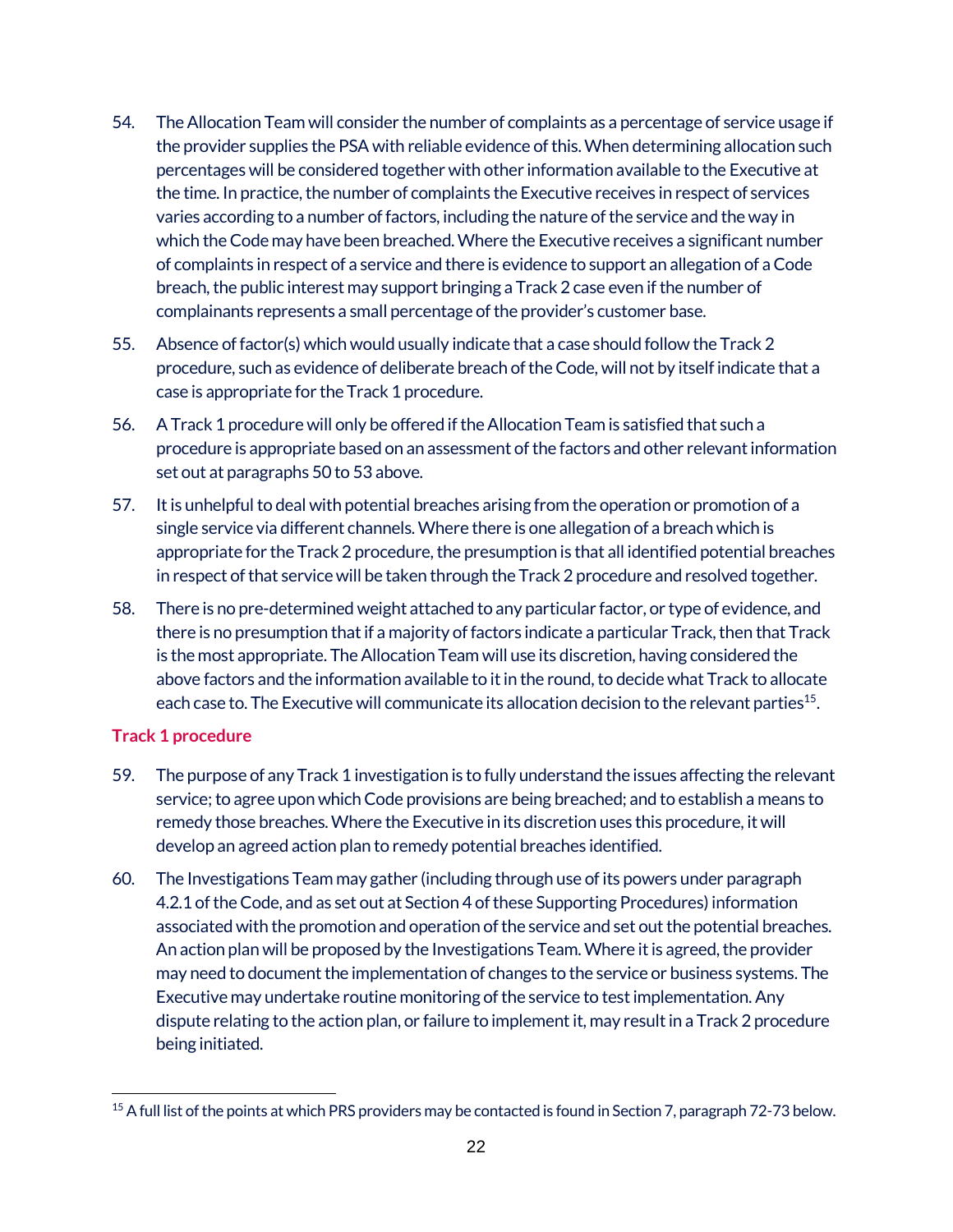54. The Allocation Team will consider the number of complaints as a percentage of service usage if the provider supplies the PSA with reliable evidence of this. When determining allocation such percentages will be considered together with other information available to the Executive at the time. In practice, the number of complaints the Executive receives in respect of services varies according to a number of factors, including the nature of the service and the way in which the Code may have been breached. Where the Executive receives a significant number of complaints in respect of a service and there is evidence to support an allegation of a Code breach, the public interest may support bringing a Track 2 case even if the number of complainants represents a small percentage of the provider's customer base.

55. Absence of factor(s) which would usually indicate that a case should follow the Track 2 procedure, such as evidence of deliberate breach of the Code, will not by itself indicate that a case is appropriate for the Track 1 procedure.

56. A Track 1 procedure will only be offered if the Allocation Team is satisfied that such a procedure is appropriate based on an assessment of the factors and other relevant information set out at paragraphs 50 to 53 above.

57. It is unhelpful to deal with potential breaches arising from the operation or promotion of a single service via different channels. Where there is one allegation of a breach which is appropriate for the Track 2 procedure, the presumption is that all identified potential breaches in respect of that service will be taken through the Track 2 procedure and resolved together.

58. There is no pre-determined weight attached to any particular factor, or type of evidence, and there is no presumption that if a majority of factors indicate a particular Track, then that Track is the most appropriate. The Allocation Team will use its discretion, having considered the above factors and the information available to it in the round, to decide what Track to allocate each case to. The Executive will communicate its allocation decision to the relevant parties[15].

### Track 1 procedure

59. The purpose of any Track 1 investigation is to fully understand the issues affecting the relevant service; to agree upon which Code provisions are being breached; and to establish a means to remedy those breaches. Where the Executive in its discretion uses this procedure, it will develop an agreed action plan to remedy potential breaches identified.

60. The Investigations Team may gather (including through use of its powers under paragraph 4.2.1 of the Code, and as set out at Section 4 of these Supporting Procedures) information associated with the promotion and operation of the service and set out the potential breaches. An action plan will be proposed by the Investigations Team. Where it is agreed, the provider may need to document the implementation of changes to the service or business systems. The Executive may undertake routine monitoring of the service to test implementation. Any dispute relating to the action plan, or failure to implement it, may result in a Track 2 procedure being initiated.

---

[15] A full list of the points at which PRS providers may be contacted is found in Section 7, paragraph 72-73 below.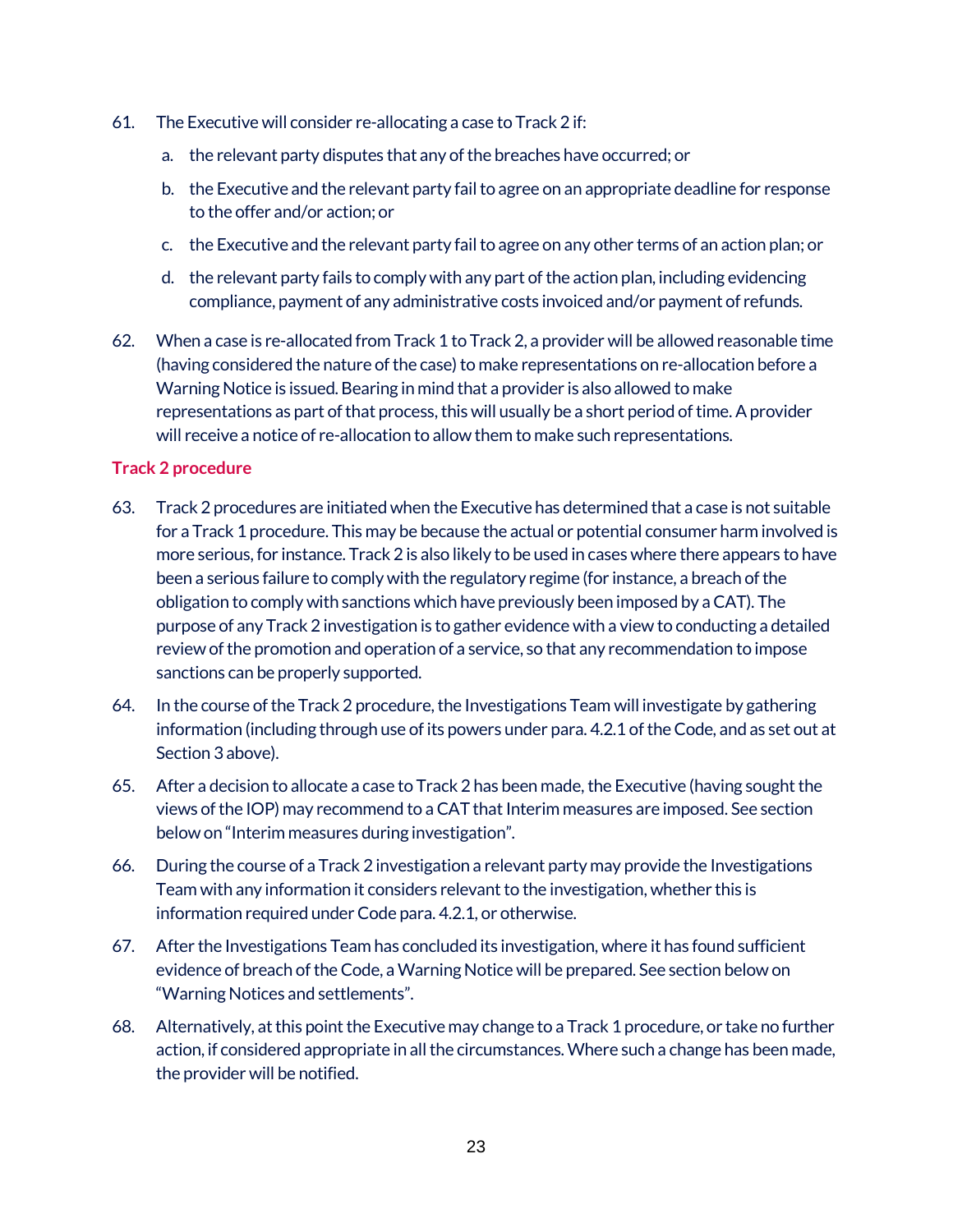61. The Executive will consider re-allocating a case to Track 2 if:

    a. the relevant party disputes that any of the breaches have occurred; or

    b. the Executive and the relevant party fail to agree on an appropriate deadline for response to the offer and/or action; or

    c. the Executive and the relevant party fail to agree on any other terms of an action plan; or

    d. the relevant party fails to comply with any part of the action plan, including evidencing compliance, payment of any administrative costs invoiced and/or payment of refunds.

62. When a case is re-allocated from Track 1 to Track 2, a provider will be allowed reasonable time (having considered the nature of the case) to make representations on re-allocation before a Warning Notice is issued. Bearing in mind that a provider is also allowed to make representations as part of that process, this will usually be a short period of time. A provider will receive a notice of re-allocation to allow them to make such representations.

### Track 2 procedure

63. Track 2 procedures are initiated when the Executive has determined that a case is not suitable for a Track 1 procedure. This may be because the actual or potential consumer harm involved is more serious, for instance. Track 2 is also likely to be used in cases where there appears to have been a serious failure to comply with the regulatory regime (for instance, a breach of the obligation to comply with sanctions which have previously been imposed by a CAT). The purpose of any Track 2 investigation is to gather evidence with a view to conducting a detailed review of the promotion and operation of a service, so that any recommendation to impose sanctions can be properly supported.

64. In the course of the Track 2 procedure, the Investigations Team will investigate by gathering information (including through use of its powers under para. 4.2.1 of the Code, and as set out at Section 3 above).

65. After a decision to allocate a case to Track 2 has been made, the Executive (having sought the views of the IOP) may recommend to a CAT that Interim measures are imposed. See section below on "Interim measures during investigation".

66. During the course of a Track 2 investigation a relevant party may provide the Investigations Team with any information it considers relevant to the investigation, whether this is information required under Code para. 4.2.1, or otherwise.

67. After the Investigations Team has concluded its investigation, where it has found sufficient evidence of breach of the Code, a Warning Notice will be prepared. See section below on "Warning Notices and settlements".

68. Alternatively, at this point the Executive may change to a Track 1 procedure, or take no further action, if considered appropriate in all the circumstances. Where such a change has been made, the provider will be notified.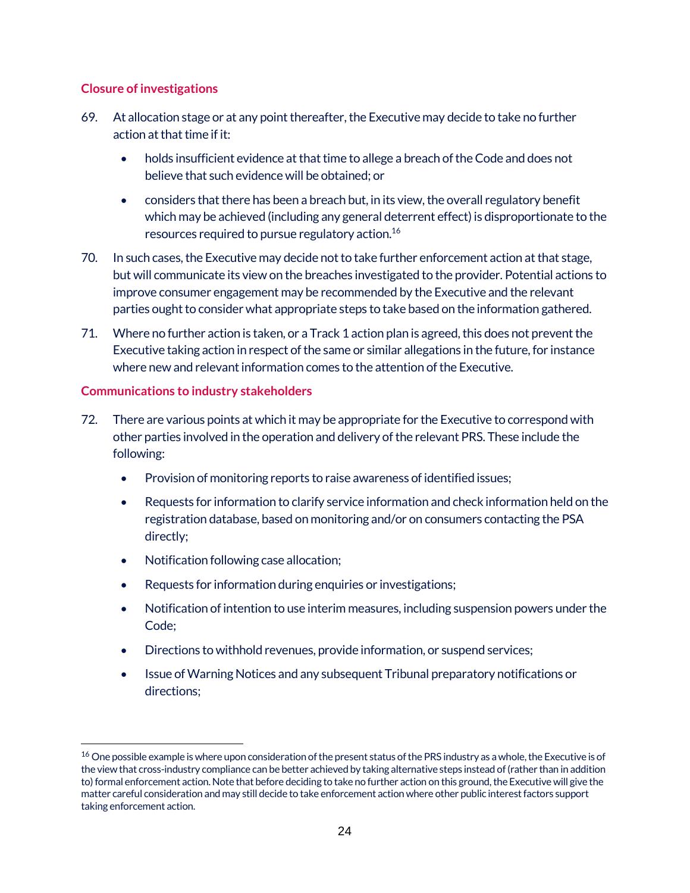### Closure of investigations

69. At allocation stage or at any point thereafter, the Executive may decide to take no further action at that time if it:

    - holds insufficient evidence at that time to allege a breach of the Code and does not believe that such evidence will be obtained; or
    - considers that there has been a breach but, in its view, the overall regulatory benefit which may be achieved (including any general deterrent effect) is disproportionate to the resources required to pursue regulatory action.[16]

70. In such cases, the Executive may decide not to take further enforcement action at that stage, but will communicate its view on the breaches investigated to the provider. Potential actions to improve consumer engagement may be recommended by the Executive and the relevant parties ought to consider what appropriate steps to take based on the information gathered.

71. Where no further action is taken, or a Track 1 action plan is agreed, this does not prevent the Executive taking action in respect of the same or similar allegations in the future, for instance where new and relevant information comes to the attention of the Executive.

### Communications to industry stakeholders

72. There are various points at which it may be appropriate for the Executive to correspond with other parties involved in the operation and delivery of the relevant PRS. These include the following:

    - Provision of monitoring reports to raise awareness of identified issues;
    - Requests for information to clarify service information and check information held on the registration database, based on monitoring and/or on consumers contacting the PSA directly;
    - Notification following case allocation;
    - Requests for information during enquiries or investigations;
    - Notification of intention to use interim measures, including suspension powers under the Code;
    - Directions to withhold revenues, provide information, or suspend services;
    - Issue of Warning Notices and any subsequent Tribunal preparatory notifications or directions;

---

[16] One possible example is where upon consideration of the present status of the PRS industry as a whole, the Executive is of the view that cross-industry compliance can be better achieved by taking alternative steps instead of (rather than in addition to) formal enforcement action. Note that before deciding to take no further action on this ground, the Executive will give the matter careful consideration and may still decide to take enforcement action where other public interest factors support taking enforcement action.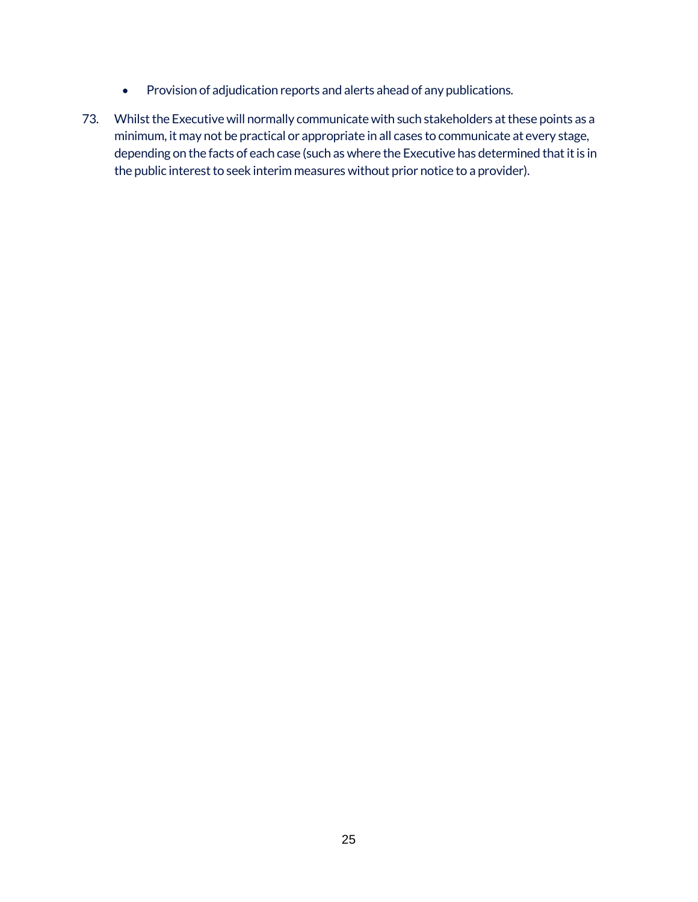- Provision of adjudication reports and alerts ahead of any publications.

73. Whilst the Executive will normally communicate with such stakeholders at these points as a minimum, it may not be practical or appropriate in all cases to communicate at every stage, depending on the facts of each case (such as where the Executive has determined that it is in the public interest to seek interim measures without prior notice to a provider).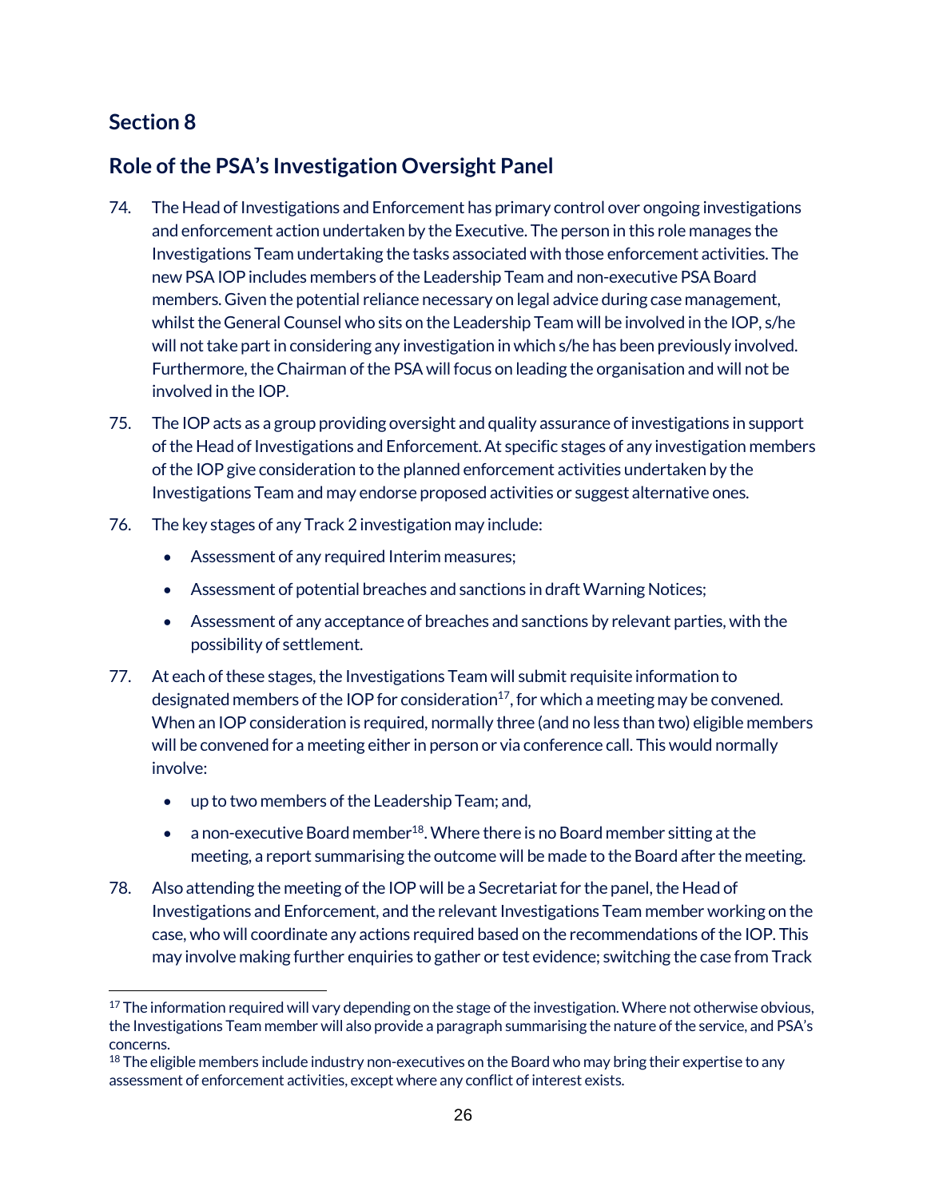## Section 8

## Role of the PSA's Investigation Oversight Panel

74. The Head of Investigations and Enforcement has primary control over ongoing investigations and enforcement action undertaken by the Executive. The person in this role manages the Investigations Team undertaking the tasks associated with those enforcement activities. The new PSA IOP includes members of the Leadership Team and non-executive PSA Board members. Given the potential reliance necessary on legal advice during case management, whilst the General Counsel who sits on the Leadership Team will be involved in the IOP, s/he will not take part in considering any investigation in which s/he has been previously involved. Furthermore, the Chairman of the PSA will focus on leading the organisation and will not be involved in the IOP.

75. The IOP acts as a group providing oversight and quality assurance of investigations in support of the Head of Investigations and Enforcement. At specific stages of any investigation members of the IOP give consideration to the planned enforcement activities undertaken by the Investigations Team and may endorse proposed activities or suggest alternative ones.

76. The key stages of any Track 2 investigation may include:
    - Assessment of any required Interim measures;
    - Assessment of potential breaches and sanctions in draft Warning Notices;
    - Assessment of any acceptance of breaches and sanctions by relevant parties, with the possibility of settlement.

77. At each of these stages, the Investigations Team will submit requisite information to designated members of the IOP for consideration[17], for which a meeting may be convened. When an IOP consideration is required, normally three (and no less than two) eligible members will be convened for a meeting either in person or via conference call. This would normally involve:
    - up to two members of the Leadership Team; and,
    - a non-executive Board member[18]. Where there is no Board member sitting at the meeting, a report summarising the outcome will be made to the Board after the meeting.

78. Also attending the meeting of the IOP will be a Secretariat for the panel, the Head of Investigations and Enforcement, and the relevant Investigations Team member working on the case, who will coordinate any actions required based on the recommendations of the IOP. This may involve making further enquiries to gather or test evidence; switching the case from Track

[17] The information required will vary depending on the stage of the investigation. Where not otherwise obvious, the Investigations Team member will also provide a paragraph summarising the nature of the service, and PSA's concerns.

[18] The eligible members include industry non-executives on the Board who may bring their expertise to any assessment of enforcement activities, except where any conflict of interest exists.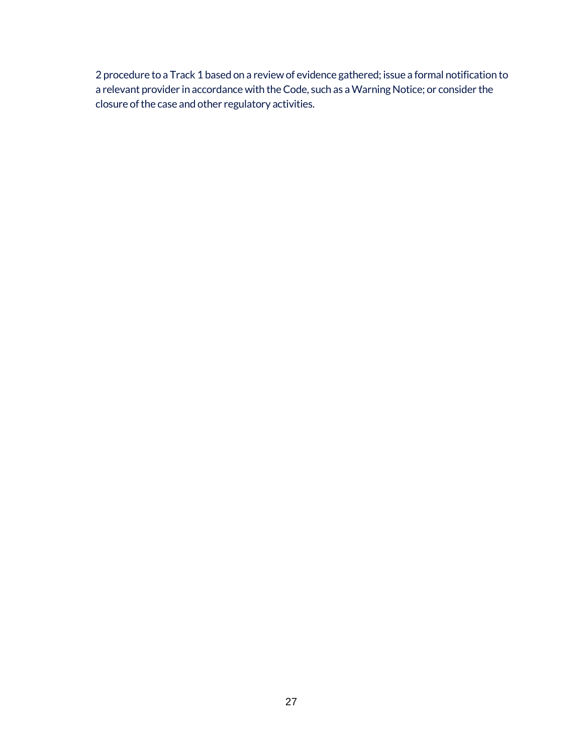2 procedure to a Track 1 based on a review of evidence gathered; issue a formal notification to a relevant provider in accordance with the Code, such as a Warning Notice; or consider the closure of the case and other regulatory activities.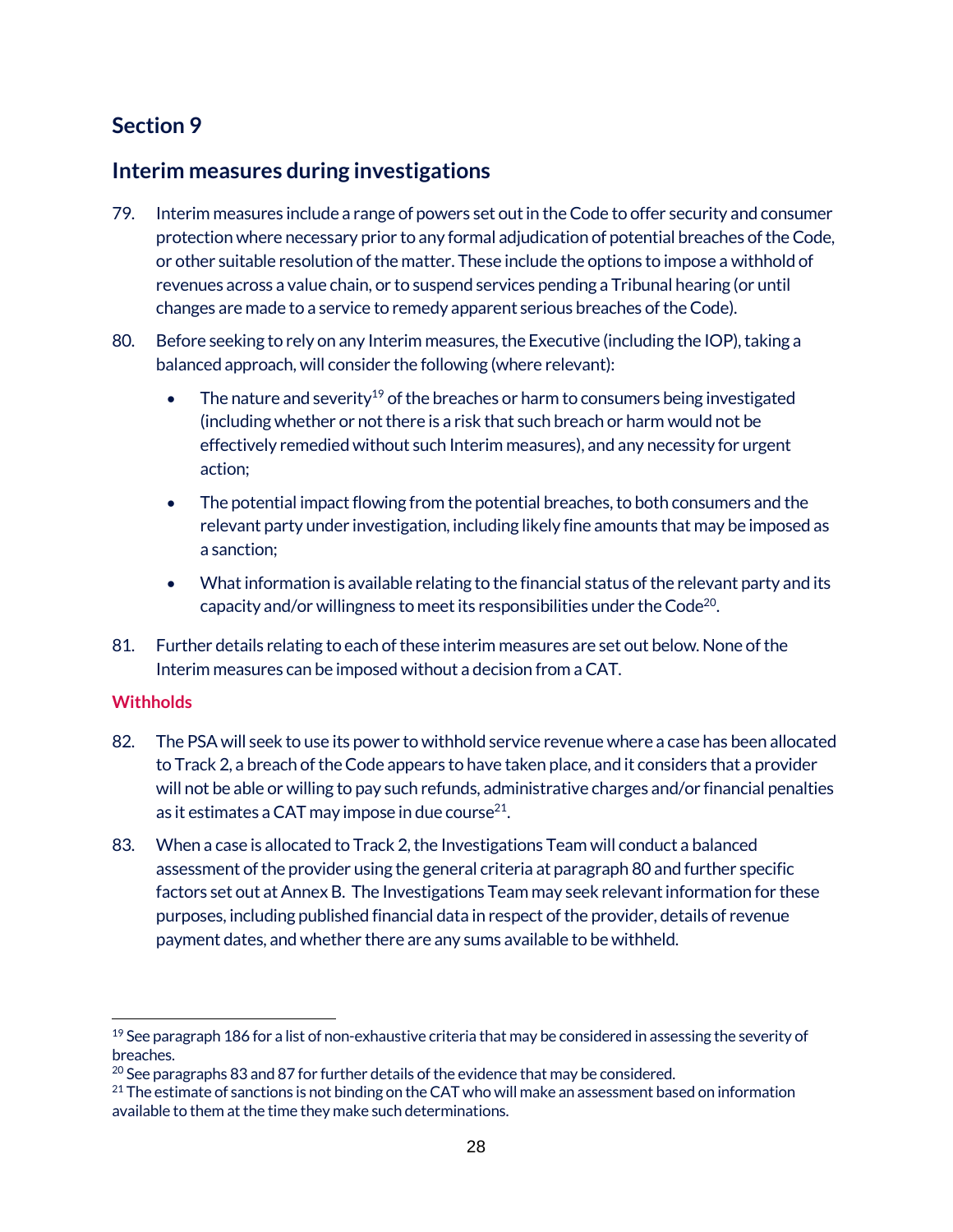## Section 9

## Interim measures during investigations

79. Interim measures include a range of powers set out in the Code to offer security and consumer protection where necessary prior to any formal adjudication of potential breaches of the Code, or other suitable resolution of the matter. These include the options to impose a withhold of revenues across a value chain, or to suspend services pending a Tribunal hearing (or until changes are made to a service to remedy apparent serious breaches of the Code).

80. Before seeking to rely on any Interim measures, the Executive (including the IOP), taking a balanced approach, will consider the following (where relevant):

    - The nature and severity[19] of the breaches or harm to consumers being investigated (including whether or not there is a risk that such breach or harm would not be effectively remedied without such Interim measures), and any necessity for urgent action;
    - The potential impact flowing from the potential breaches, to both consumers and the relevant party under investigation, including likely fine amounts that may be imposed as a sanction;
    - What information is available relating to the financial status of the relevant party and its capacity and/or willingness to meet its responsibilities under the Code[20].

81. Further details relating to each of these interim measures are set out below. None of the Interim measures can be imposed without a decision from a CAT.

### Withholds

82. The PSA will seek to use its power to withhold service revenue where a case has been allocated to Track 2, a breach of the Code appears to have taken place, and it considers that a provider will not be able or willing to pay such refunds, administrative charges and/or financial penalties as it estimates a CAT may impose in due course[21].

83. When a case is allocated to Track 2, the Investigations Team will conduct a balanced assessment of the provider using the general criteria at paragraph 80 and further specific factors set out at Annex B. The Investigations Team may seek relevant information for these purposes, including published financial data in respect of the provider, details of revenue payment dates, and whether there are any sums available to be withheld.

---

[19] See paragraph 186 for a list of non-exhaustive criteria that may be considered in assessing the severity of breaches.

[20] See paragraphs 83 and 87 for further details of the evidence that may be considered.

[21] The estimate of sanctions is not binding on the CAT who will make an assessment based on information available to them at the time they make such determinations.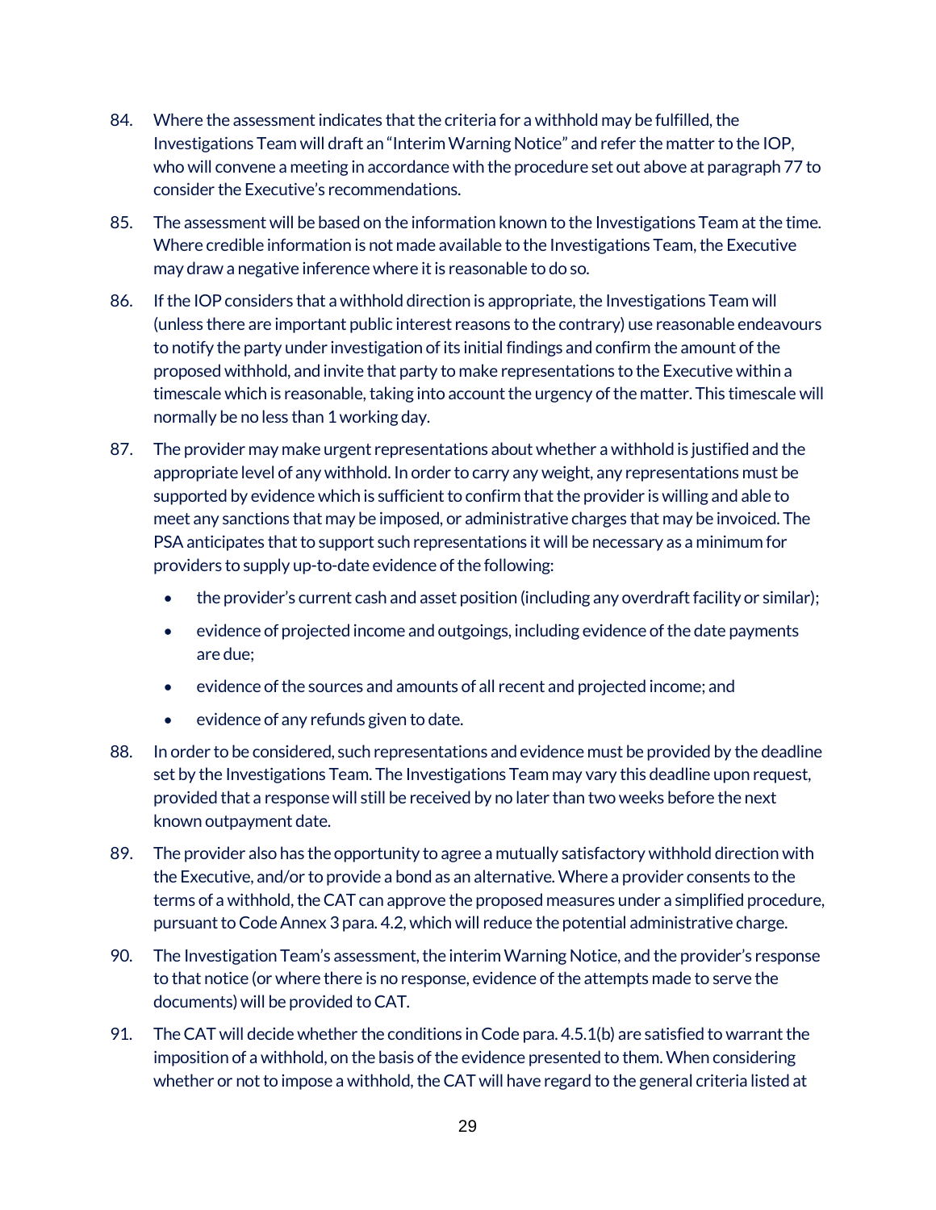84. Where the assessment indicates that the criteria for a withhold may be fulfilled, the Investigations Team will draft an "Interim Warning Notice" and refer the matter to the IOP, who will convene a meeting in accordance with the procedure set out above at paragraph 77 to consider the Executive's recommendations.

85. The assessment will be based on the information known to the Investigations Team at the time. Where credible information is not made available to the Investigations Team, the Executive may draw a negative inference where it is reasonable to do so.

86. If the IOP considers that a withhold direction is appropriate, the Investigations Team will (unless there are important public interest reasons to the contrary) use reasonable endeavours to notify the party under investigation of its initial findings and confirm the amount of the proposed withhold, and invite that party to make representations to the Executive within a timescale which is reasonable, taking into account the urgency of the matter. This timescale will normally be no less than 1 working day.

87. The provider may make urgent representations about whether a withhold is justified and the appropriate level of any withhold. In order to carry any weight, any representations must be supported by evidence which is sufficient to confirm that the provider is willing and able to meet any sanctions that may be imposed, or administrative charges that may be invoiced. The PSA anticipates that to support such representations it will be necessary as a minimum for providers to supply up-to-date evidence of the following:

    - the provider's current cash and asset position (including any overdraft facility or similar);
    - evidence of projected income and outgoings, including evidence of the date payments are due;
    - evidence of the sources and amounts of all recent and projected income; and
    - evidence of any refunds given to date.

88. In order to be considered, such representations and evidence must be provided by the deadline set by the Investigations Team. The Investigations Team may vary this deadline upon request, provided that a response will still be received by no later than two weeks before the next known outpayment date.

89. The provider also has the opportunity to agree a mutually satisfactory withhold direction with the Executive, and/or to provide a bond as an alternative. Where a provider consents to the terms of a withhold, the CAT can approve the proposed measures under a simplified procedure, pursuant to Code Annex 3 para. 4.2, which will reduce the potential administrative charge.

90. The Investigation Team's assessment, the interim Warning Notice, and the provider's response to that notice (or where there is no response, evidence of the attempts made to serve the documents) will be provided to CAT.

91. The CAT will decide whether the conditions in Code para. 4.5.1(b) are satisfied to warrant the imposition of a withhold, on the basis of the evidence presented to them. When considering whether or not to impose a withhold, the CAT will have regard to the general criteria listed at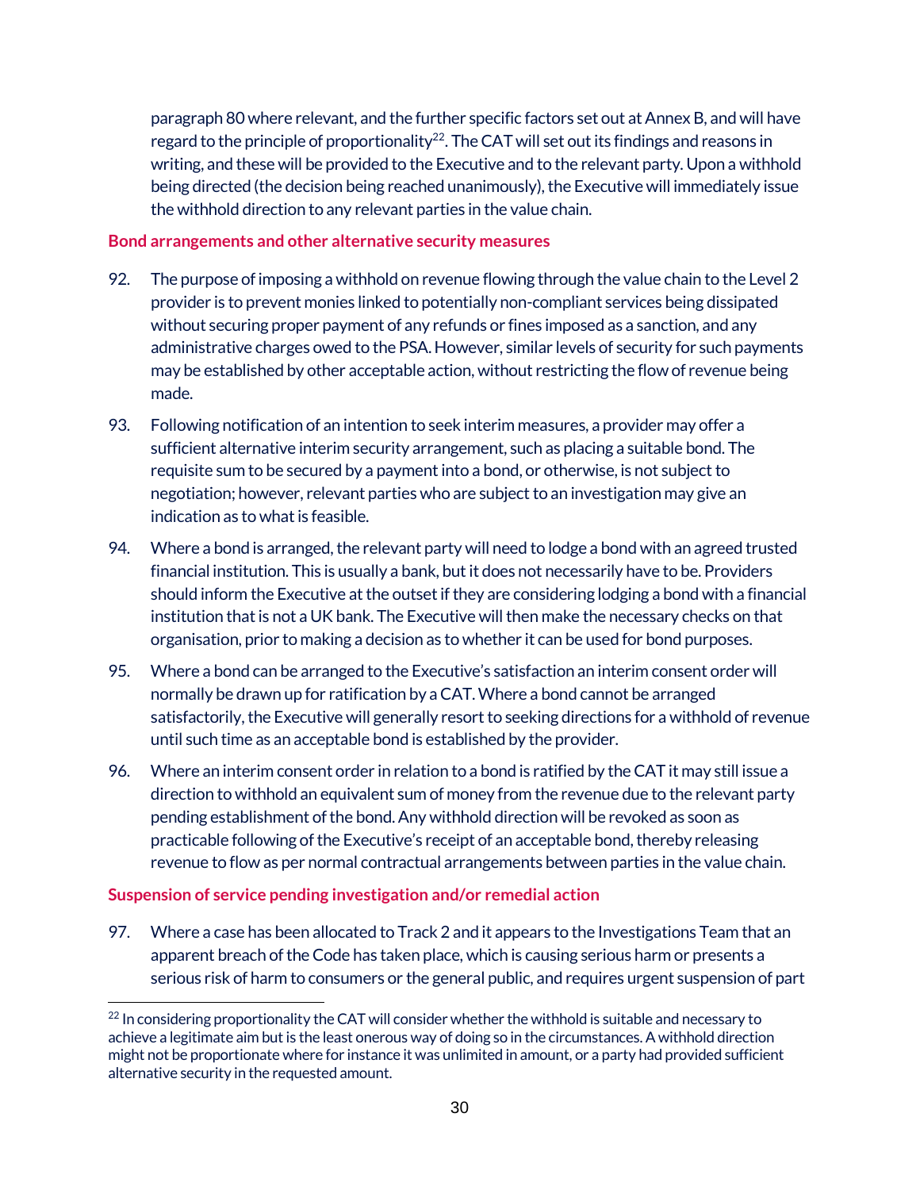paragraph 80 where relevant, and the further specific factors set out at Annex B, and will have regard to the principle of proportionality[22]. The CAT will set out its findings and reasons in writing, and these will be provided to the Executive and to the relevant party. Upon a withhold being directed (the decision being reached unanimously), the Executive will immediately issue the withhold direction to any relevant parties in the value chain.

### Bond arrangements and other alternative security measures

92. The purpose of imposing a withhold on revenue flowing through the value chain to the Level 2 provider is to prevent monies linked to potentially non-compliant services being dissipated without securing proper payment of any refunds or fines imposed as a sanction, and any administrative charges owed to the PSA. However, similar levels of security for such payments may be established by other acceptable action, without restricting the flow of revenue being made.

93. Following notification of an intention to seek interim measures, a provider may offer a sufficient alternative interim security arrangement, such as placing a suitable bond. The requisite sum to be secured by a payment into a bond, or otherwise, is not subject to negotiation; however, relevant parties who are subject to an investigation may give an indication as to what is feasible.

94. Where a bond is arranged, the relevant party will need to lodge a bond with an agreed trusted financial institution. This is usually a bank, but it does not necessarily have to be. Providers should inform the Executive at the outset if they are considering lodging a bond with a financial institution that is not a UK bank. The Executive will then make the necessary checks on that organisation, prior to making a decision as to whether it can be used for bond purposes.

95. Where a bond can be arranged to the Executive's satisfaction an interim consent order will normally be drawn up for ratification by a CAT. Where a bond cannot be arranged satisfactorily, the Executive will generally resort to seeking directions for a withhold of revenue until such time as an acceptable bond is established by the provider.

96. Where an interim consent order in relation to a bond is ratified by the CAT it may still issue a direction to withhold an equivalent sum of money from the revenue due to the relevant party pending establishment of the bond. Any withhold direction will be revoked as soon as practicable following of the Executive's receipt of an acceptable bond, thereby releasing revenue to flow as per normal contractual arrangements between parties in the value chain.

### Suspension of service pending investigation and/or remedial action

97. Where a case has been allocated to Track 2 and it appears to the Investigations Team that an apparent breach of the Code has taken place, which is causing serious harm or presents a serious risk of harm to consumers or the general public, and requires urgent suspension of part

[22] In considering proportionality the CAT will consider whether the withhold is suitable and necessary to achieve a legitimate aim but is the least onerous way of doing so in the circumstances. A withhold direction might not be proportionate where for instance it was unlimited in amount, or a party had provided sufficient alternative security in the requested amount.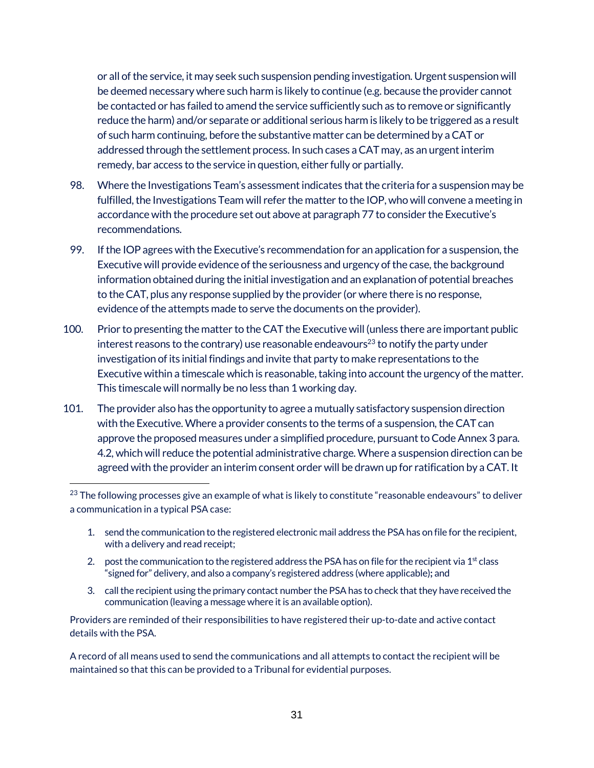or all of the service, it may seek such suspension pending investigation. Urgent suspension will be deemed necessary where such harm is likely to continue (e.g. because the provider cannot be contacted or has failed to amend the service sufficiently such as to remove or significantly reduce the harm) and/or separate or additional serious harm is likely to be triggered as a result of such harm continuing, before the substantive matter can be determined by a CAT or addressed through the settlement process. In such cases a CAT may, as an urgent interim remedy, bar access to the service in question, either fully or partially.

98. Where the Investigations Team's assessment indicates that the criteria for a suspension may be fulfilled, the Investigations Team will refer the matter to the IOP, who will convene a meeting in accordance with the procedure set out above at paragraph 77 to consider the Executive's recommendations.

99. If the IOP agrees with the Executive's recommendation for an application for a suspension, the Executive will provide evidence of the seriousness and urgency of the case, the background information obtained during the initial investigation and an explanation of potential breaches to the CAT, plus any response supplied by the provider (or where there is no response, evidence of the attempts made to serve the documents on the provider).

100. Prior to presenting the matter to the CAT the Executive will (unless there are important public interest reasons to the contrary) use reasonable endeavours[23] to notify the party under investigation of its initial findings and invite that party to make representations to the Executive within a timescale which is reasonable, taking into account the urgency of the matter. This timescale will normally be no less than 1 working day.

101. The provider also has the opportunity to agree a mutually satisfactory suspension direction with the Executive. Where a provider consents to the terms of a suspension, the CAT can approve the proposed measures under a simplified procedure, pursuant to Code Annex 3 para. 4.2, which will reduce the potential administrative charge. Where a suspension direction can be agreed with the provider an interim consent order will be drawn up for ratification by a CAT. It

---

[23] The following processes give an example of what is likely to constitute "reasonable endeavours" to deliver a communication in a typical PSA case:

1. send the communication to the registered electronic mail address the PSA has on file for the recipient, with a delivery and read receipt;
2. post the communication to the registered address the PSA has on file for the recipient via 1st class "signed for" delivery, and also a company's registered address (where applicable); and
3. call the recipient using the primary contact number the PSA has to check that they have received the communication (leaving a message where it is an available option).

Providers are reminded of their responsibilities to have registered their up-to-date and active contact details with the PSA.

A record of all means used to send the communications and all attempts to contact the recipient will be maintained so that this can be provided to a Tribunal for evidential purposes.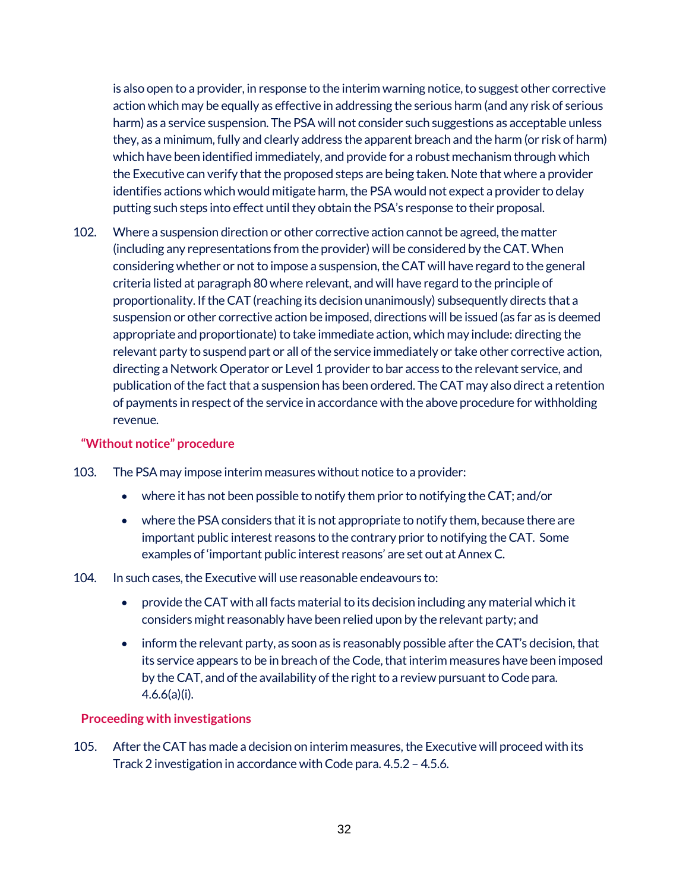is also open to a provider, in response to the interim warning notice, to suggest other corrective action which may be equally as effective in addressing the serious harm (and any risk of serious harm) as a service suspension. The PSA will not consider such suggestions as acceptable unless they, as a minimum, fully and clearly address the apparent breach and the harm (or risk of harm) which have been identified immediately, and provide for a robust mechanism through which the Executive can verify that the proposed steps are being taken. Note that where a provider identifies actions which would mitigate harm, the PSA would not expect a provider to delay putting such steps into effect until they obtain the PSA's response to their proposal.

102. Where a suspension direction or other corrective action cannot be agreed, the matter (including any representations from the provider) will be considered by the CAT. When considering whether or not to impose a suspension, the CAT will have regard to the general criteria listed at paragraph 80 where relevant, and will have regard to the principle of proportionality. If the CAT (reaching its decision unanimously) subsequently directs that a suspension or other corrective action be imposed, directions will be issued (as far as is deemed appropriate and proportionate) to take immediate action, which may include: directing the relevant party to suspend part or all of the service immediately or take other corrective action, directing a Network Operator or Level 1 provider to bar access to the relevant service, and publication of the fact that a suspension has been ordered. The CAT may also direct a retention of payments in respect of the service in accordance with the above procedure for withholding revenue.

### "Without notice" procedure

103. The PSA may impose interim measures without notice to a provider:

- where it has not been possible to notify them prior to notifying the CAT; and/or
- where the PSA considers that it is not appropriate to notify them, because there are important public interest reasons to the contrary prior to notifying the CAT. Some examples of 'important public interest reasons' are set out at Annex C.

104. In such cases, the Executive will use reasonable endeavours to:

- provide the CAT with all facts material to its decision including any material which it considers might reasonably have been relied upon by the relevant party; and
- inform the relevant party, as soon as is reasonably possible after the CAT's decision, that its service appears to be in breach of the Code, that interim measures have been imposed by the CAT, and of the availability of the right to a review pursuant to Code para. 4.6.6(a)(i).

### Proceeding with investigations

105. After the CAT has made a decision on interim measures, the Executive will proceed with its Track 2 investigation in accordance with Code para. 4.5.2 – 4.5.6.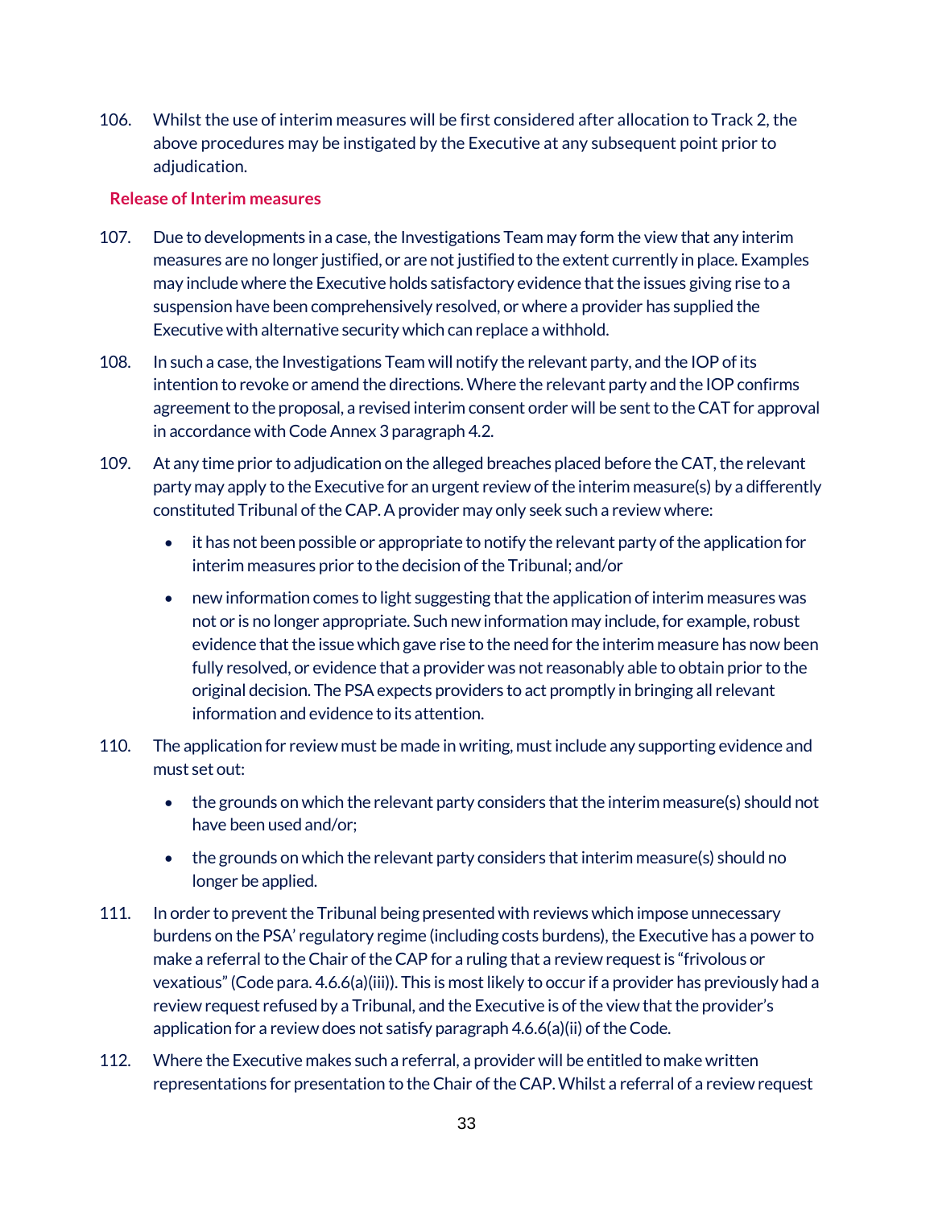106. Whilst the use of interim measures will be first considered after allocation to Track 2, the above procedures may be instigated by the Executive at any subsequent point prior to adjudication.

### Release of Interim measures

107. Due to developments in a case, the Investigations Team may form the view that any interim measures are no longer justified, or are not justified to the extent currently in place. Examples may include where the Executive holds satisfactory evidence that the issues giving rise to a suspension have been comprehensively resolved, or where a provider has supplied the Executive with alternative security which can replace a withhold.

108. In such a case, the Investigations Team will notify the relevant party, and the IOP of its intention to revoke or amend the directions. Where the relevant party and the IOP confirms agreement to the proposal, a revised interim consent order will be sent to the CAT for approval in accordance with Code Annex 3 paragraph 4.2.

109. At any time prior to adjudication on the alleged breaches placed before the CAT, the relevant party may apply to the Executive for an urgent review of the interim measure(s) by a differently constituted Tribunal of the CAP. A provider may only seek such a review where:

    - it has not been possible or appropriate to notify the relevant party of the application for interim measures prior to the decision of the Tribunal; and/or
    - new information comes to light suggesting that the application of interim measures was not or is no longer appropriate. Such new information may include, for example, robust evidence that the issue which gave rise to the need for the interim measure has now been fully resolved, or evidence that a provider was not reasonably able to obtain prior to the original decision. The PSA expects providers to act promptly in bringing all relevant information and evidence to its attention.

110. The application for review must be made in writing, must include any supporting evidence and must set out:

    - the grounds on which the relevant party considers that the interim measure(s) should not have been used and/or;
    - the grounds on which the relevant party considers that interim measure(s) should no longer be applied.

111. In order to prevent the Tribunal being presented with reviews which impose unnecessary burdens on the PSA' regulatory regime (including costs burdens), the Executive has a power to make a referral to the Chair of the CAP for a ruling that a review request is "frivolous or vexatious" (Code para. 4.6.6(a)(iii)). This is most likely to occur if a provider has previously had a review request refused by a Tribunal, and the Executive is of the view that the provider's application for a review does not satisfy paragraph 4.6.6(a)(ii) of the Code.

112. Where the Executive makes such a referral, a provider will be entitled to make written representations for presentation to the Chair of the CAP. Whilst a referral of a review request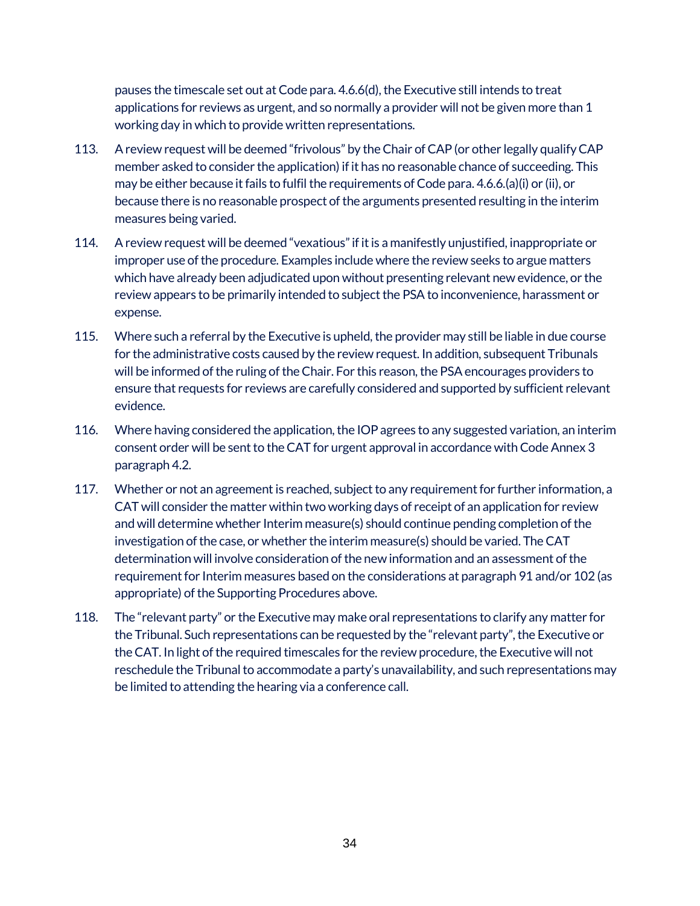pauses the timescale set out at Code para. 4.6.6(d), the Executive still intends to treat applications for reviews as urgent, and so normally a provider will not be given more than 1 working day in which to provide written representations.

113. A review request will be deemed "frivolous" by the Chair of CAP (or other legally qualify CAP member asked to consider the application) if it has no reasonable chance of succeeding. This may be either because it fails to fulfil the requirements of Code para. 4.6.6.(a)(i) or (ii), or because there is no reasonable prospect of the arguments presented resulting in the interim measures being varied.

114. A review request will be deemed "vexatious" if it is a manifestly unjustified, inappropriate or improper use of the procedure. Examples include where the review seeks to argue matters which have already been adjudicated upon without presenting relevant new evidence, or the review appears to be primarily intended to subject the PSA to inconvenience, harassment or expense.

115. Where such a referral by the Executive is upheld, the provider may still be liable in due course for the administrative costs caused by the review request. In addition, subsequent Tribunals will be informed of the ruling of the Chair. For this reason, the PSA encourages providers to ensure that requests for reviews are carefully considered and supported by sufficient relevant evidence.

116. Where having considered the application, the IOP agrees to any suggested variation, an interim consent order will be sent to the CAT for urgent approval in accordance with Code Annex 3 paragraph 4.2.

117. Whether or not an agreement is reached, subject to any requirement for further information, a CAT will consider the matter within two working days of receipt of an application for review and will determine whether Interim measure(s) should continue pending completion of the investigation of the case, or whether the interim measure(s) should be varied. The CAT determination will involve consideration of the new information and an assessment of the requirement for Interim measures based on the considerations at paragraph 91 and/or 102 (as appropriate) of the Supporting Procedures above.

118. The "relevant party" or the Executive may make oral representations to clarify any matter for the Tribunal. Such representations can be requested by the "relevant party", the Executive or the CAT. In light of the required timescales for the review procedure, the Executive will not reschedule the Tribunal to accommodate a party's unavailability, and such representations may be limited to attending the hearing via a conference call.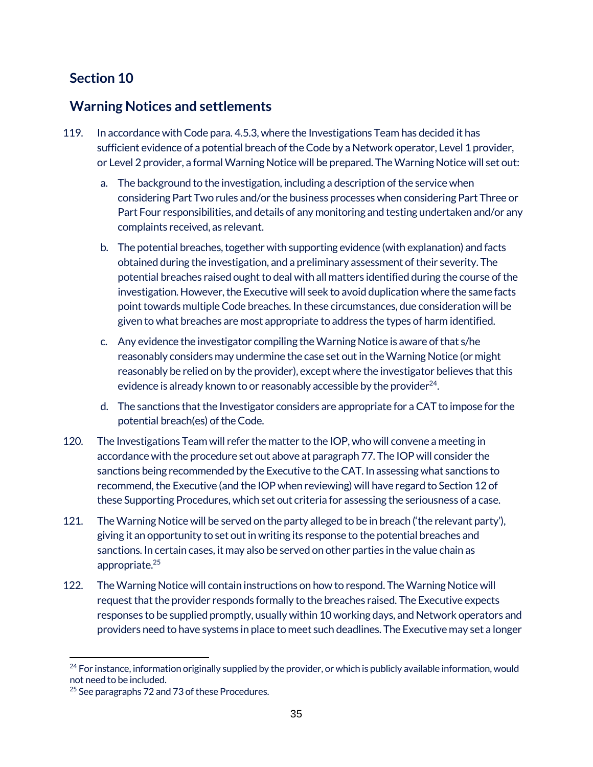## Section 10

## Warning Notices and settlements

119. In accordance with Code para. 4.5.3, where the Investigations Team has decided it has sufficient evidence of a potential breach of the Code by a Network operator, Level 1 provider, or Level 2 provider, a formal Warning Notice will be prepared. The Warning Notice will set out:

    a. The background to the investigation, including a description of the service when considering Part Two rules and/or the business processes when considering Part Three or Part Four responsibilities, and details of any monitoring and testing undertaken and/or any complaints received, as relevant.

    b. The potential breaches, together with supporting evidence (with explanation) and facts obtained during the investigation, and a preliminary assessment of their severity. The potential breaches raised ought to deal with all matters identified during the course of the investigation. However, the Executive will seek to avoid duplication where the same facts point towards multiple Code breaches. In these circumstances, due consideration will be given to what breaches are most appropriate to address the types of harm identified.

    c. Any evidence the investigator compiling the Warning Notice is aware of that s/he reasonably considers may undermine the case set out in the Warning Notice (or might reasonably be relied on by the provider), except where the investigator believes that this evidence is already known to or reasonably accessible by the provider[24].

    d. The sanctions that the Investigator considers are appropriate for a CAT to impose for the potential breach(es) of the Code.

120. The Investigations Team will refer the matter to the IOP, who will convene a meeting in accordance with the procedure set out above at paragraph 77. The IOP will consider the sanctions being recommended by the Executive to the CAT. In assessing what sanctions to recommend, the Executive (and the IOP when reviewing) will have regard to Section 12 of these Supporting Procedures, which set out criteria for assessing the seriousness of a case.

121. The Warning Notice will be served on the party alleged to be in breach ('the relevant party'), giving it an opportunity to set out in writing its response to the potential breaches and sanctions. In certain cases, it may also be served on other parties in the value chain as appropriate.[25]

122. The Warning Notice will contain instructions on how to respond. The Warning Notice will request that the provider responds formally to the breaches raised. The Executive expects responses to be supplied promptly, usually within 10 working days, and Network operators and providers need to have systems in place to meet such deadlines. The Executive may set a longer

---

[24] For instance, information originally supplied by the provider, or which is publicly available information, would not need to be included.

[25] See paragraphs 72 and 73 of these Procedures.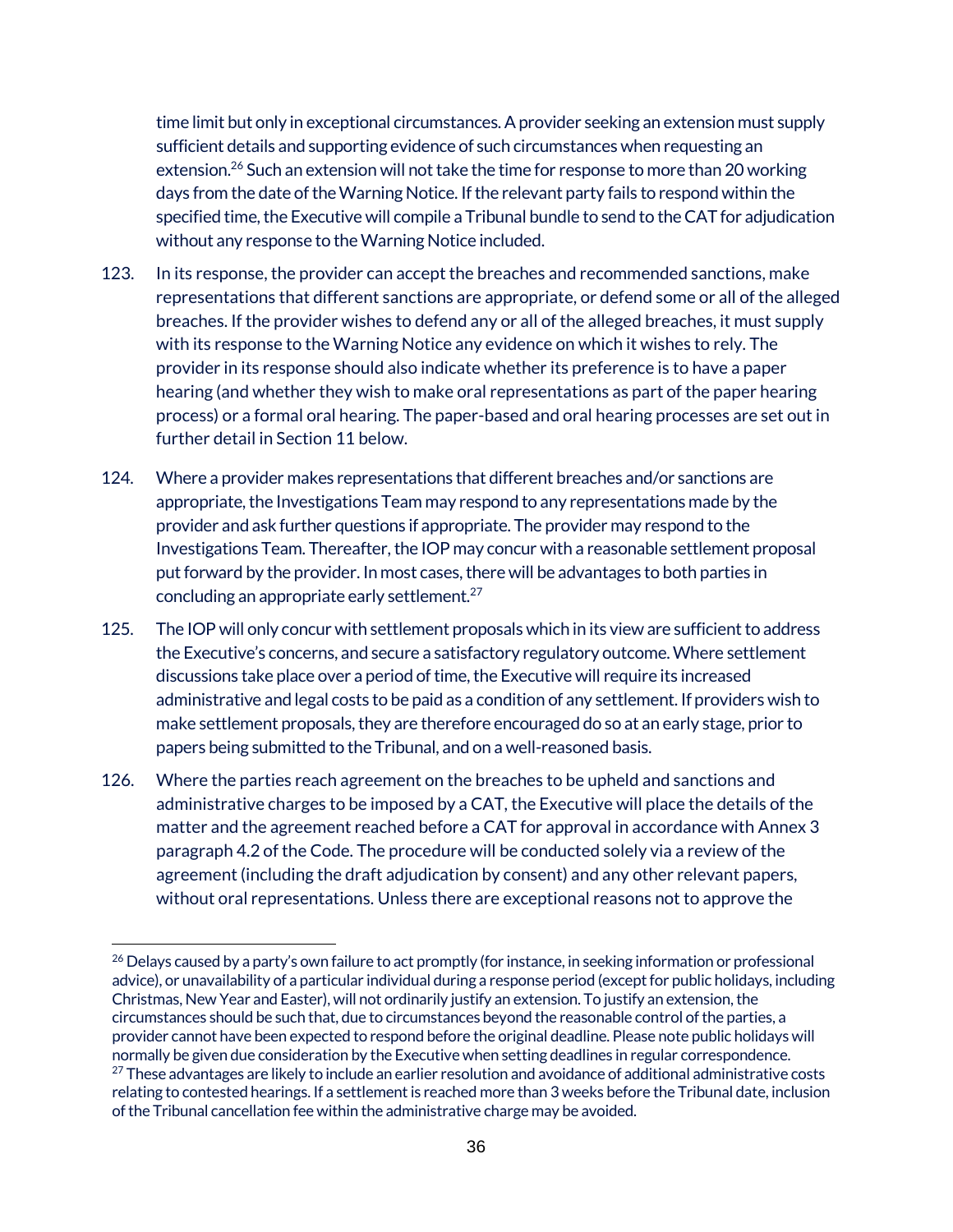time limit but only in exceptional circumstances. A provider seeking an extension must supply sufficient details and supporting evidence of such circumstances when requesting an extension.[26] Such an extension will not take the time for response to more than 20 working days from the date of the Warning Notice. If the relevant party fails to respond within the specified time, the Executive will compile a Tribunal bundle to send to the CAT for adjudication without any response to the Warning Notice included.

123. In its response, the provider can accept the breaches and recommended sanctions, make representations that different sanctions are appropriate, or defend some or all of the alleged breaches. If the provider wishes to defend any or all of the alleged breaches, it must supply with its response to the Warning Notice any evidence on which it wishes to rely. The provider in its response should also indicate whether its preference is to have a paper hearing (and whether they wish to make oral representations as part of the paper hearing process) or a formal oral hearing. The paper-based and oral hearing processes are set out in further detail in Section 11 below.

124. Where a provider makes representations that different breaches and/or sanctions are appropriate, the Investigations Team may respond to any representations made by the provider and ask further questions if appropriate. The provider may respond to the Investigations Team. Thereafter, the IOP may concur with a reasonable settlement proposal put forward by the provider. In most cases, there will be advantages to both parties in concluding an appropriate early settlement.[27]

125. The IOP will only concur with settlement proposals which in its view are sufficient to address the Executive's concerns, and secure a satisfactory regulatory outcome. Where settlement discussions take place over a period of time, the Executive will require its increased administrative and legal costs to be paid as a condition of any settlement. If providers wish to make settlement proposals, they are therefore encouraged do so at an early stage, prior to papers being submitted to the Tribunal, and on a well-reasoned basis.

126. Where the parties reach agreement on the breaches to be upheld and sanctions and administrative charges to be imposed by a CAT, the Executive will place the details of the matter and the agreement reached before a CAT for approval in accordance with Annex 3 paragraph 4.2 of the Code. The procedure will be conducted solely via a review of the agreement (including the draft adjudication by consent) and any other relevant papers, without oral representations. Unless there are exceptional reasons not to approve the

---

[26] Delays caused by a party's own failure to act promptly (for instance, in seeking information or professional advice), or unavailability of a particular individual during a response period (except for public holidays, including Christmas, New Year and Easter), will not ordinarily justify an extension. To justify an extension, the circumstances should be such that, due to circumstances beyond the reasonable control of the parties, a provider cannot have been expected to respond before the original deadline. Please note public holidays will normally be given due consideration by the Executive when setting deadlines in regular correspondence.

[27] These advantages are likely to include an earlier resolution and avoidance of additional administrative costs relating to contested hearings. If a settlement is reached more than 3 weeks before the Tribunal date, inclusion of the Tribunal cancellation fee within the administrative charge may be avoided.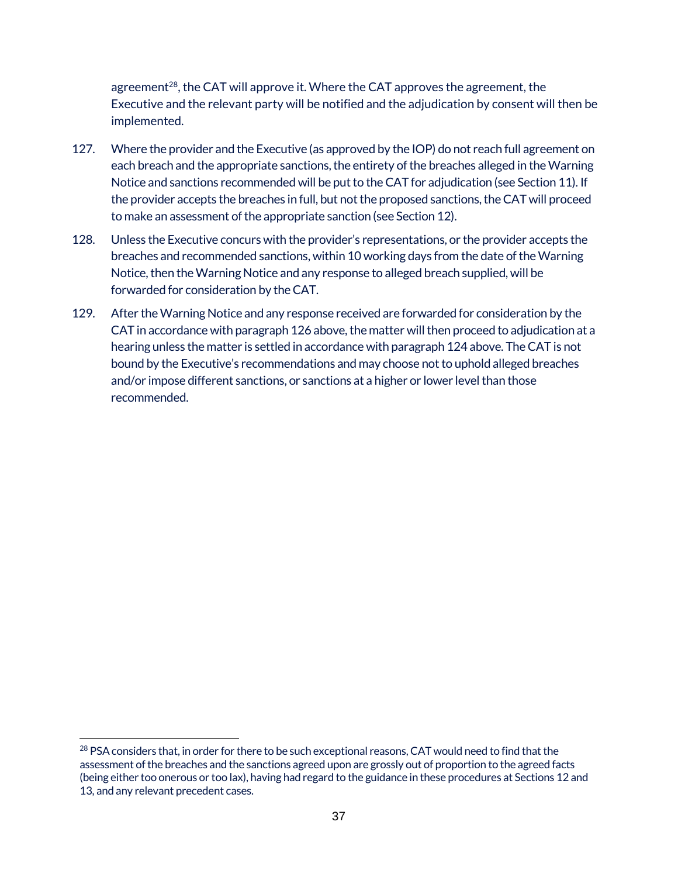agreement[28], the CAT will approve it. Where the CAT approves the agreement, the Executive and the relevant party will be notified and the adjudication by consent will then be implemented.

127. Where the provider and the Executive (as approved by the IOP) do not reach full agreement on each breach and the appropriate sanctions, the entirety of the breaches alleged in the Warning Notice and sanctions recommended will be put to the CAT for adjudication (see Section 11). If the provider accepts the breaches in full, but not the proposed sanctions, the CAT will proceed to make an assessment of the appropriate sanction (see Section 12).

128. Unless the Executive concurs with the provider's representations, or the provider accepts the breaches and recommended sanctions, within 10 working days from the date of the Warning Notice, then the Warning Notice and any response to alleged breach supplied, will be forwarded for consideration by the CAT.

129. After the Warning Notice and any response received are forwarded for consideration by the CAT in accordance with paragraph 126 above, the matter will then proceed to adjudication at a hearing unless the matter is settled in accordance with paragraph 124 above. The CAT is not bound by the Executive's recommendations and may choose not to uphold alleged breaches and/or impose different sanctions, or sanctions at a higher or lower level than those recommended.

---

[28] PSA considers that, in order for there to be such exceptional reasons, CAT would need to find that the assessment of the breaches and the sanctions agreed upon are grossly out of proportion to the agreed facts (being either too onerous or too lax), having had regard to the guidance in these procedures at Sections 12 and 13, and any relevant precedent cases.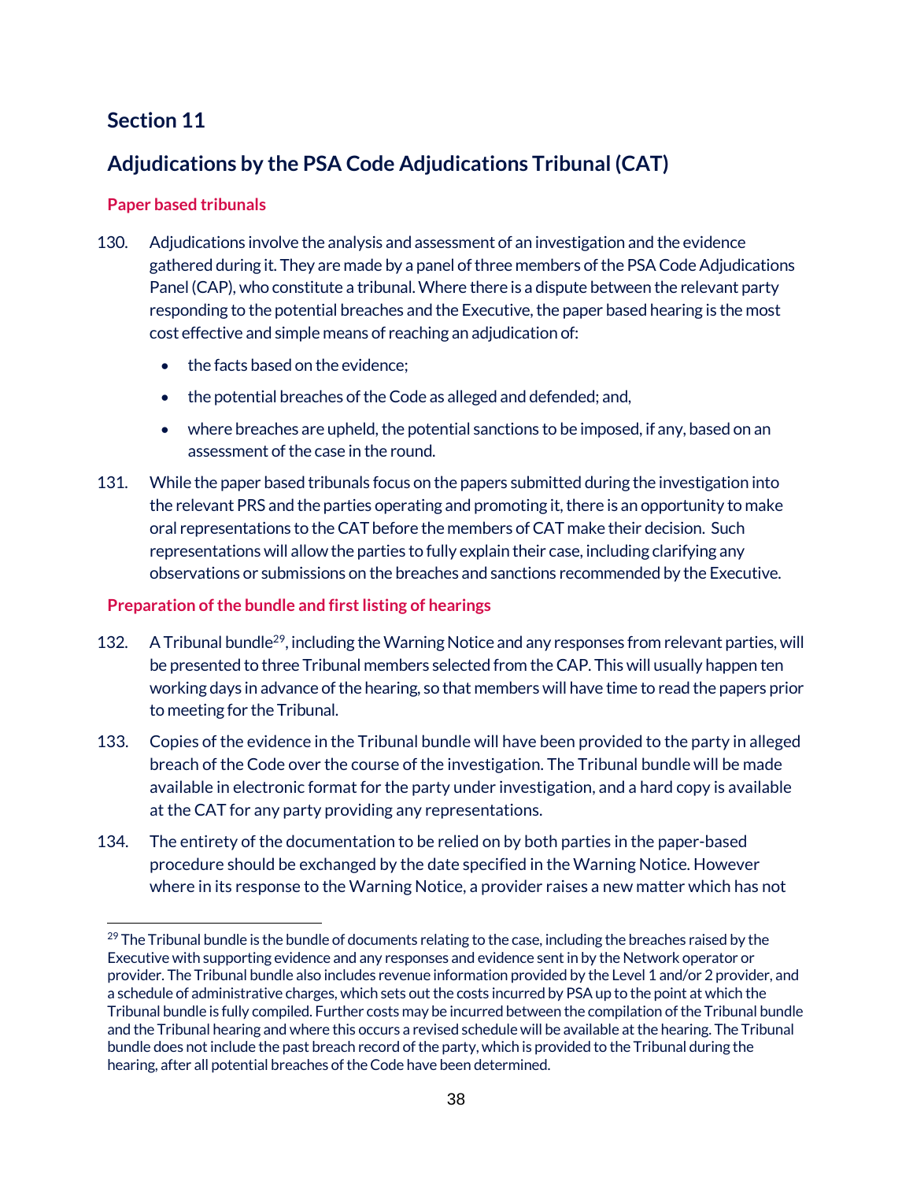## Section 11

## Adjudications by the PSA Code Adjudications Tribunal (CAT)

### Paper based tribunals

130. Adjudications involve the analysis and assessment of an investigation and the evidence gathered during it. They are made by a panel of three members of the PSA Code Adjudications Panel (CAP), who constitute a tribunal. Where there is a dispute between the relevant party responding to the potential breaches and the Executive, the paper based hearing is the most cost effective and simple means of reaching an adjudication of:

    - the facts based on the evidence;
    - the potential breaches of the Code as alleged and defended; and,
    - where breaches are upheld, the potential sanctions to be imposed, if any, based on an assessment of the case in the round.

131. While the paper based tribunals focus on the papers submitted during the investigation into the relevant PRS and the parties operating and promoting it, there is an opportunity to make oral representations to the CAT before the members of CAT make their decision. Such representations will allow the parties to fully explain their case, including clarifying any observations or submissions on the breaches and sanctions recommended by the Executive.

### Preparation of the bundle and first listing of hearings

132. A Tribunal bundle[29], including the Warning Notice and any responses from relevant parties, will be presented to three Tribunal members selected from the CAP. This will usually happen ten working days in advance of the hearing, so that members will have time to read the papers prior to meeting for the Tribunal.

133. Copies of the evidence in the Tribunal bundle will have been provided to the party in alleged breach of the Code over the course of the investigation. The Tribunal bundle will be made available in electronic format for the party under investigation, and a hard copy is available at the CAT for any party providing any representations.

134. The entirety of the documentation to be relied on by both parties in the paper-based procedure should be exchanged by the date specified in the Warning Notice. However where in its response to the Warning Notice, a provider raises a new matter which has not

---

[29] The Tribunal bundle is the bundle of documents relating to the case, including the breaches raised by the Executive with supporting evidence and any responses and evidence sent in by the Network operator or provider. The Tribunal bundle also includes revenue information provided by the Level 1 and/or 2 provider, and a schedule of administrative charges, which sets out the costs incurred by PSA up to the point at which the Tribunal bundle is fully compiled. Further costs may be incurred between the compilation of the Tribunal bundle and the Tribunal hearing and where this occurs a revised schedule will be available at the hearing. The Tribunal bundle does not include the past breach record of the party, which is provided to the Tribunal during the hearing, after all potential breaches of the Code have been determined.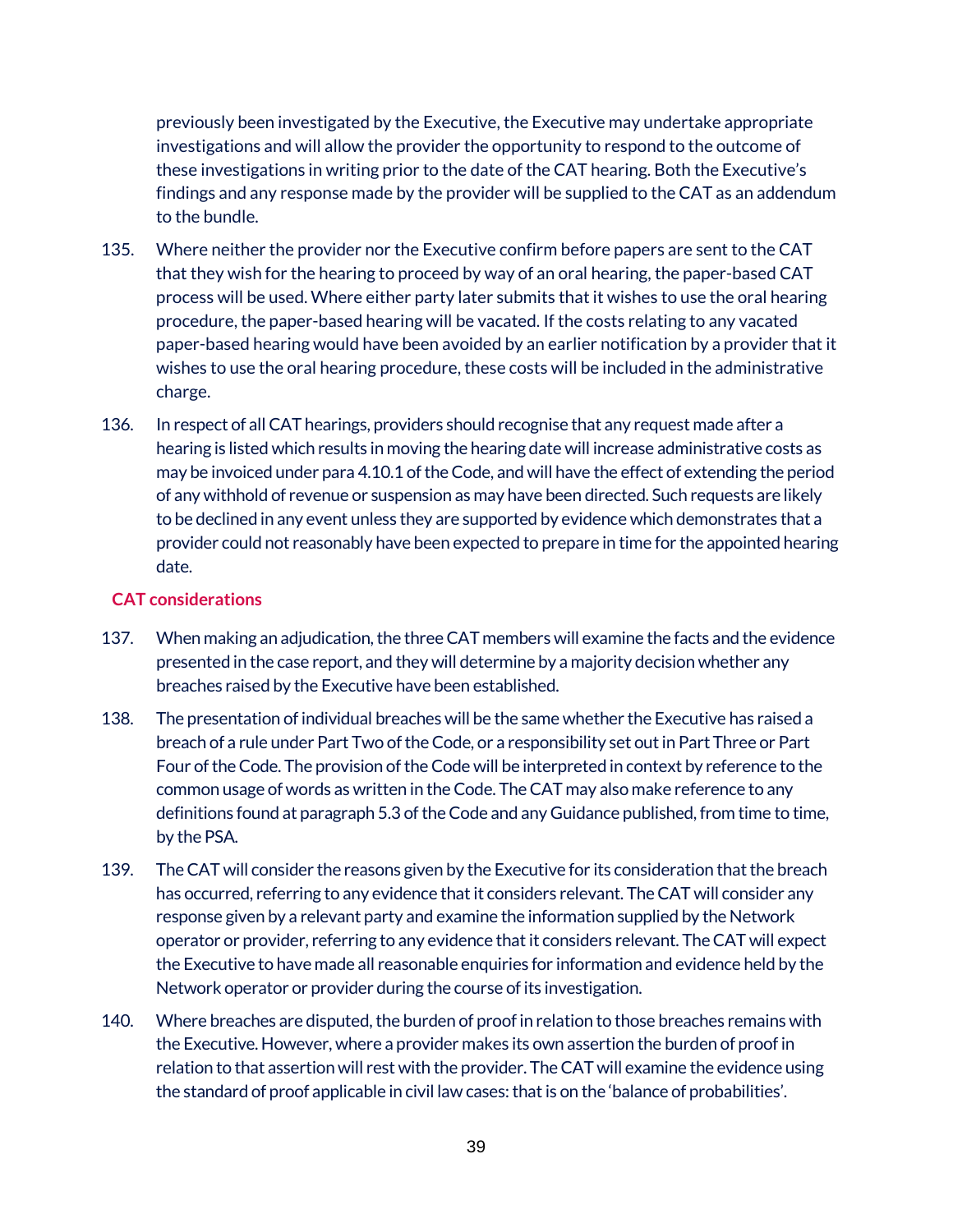previously been investigated by the Executive, the Executive may undertake appropriate investigations and will allow the provider the opportunity to respond to the outcome of these investigations in writing prior to the date of the CAT hearing. Both the Executive's findings and any response made by the provider will be supplied to the CAT as an addendum to the bundle.

135. Where neither the provider nor the Executive confirm before papers are sent to the CAT that they wish for the hearing to proceed by way of an oral hearing, the paper-based CAT process will be used. Where either party later submits that it wishes to use the oral hearing procedure, the paper-based hearing will be vacated. If the costs relating to any vacated paper-based hearing would have been avoided by an earlier notification by a provider that it wishes to use the oral hearing procedure, these costs will be included in the administrative charge.

136. In respect of all CAT hearings, providers should recognise that any request made after a hearing is listed which results in moving the hearing date will increase administrative costs as may be invoiced under para 4.10.1 of the Code, and will have the effect of extending the period of any withhold of revenue or suspension as may have been directed. Such requests are likely to be declined in any event unless they are supported by evidence which demonstrates that a provider could not reasonably have been expected to prepare in time for the appointed hearing date.

## CAT considerations

137. When making an adjudication, the three CAT members will examine the facts and the evidence presented in the case report, and they will determine by a majority decision whether any breaches raised by the Executive have been established.

138. The presentation of individual breaches will be the same whether the Executive has raised a breach of a rule under Part Two of the Code, or a responsibility set out in Part Three or Part Four of the Code. The provision of the Code will be interpreted in context by reference to the common usage of words as written in the Code. The CAT may also make reference to any definitions found at paragraph 5.3 of the Code and any Guidance published, from time to time, by the PSA.

139. The CAT will consider the reasons given by the Executive for its consideration that the breach has occurred, referring to any evidence that it considers relevant. The CAT will consider any response given by a relevant party and examine the information supplied by the Network operator or provider, referring to any evidence that it considers relevant. The CAT will expect the Executive to have made all reasonable enquiries for information and evidence held by the Network operator or provider during the course of its investigation.

140. Where breaches are disputed, the burden of proof in relation to those breaches remains with the Executive. However, where a provider makes its own assertion the burden of proof in relation to that assertion will rest with the provider. The CAT will examine the evidence using the standard of proof applicable in civil law cases: that is on the 'balance of probabilities'.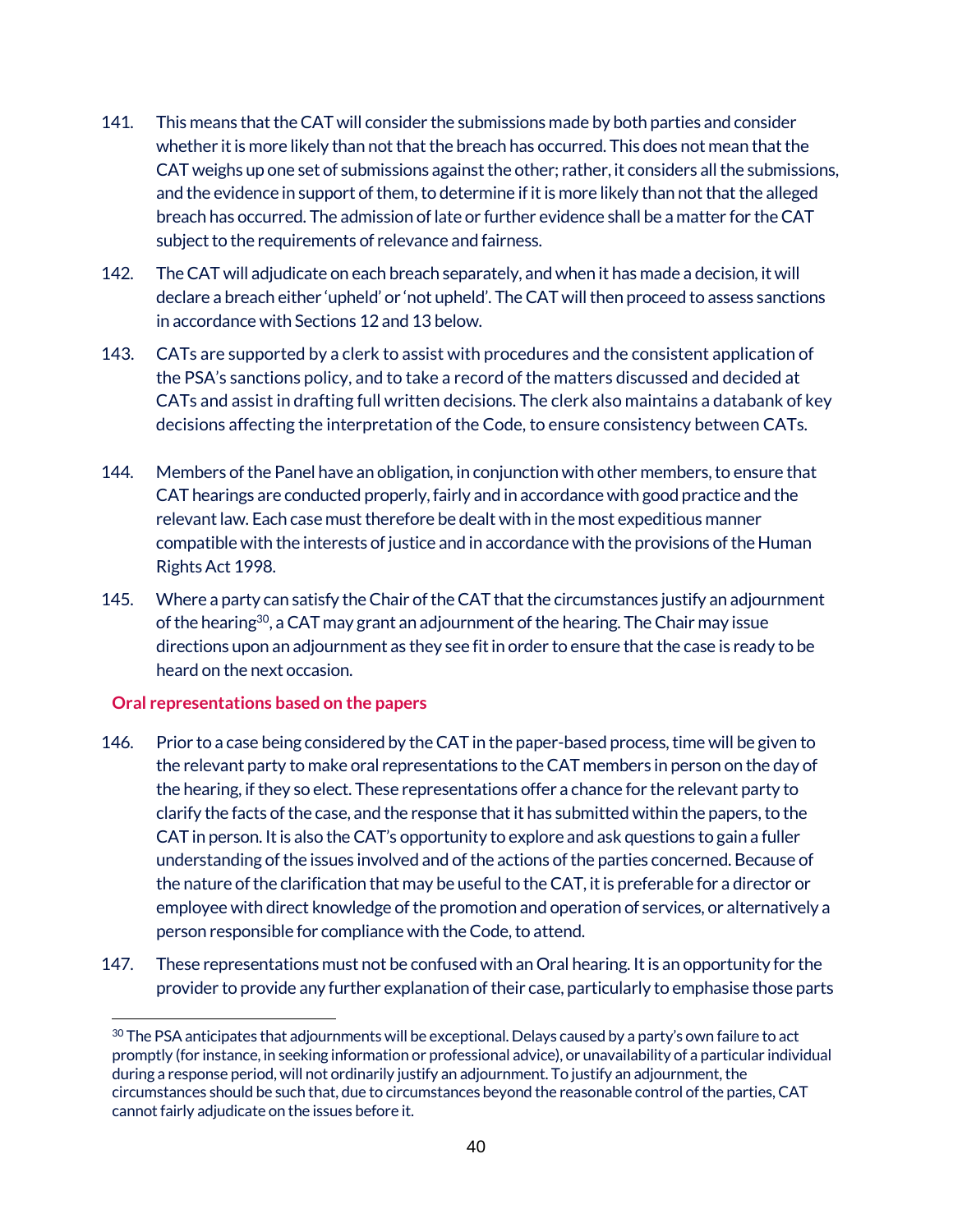141. This means that the CAT will consider the submissions made by both parties and consider whether it is more likely than not that the breach has occurred. This does not mean that the CAT weighs up one set of submissions against the other; rather, it considers all the submissions, and the evidence in support of them, to determine if it is more likely than not that the alleged breach has occurred. The admission of late or further evidence shall be a matter for the CAT subject to the requirements of relevance and fairness.

142. The CAT will adjudicate on each breach separately, and when it has made a decision, it will declare a breach either 'upheld' or 'not upheld'. The CAT will then proceed to assess sanctions in accordance with Sections 12 and 13 below.

143. CATs are supported by a clerk to assist with procedures and the consistent application of the PSA's sanctions policy, and to take a record of the matters discussed and decided at CATs and assist in drafting full written decisions. The clerk also maintains a databank of key decisions affecting the interpretation of the Code, to ensure consistency between CATs.

144. Members of the Panel have an obligation, in conjunction with other members, to ensure that CAT hearings are conducted properly, fairly and in accordance with good practice and the relevant law. Each case must therefore be dealt with in the most expeditious manner compatible with the interests of justice and in accordance with the provisions of the Human Rights Act 1998.

145. Where a party can satisfy the Chair of the CAT that the circumstances justify an adjournment of the hearing[30], a CAT may grant an adjournment of the hearing. The Chair may issue directions upon an adjournment as they see fit in order to ensure that the case is ready to be heard on the next occasion.

### Oral representations based on the papers

146. Prior to a case being considered by the CAT in the paper-based process, time will be given to the relevant party to make oral representations to the CAT members in person on the day of the hearing, if they so elect. These representations offer a chance for the relevant party to clarify the facts of the case, and the response that it has submitted within the papers, to the CAT in person. It is also the CAT's opportunity to explore and ask questions to gain a fuller understanding of the issues involved and of the actions of the parties concerned. Because of the nature of the clarification that may be useful to the CAT, it is preferable for a director or employee with direct knowledge of the promotion and operation of services, or alternatively a person responsible for compliance with the Code, to attend.

147. These representations must not be confused with an Oral hearing. It is an opportunity for the provider to provide any further explanation of their case, particularly to emphasise those parts

---

[30] The PSA anticipates that adjournments will be exceptional. Delays caused by a party's own failure to act promptly (for instance, in seeking information or professional advice), or unavailability of a particular individual during a response period, will not ordinarily justify an adjournment. To justify an adjournment, the circumstances should be such that, due to circumstances beyond the reasonable control of the parties, CAT cannot fairly adjudicate on the issues before it.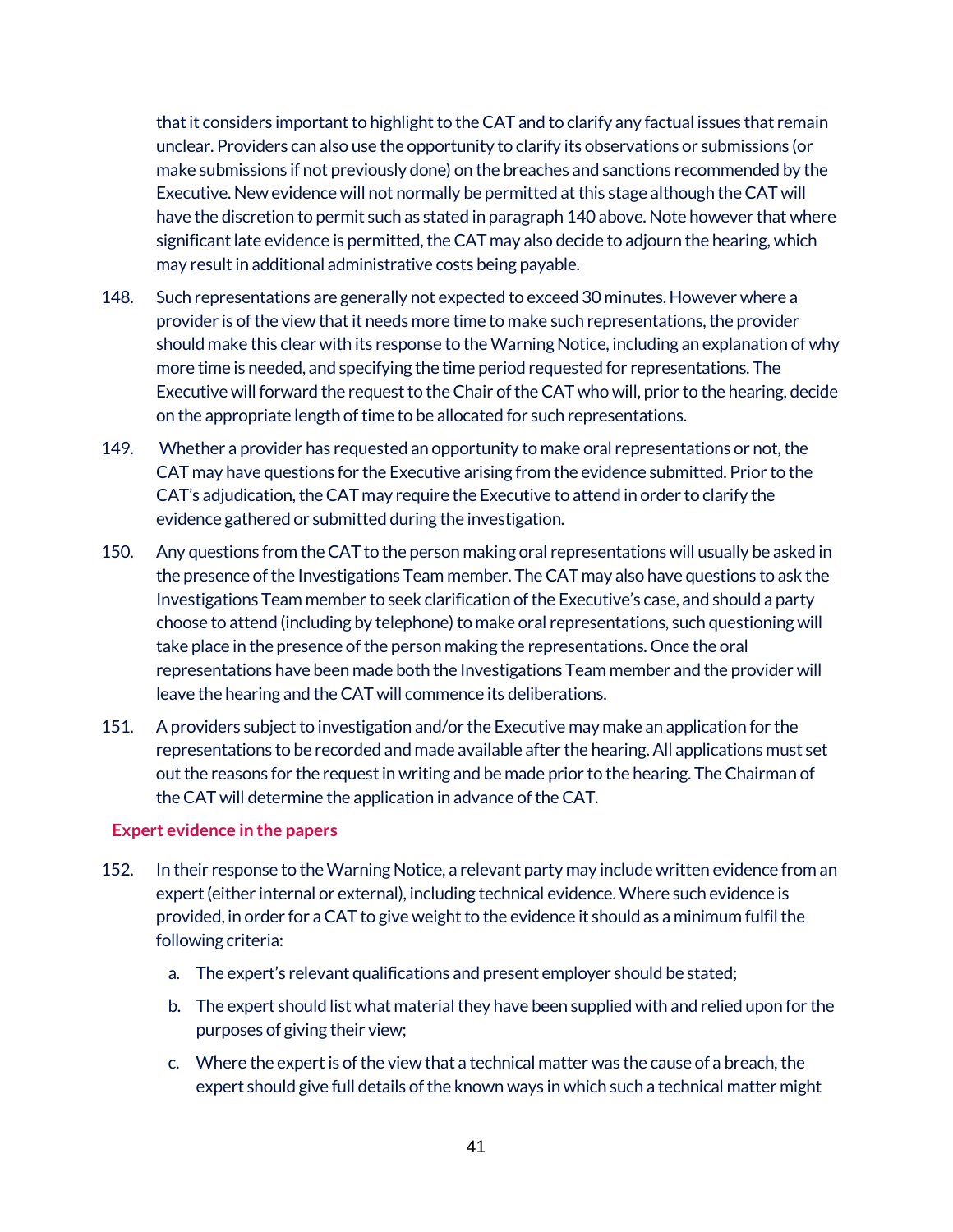that it considers important to highlight to the CAT and to clarify any factual issues that remain unclear. Providers can also use the opportunity to clarify its observations or submissions (or make submissions if not previously done) on the breaches and sanctions recommended by the Executive. New evidence will not normally be permitted at this stage although the CAT will have the discretion to permit such as stated in paragraph 140 above. Note however that where significant late evidence is permitted, the CAT may also decide to adjourn the hearing, which may result in additional administrative costs being payable.

148. Such representations are generally not expected to exceed 30 minutes. However where a provider is of the view that it needs more time to make such representations, the provider should make this clear with its response to the Warning Notice, including an explanation of why more time is needed, and specifying the time period requested for representations. The Executive will forward the request to the Chair of the CAT who will, prior to the hearing, decide on the appropriate length of time to be allocated for such representations.

149. Whether a provider has requested an opportunity to make oral representations or not, the CAT may have questions for the Executive arising from the evidence submitted. Prior to the CAT's adjudication, the CAT may require the Executive to attend in order to clarify the evidence gathered or submitted during the investigation.

150. Any questions from the CAT to the person making oral representations will usually be asked in the presence of the Investigations Team member. The CAT may also have questions to ask the Investigations Team member to seek clarification of the Executive's case, and should a party choose to attend (including by telephone) to make oral representations, such questioning will take place in the presence of the person making the representations. Once the oral representations have been made both the Investigations Team member and the provider will leave the hearing and the CAT will commence its deliberations.

151. A providers subject to investigation and/or the Executive may make an application for the representations to be recorded and made available after the hearing. All applications must set out the reasons for the request in writing and be made prior to the hearing. The Chairman of the CAT will determine the application in advance of the CAT.

### Expert evidence in the papers

152. In their response to the Warning Notice, a relevant party may include written evidence from an expert (either internal or external), including technical evidence. Where such evidence is provided, in order for a CAT to give weight to the evidence it should as a minimum fulfil the following criteria:

   a. The expert's relevant qualifications and present employer should be stated;

   b. The expert should list what material they have been supplied with and relied upon for the purposes of giving their view;

   c. Where the expert is of the view that a technical matter was the cause of a breach, the expert should give full details of the known ways in which such a technical matter might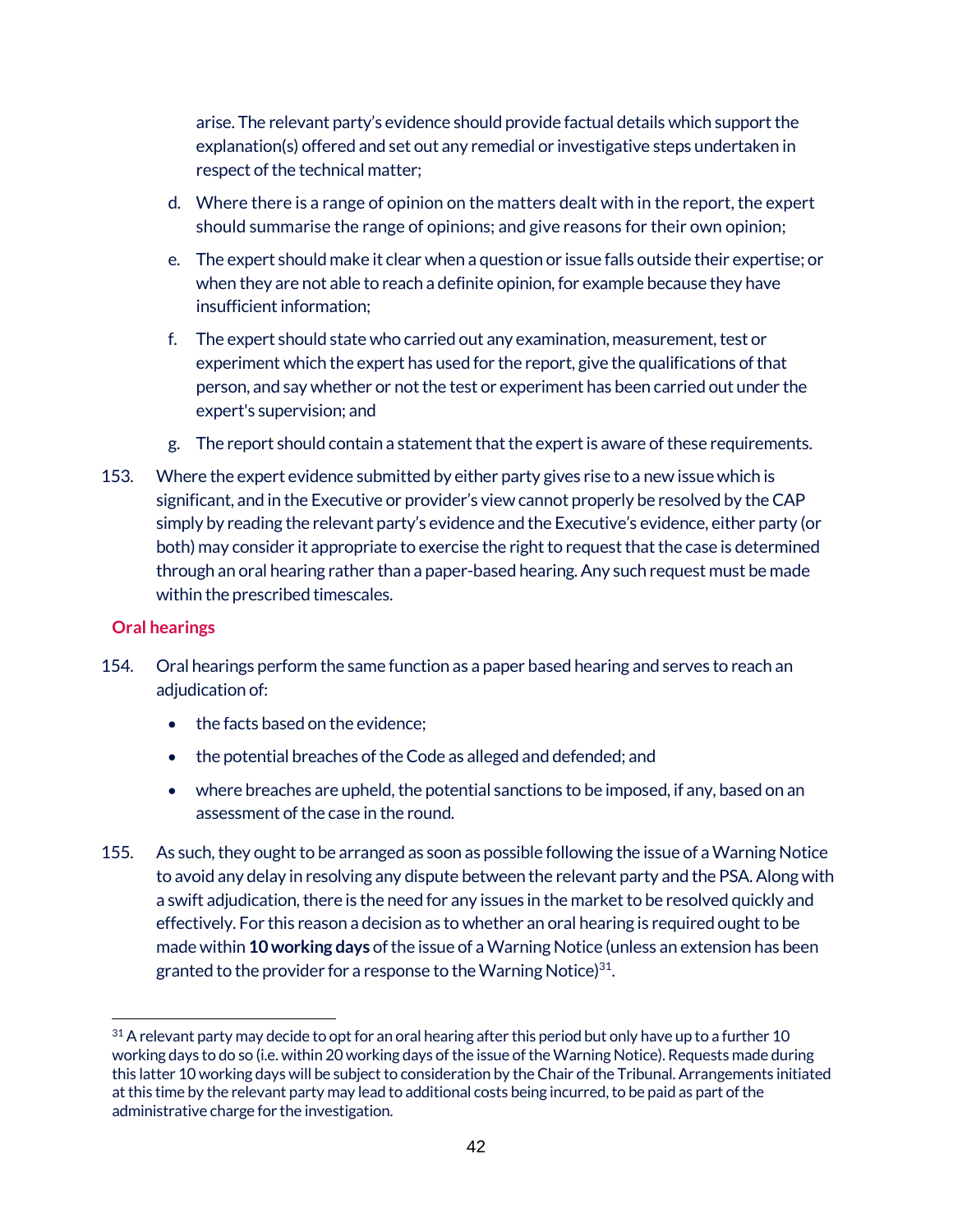arise. The relevant party's evidence should provide factual details which support the explanation(s) offered and set out any remedial or investigative steps undertaken in respect of the technical matter;

d. Where there is a range of opinion on the matters dealt with in the report, the expert should summarise the range of opinions; and give reasons for their own opinion;

e. The expert should make it clear when a question or issue falls outside their expertise; or when they are not able to reach a definite opinion, for example because they have insufficient information;

f. The expert should state who carried out any examination, measurement, test or experiment which the expert has used for the report, give the qualifications of that person, and say whether or not the test or experiment has been carried out under the expert's supervision; and

g. The report should contain a statement that the expert is aware of these requirements.

153. Where the expert evidence submitted by either party gives rise to a new issue which is significant, and in the Executive or provider's view cannot properly be resolved by the CAP simply by reading the relevant party's evidence and the Executive's evidence, either party (or both) may consider it appropriate to exercise the right to request that the case is determined through an oral hearing rather than a paper-based hearing. Any such request must be made within the prescribed timescales.

## Oral hearings

154. Oral hearings perform the same function as a paper based hearing and serves to reach an adjudication of:

- the facts based on the evidence;
- the potential breaches of the Code as alleged and defended; and
- where breaches are upheld, the potential sanctions to be imposed, if any, based on an assessment of the case in the round.

155. As such, they ought to be arranged as soon as possible following the issue of a Warning Notice to avoid any delay in resolving any dispute between the relevant party and the PSA. Along with a swift adjudication, there is the need for any issues in the market to be resolved quickly and effectively. For this reason a decision as to whether an oral hearing is required ought to be made within **10 working days** of the issue of a Warning Notice (unless an extension has been granted to the provider for a response to the Warning Notice)[31].

[31] A relevant party may decide to opt for an oral hearing after this period but only have up to a further 10 working days to do so (i.e. within 20 working days of the issue of the Warning Notice). Requests made during this latter 10 working days will be subject to consideration by the Chair of the Tribunal. Arrangements initiated at this time by the relevant party may lead to additional costs being incurred, to be paid as part of the administrative charge for the investigation.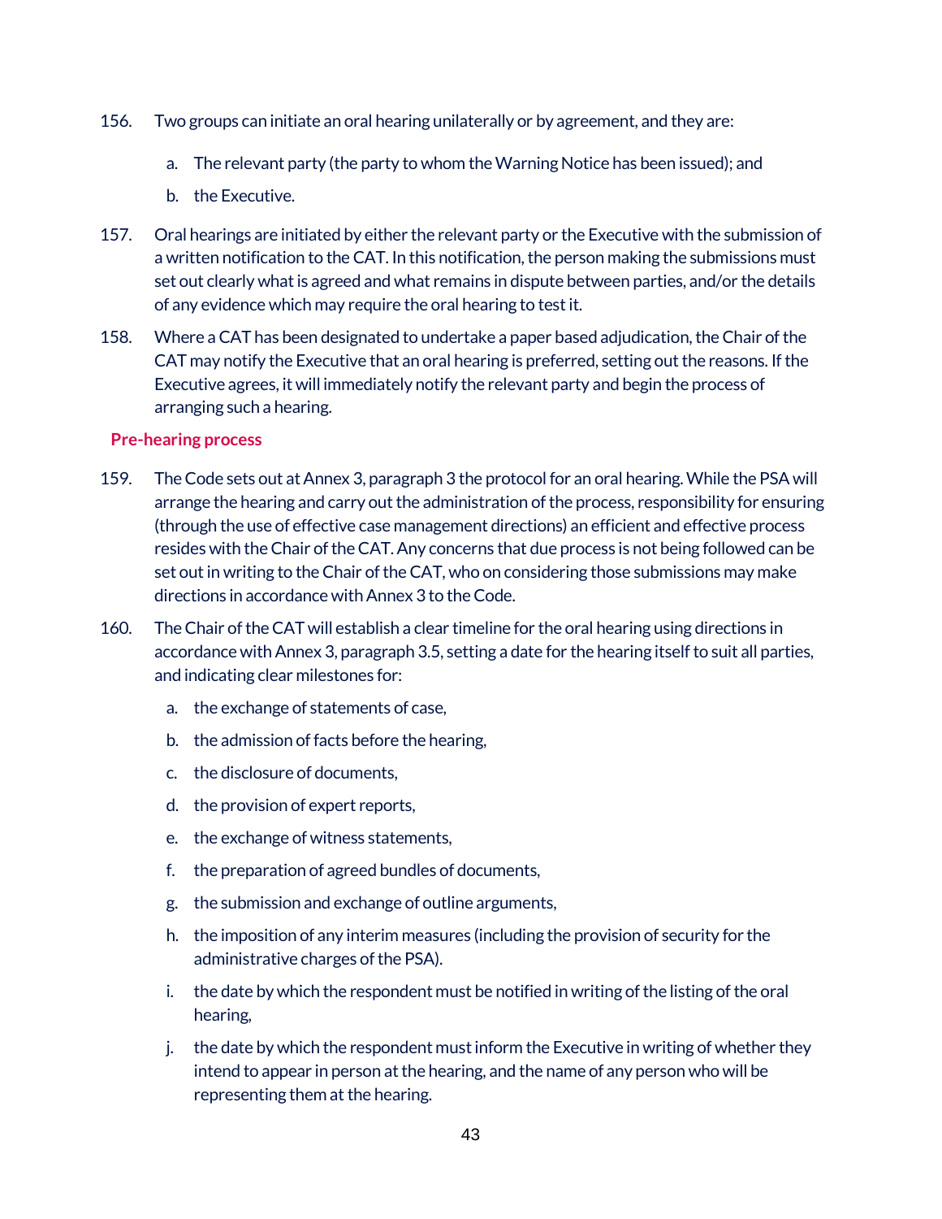156. Two groups can initiate an oral hearing unilaterally or by agreement, and they are:

   a. The relevant party (the party to whom the Warning Notice has been issued); and

   b. the Executive.

157. Oral hearings are initiated by either the relevant party or the Executive with the submission of a written notification to the CAT. In this notification, the person making the submissions must set out clearly what is agreed and what remains in dispute between parties, and/or the details of any evidence which may require the oral hearing to test it.

158. Where a CAT has been designated to undertake a paper based adjudication, the Chair of the CAT may notify the Executive that an oral hearing is preferred, setting out the reasons. If the Executive agrees, it will immediately notify the relevant party and begin the process of arranging such a hearing.

### Pre-hearing process

159. The Code sets out at Annex 3, paragraph 3 the protocol for an oral hearing. While the PSA will arrange the hearing and carry out the administration of the process, responsibility for ensuring (through the use of effective case management directions) an efficient and effective process resides with the Chair of the CAT. Any concerns that due process is not being followed can be set out in writing to the Chair of the CAT, who on considering those submissions may make directions in accordance with Annex 3 to the Code.

160. The Chair of the CAT will establish a clear timeline for the oral hearing using directions in accordance with Annex 3, paragraph 3.5, setting a date for the hearing itself to suit all parties, and indicating clear milestones for:

   a. the exchange of statements of case,

   b. the admission of facts before the hearing,

   c. the disclosure of documents,

   d. the provision of expert reports,

   e. the exchange of witness statements,

   f. the preparation of agreed bundles of documents,

   g. the submission and exchange of outline arguments,

   h. the imposition of any interim measures (including the provision of security for the administrative charges of the PSA).

   i. the date by which the respondent must be notified in writing of the listing of the oral hearing,

   j. the date by which the respondent must inform the Executive in writing of whether they intend to appear in person at the hearing, and the name of any person who will be representing them at the hearing.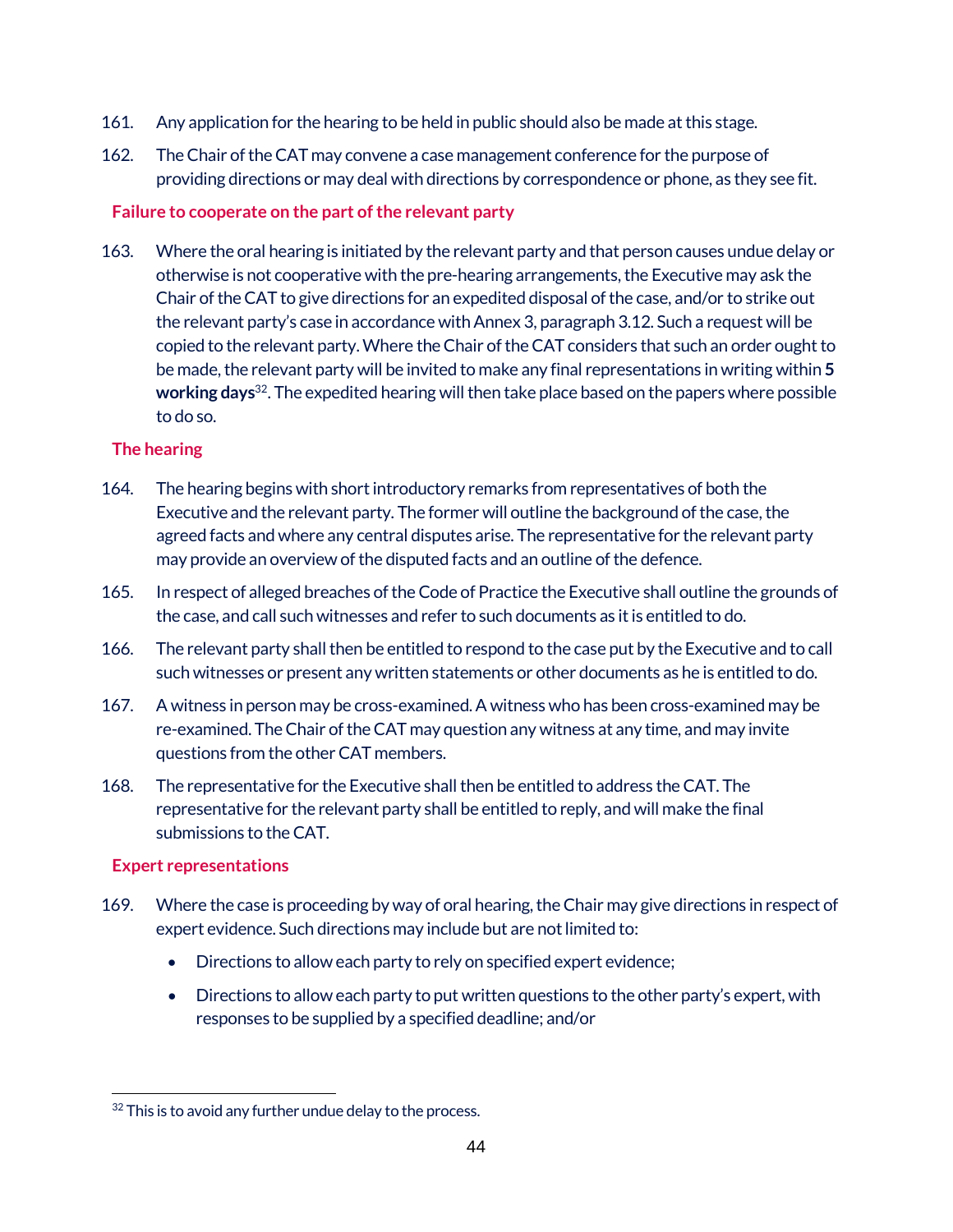161. Any application for the hearing to be held in public should also be made at this stage.

162. The Chair of the CAT may convene a case management conference for the purpose of providing directions or may deal with directions by correspondence or phone, as they see fit.

### Failure to cooperate on the part of the relevant party

163. Where the oral hearing is initiated by the relevant party and that person causes undue delay or otherwise is not cooperative with the pre-hearing arrangements, the Executive may ask the Chair of the CAT to give directions for an expedited disposal of the case, and/or to strike out the relevant party's case in accordance with Annex 3, paragraph 3.12. Such a request will be copied to the relevant party. Where the Chair of the CAT considers that such an order ought to be made, the relevant party will be invited to make any final representations in writing within **5 working days**[32]. The expedited hearing will then take place based on the papers where possible to do so.

### The hearing

164. The hearing begins with short introductory remarks from representatives of both the Executive and the relevant party. The former will outline the background of the case, the agreed facts and where any central disputes arise. The representative for the relevant party may provide an overview of the disputed facts and an outline of the defence.

165. In respect of alleged breaches of the Code of Practice the Executive shall outline the grounds of the case, and call such witnesses and refer to such documents as it is entitled to do.

166. The relevant party shall then be entitled to respond to the case put by the Executive and to call such witnesses or present any written statements or other documents as he is entitled to do.

167. A witness in person may be cross-examined. A witness who has been cross-examined may be re-examined. The Chair of the CAT may question any witness at any time, and may invite questions from the other CAT members.

168. The representative for the Executive shall then be entitled to address the CAT. The representative for the relevant party shall be entitled to reply, and will make the final submissions to the CAT.

### Expert representations

169. Where the case is proceeding by way of oral hearing, the Chair may give directions in respect of expert evidence. Such directions may include but are not limited to:

- Directions to allow each party to rely on specified expert evidence;
- Directions to allow each party to put written questions to the other party's expert, with responses to be supplied by a specified deadline; and/or

[32] This is to avoid any further undue delay to the process.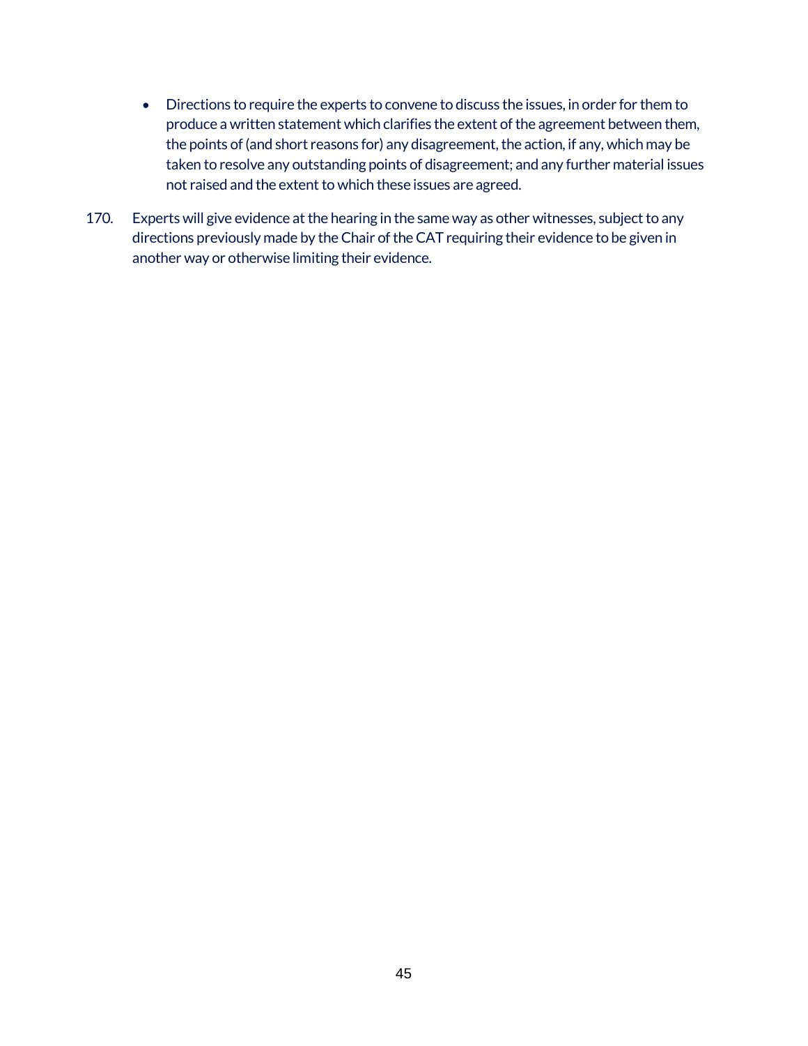- Directions to require the experts to convene to discuss the issues, in order for them to produce a written statement which clarifies the extent of the agreement between them, the points of (and short reasons for) any disagreement, the action, if any, which may be taken to resolve any outstanding points of disagreement; and any further material issues not raised and the extent to which these issues are agreed.

170. Experts will give evidence at the hearing in the same way as other witnesses, subject to any directions previously made by the Chair of the CAT requiring their evidence to be given in another way or otherwise limiting their evidence.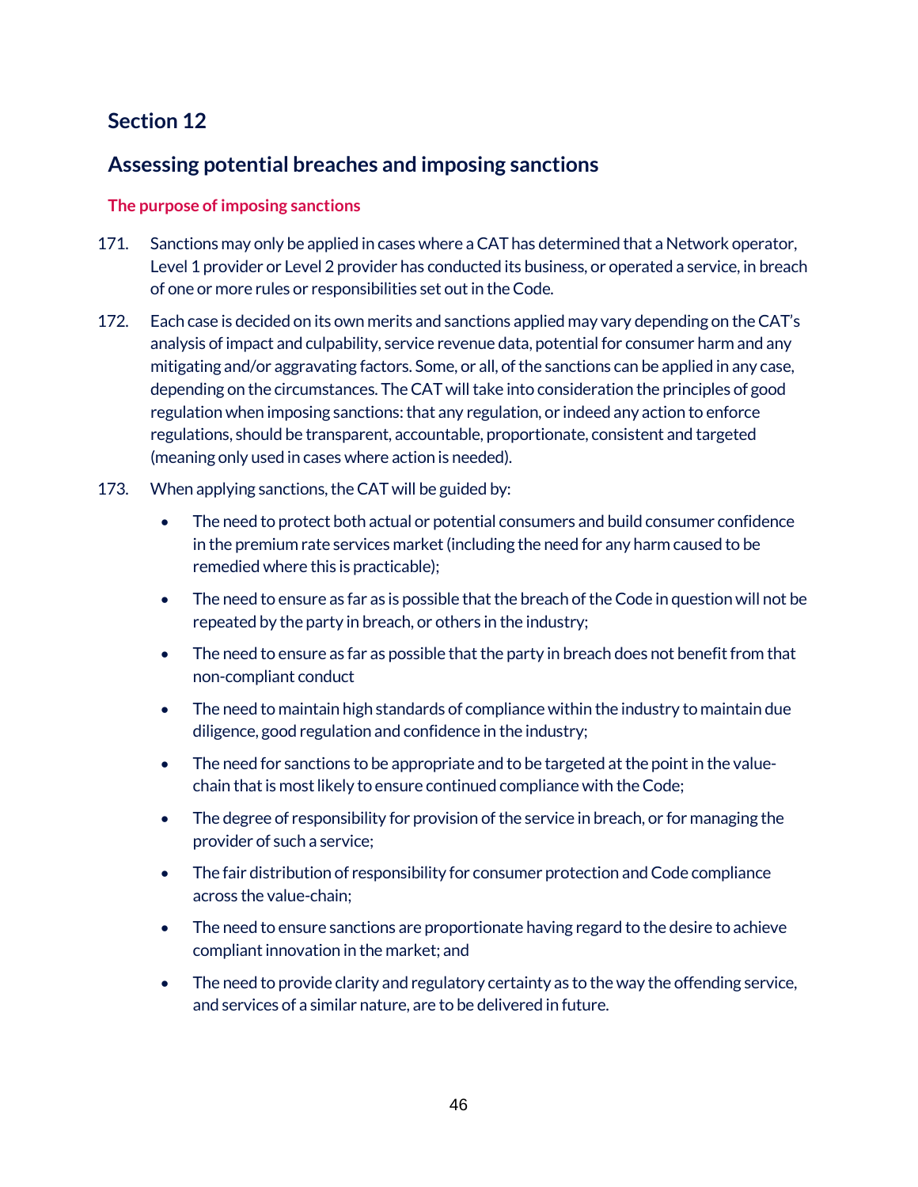## Section 12

## Assessing potential breaches and imposing sanctions

### The purpose of imposing sanctions

171. Sanctions may only be applied in cases where a CAT has determined that a Network operator, Level 1 provider or Level 2 provider has conducted its business, or operated a service, in breach of one or more rules or responsibilities set out in the Code.

172. Each case is decided on its own merits and sanctions applied may vary depending on the CAT's analysis of impact and culpability, service revenue data, potential for consumer harm and any mitigating and/or aggravating factors. Some, or all, of the sanctions can be applied in any case, depending on the circumstances. The CAT will take into consideration the principles of good regulation when imposing sanctions: that any regulation, or indeed any action to enforce regulations, should be transparent, accountable, proportionate, consistent and targeted (meaning only used in cases where action is needed).

173. When applying sanctions, the CAT will be guided by:

- The need to protect both actual or potential consumers and build consumer confidence in the premium rate services market (including the need for any harm caused to be remedied where this is practicable);
- The need to ensure as far as is possible that the breach of the Code in question will not be repeated by the party in breach, or others in the industry;
- The need to ensure as far as possible that the party in breach does not benefit from that non-compliant conduct
- The need to maintain high standards of compliance within the industry to maintain due diligence, good regulation and confidence in the industry;
- The need for sanctions to be appropriate and to be targeted at the point in the value-chain that is most likely to ensure continued compliance with the Code;
- The degree of responsibility for provision of the service in breach, or for managing the provider of such a service;
- The fair distribution of responsibility for consumer protection and Code compliance across the value-chain;
- The need to ensure sanctions are proportionate having regard to the desire to achieve compliant innovation in the market; and
- The need to provide clarity and regulatory certainty as to the way the offending service, and services of a similar nature, are to be delivered in future.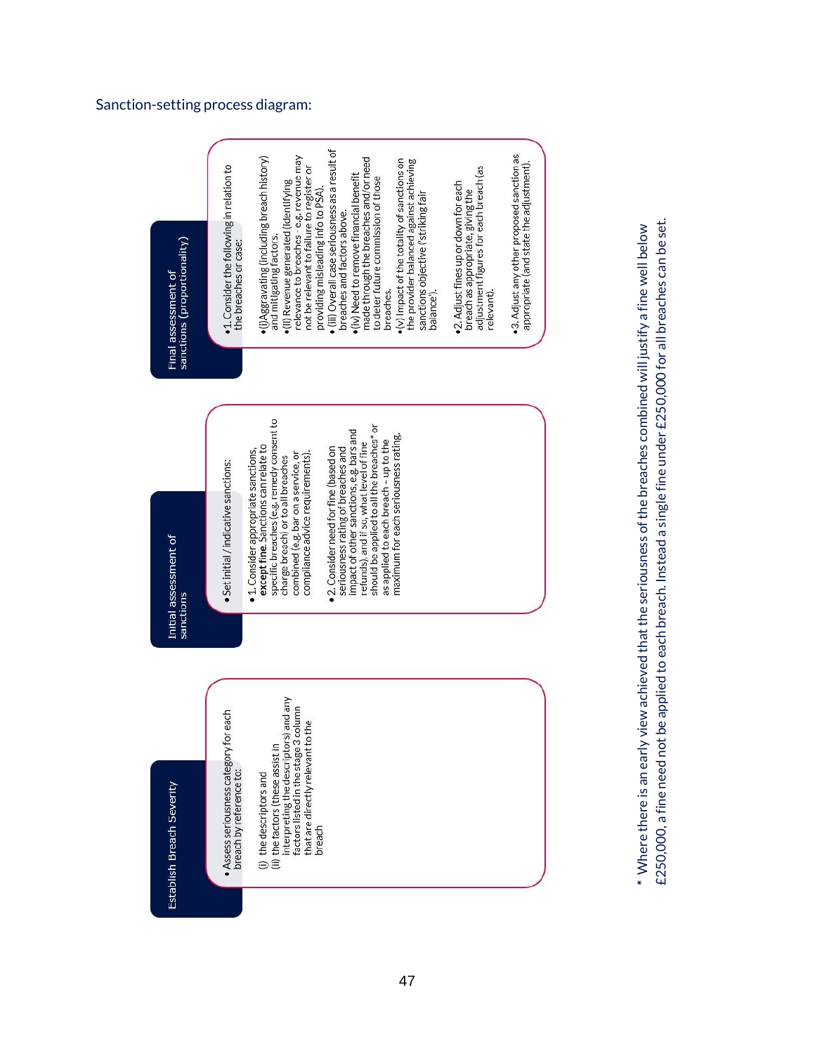Sanction-setting process diagram:

## Establish Breach Severity

- Assess seriousness category for each breach by reference to:

  (i) the descriptors and
  (ii) the factors (these assist in interpreting the descriptors) and any factors listed in the stage 3 column that are directly relevant to the breach

## Initial assessment of sanctions

- Set initial / indicative sanctions:
- 1. Consider appropriate sanctions, **except fine.** Sanctions can relate to specific breaches (e.g. remedy consent to charge breach) or to all breaches combined (e.g. bar on a service, or compliance advice requirements).
- 2. Consider need for fine (based on seriousness rating of breaches and impact of other sanctions, e.g. bars and refunds), and if so, what level of fine should be applied to all the breaches* or as applied to each breach – up to the maximum for each seriousness rating.

## Final assessment of sanctions (proportionality)

- 1. Consider the following in relation to the breaches or case:
  - (i)Aggravating (including breach history) and mitigating factors.
  - (ii) Revenue generated (identifying relevance to breaches - e.g. revenue may not be relevant to failure to register or providing misleading info to PSA).
  - (iii) Overall case seriousness as a result of breaches and factors above.
  - (iv) Need to remove financial benefit made through the breaches and/or need to deter future commission of those breaches.
  - (v) Impact of the totality of sanctions on the provider balanced against achieving sanctions objective ('striking fair balance').
- 2. Adjust fines up or down for each breach as appropriate, giving the adjustment figures for each breach (as relevant).
- 3. Adjust any other proposed sanction as appropriate (and state the adjustment).

\* Where there is an early view achieved that the seriousness of the breaches combined will justify a fine well below £250,000, a fine need not be applied to each breach. Instead a single fine under £250,000 for all breaches can be set.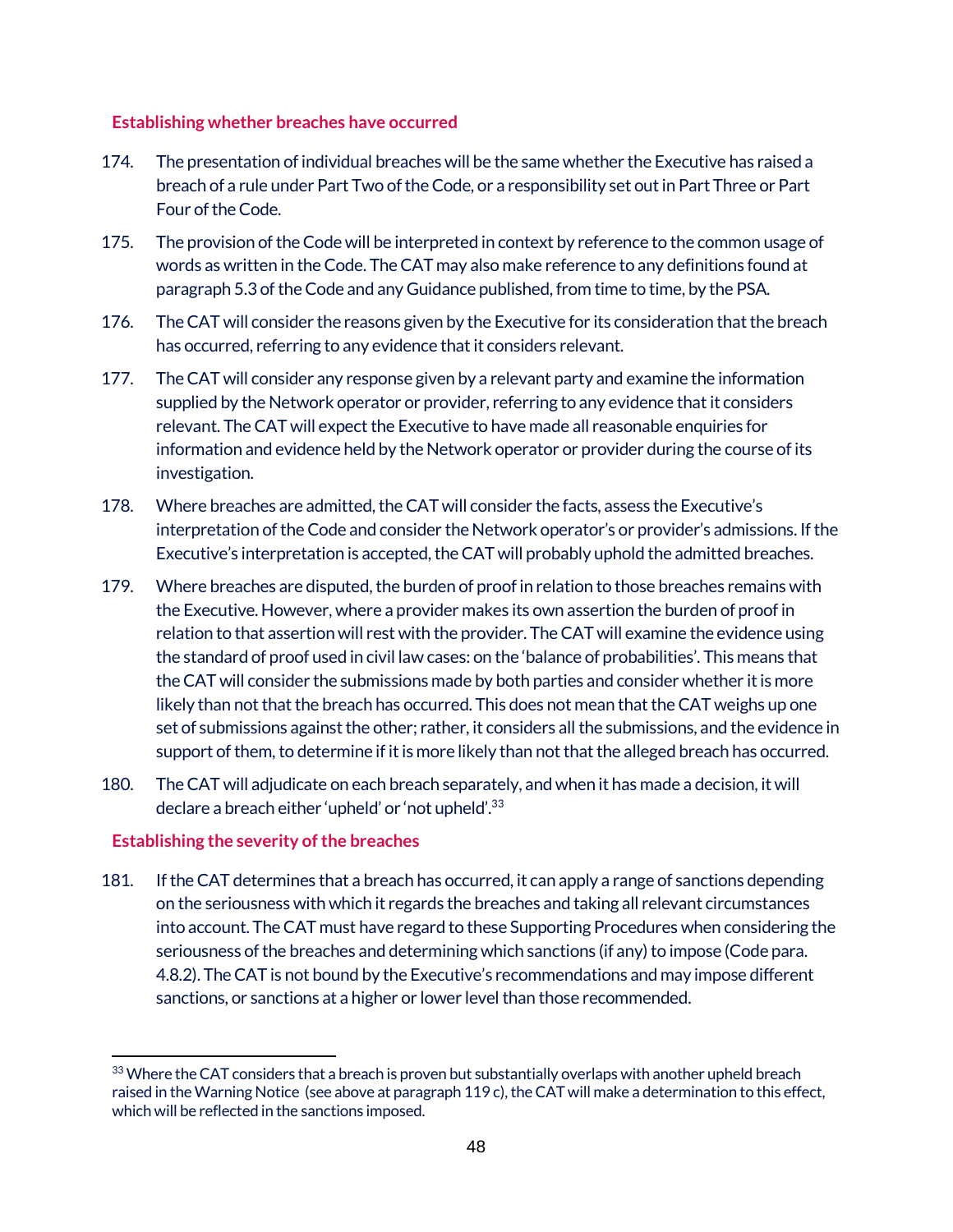### Establishing whether breaches have occurred

174. The presentation of individual breaches will be the same whether the Executive has raised a breach of a rule under Part Two of the Code, or a responsibility set out in Part Three or Part Four of the Code.

175. The provision of the Code will be interpreted in context by reference to the common usage of words as written in the Code. The CAT may also make reference to any definitions found at paragraph 5.3 of the Code and any Guidance published, from time to time, by the PSA.

176. The CAT will consider the reasons given by the Executive for its consideration that the breach has occurred, referring to any evidence that it considers relevant.

177. The CAT will consider any response given by a relevant party and examine the information supplied by the Network operator or provider, referring to any evidence that it considers relevant. The CAT will expect the Executive to have made all reasonable enquiries for information and evidence held by the Network operator or provider during the course of its investigation.

178. Where breaches are admitted, the CAT will consider the facts, assess the Executive's interpretation of the Code and consider the Network operator's or provider's admissions. If the Executive's interpretation is accepted, the CAT will probably uphold the admitted breaches.

179. Where breaches are disputed, the burden of proof in relation to those breaches remains with the Executive. However, where a provider makes its own assertion the burden of proof in relation to that assertion will rest with the provider. The CAT will examine the evidence using the standard of proof used in civil law cases: on the 'balance of probabilities'. This means that the CAT will consider the submissions made by both parties and consider whether it is more likely than not that the breach has occurred. This does not mean that the CAT weighs up one set of submissions against the other; rather, it considers all the submissions, and the evidence in support of them, to determine if it is more likely than not that the alleged breach has occurred.

180. The CAT will adjudicate on each breach separately, and when it has made a decision, it will declare a breach either 'upheld' or 'not upheld'.[33]

### Establishing the severity of the breaches

181. If the CAT determines that a breach has occurred, it can apply a range of sanctions depending on the seriousness with which it regards the breaches and taking all relevant circumstances into account. The CAT must have regard to these Supporting Procedures when considering the seriousness of the breaches and determining which sanctions (if any) to impose (Code para. 4.8.2). The CAT is not bound by the Executive's recommendations and may impose different sanctions, or sanctions at a higher or lower level than those recommended.

---

[33] Where the CAT considers that a breach is proven but substantially overlaps with another upheld breach raised in the Warning Notice (see above at paragraph 119 c), the CAT will make a determination to this effect, which will be reflected in the sanctions imposed.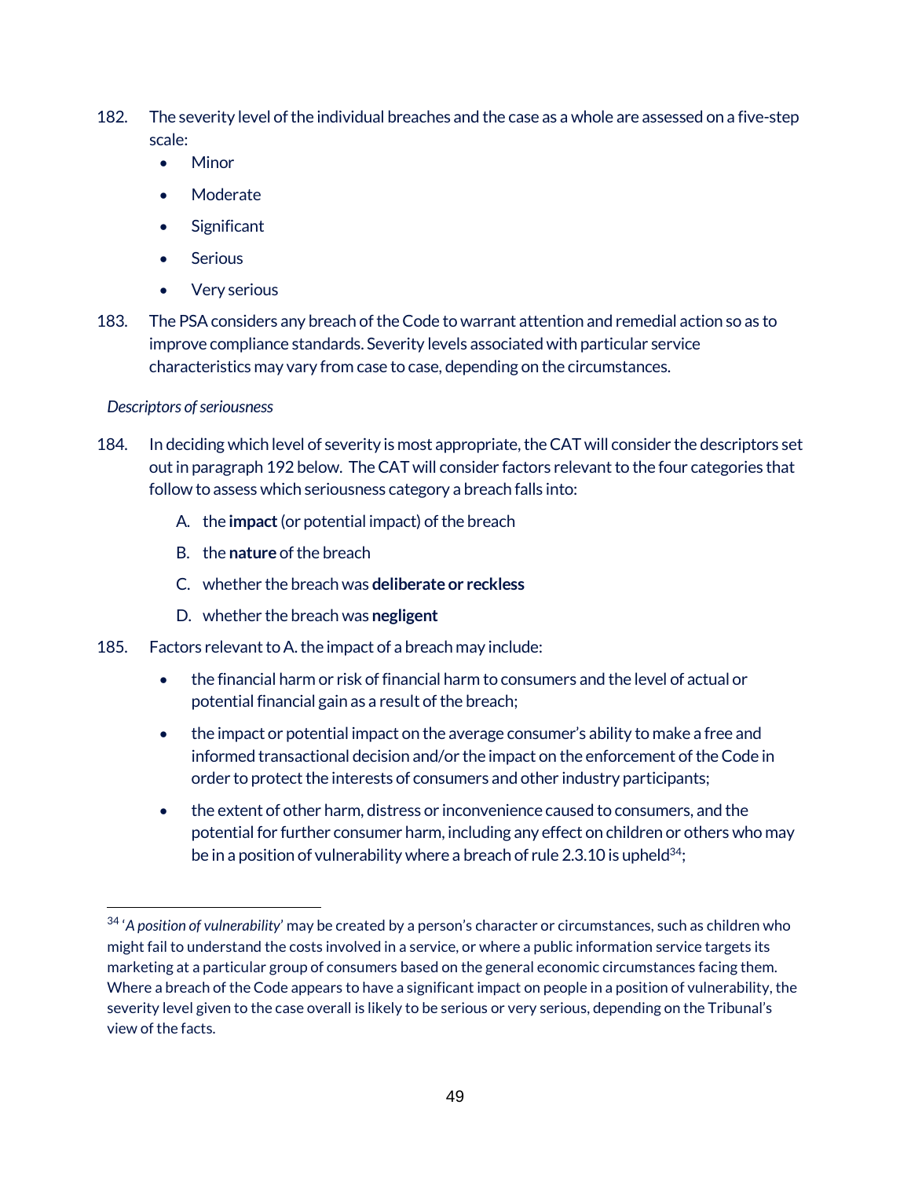182. The severity level of the individual breaches and the case as a whole are assessed on a five-step scale:

- Minor
- Moderate
- Significant
- Serious
- Very serious

183. The PSA considers any breach of the Code to warrant attention and remedial action so as to improve compliance standards. Severity levels associated with particular service characteristics may vary from case to case, depending on the circumstances.

*Descriptors of seriousness*

184. In deciding which level of severity is most appropriate, the CAT will consider the descriptors set out in paragraph 192 below. The CAT will consider factors relevant to the four categories that follow to assess which seriousness category a breach falls into:

   A. the **impact** (or potential impact) of the breach

   B. the **nature** of the breach

   C. whether the breach was **deliberate or reckless**

   D. whether the breach was **negligent**

185. Factors relevant to A. the impact of a breach may include:

- the financial harm or risk of financial harm to consumers and the level of actual or potential financial gain as a result of the breach;
- the impact or potential impact on the average consumer's ability to make a free and informed transactional decision and/or the impact on the enforcement of the Code in order to protect the interests of consumers and other industry participants;
- the extent of other harm, distress or inconvenience caused to consumers, and the potential for further consumer harm, including any effect on children or others who may be in a position of vulnerability where a breach of rule 2.3.10 is upheld[34];

[34] '*A position of vulnerability*' may be created by a person's character or circumstances, such as children who might fail to understand the costs involved in a service, or where a public information service targets its marketing at a particular group of consumers based on the general economic circumstances facing them. Where a breach of the Code appears to have a significant impact on people in a position of vulnerability, the severity level given to the case overall is likely to be serious or very serious, depending on the Tribunal's view of the facts.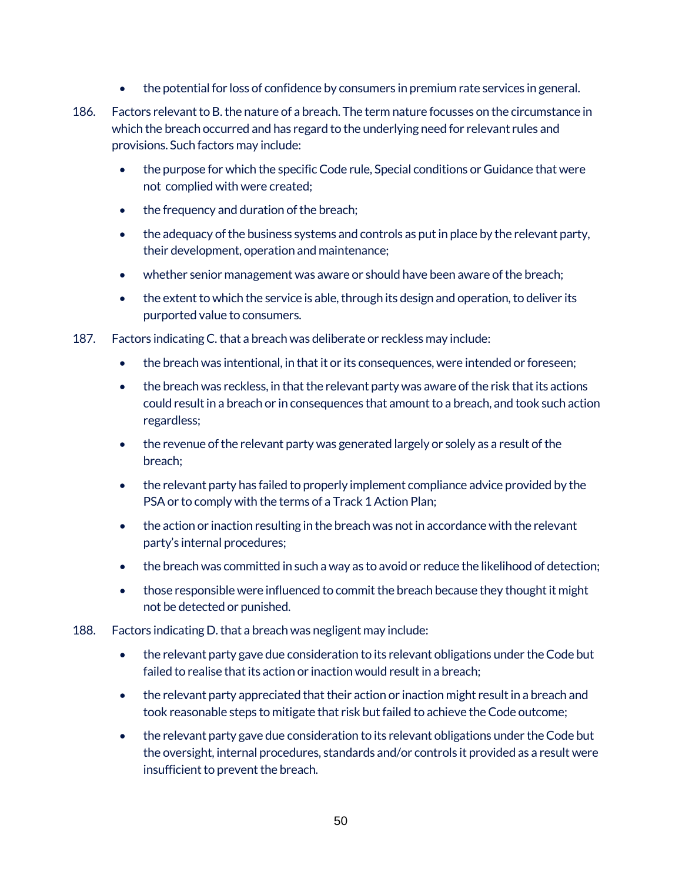- the potential for loss of confidence by consumers in premium rate services in general.

186. Factors relevant to B. the nature of a breach. The term nature focusses on the circumstance in which the breach occurred and has regard to the underlying need for relevant rules and provisions. Such factors may include:

    - the purpose for which the specific Code rule, Special conditions or Guidance that were not complied with were created;
    - the frequency and duration of the breach;
    - the adequacy of the business systems and controls as put in place by the relevant party, their development, operation and maintenance;
    - whether senior management was aware or should have been aware of the breach;
    - the extent to which the service is able, through its design and operation, to deliver its purported value to consumers.

187. Factors indicating C. that a breach was deliberate or reckless may include:

    - the breach was intentional, in that it or its consequences, were intended or foreseen;
    - the breach was reckless, in that the relevant party was aware of the risk that its actions could result in a breach or in consequences that amount to a breach, and took such action regardless;
    - the revenue of the relevant party was generated largely or solely as a result of the breach;
    - the relevant party has failed to properly implement compliance advice provided by the PSA or to comply with the terms of a Track 1 Action Plan;
    - the action or inaction resulting in the breach was not in accordance with the relevant party's internal procedures;
    - the breach was committed in such a way as to avoid or reduce the likelihood of detection;
    - those responsible were influenced to commit the breach because they thought it might not be detected or punished.

188. Factors indicating D. that a breach was negligent may include:

    - the relevant party gave due consideration to its relevant obligations under the Code but failed to realise that its action or inaction would result in a breach;
    - the relevant party appreciated that their action or inaction might result in a breach and took reasonable steps to mitigate that risk but failed to achieve the Code outcome;
    - the relevant party gave due consideration to its relevant obligations under the Code but the oversight, internal procedures, standards and/or controls it provided as a result were insufficient to prevent the breach.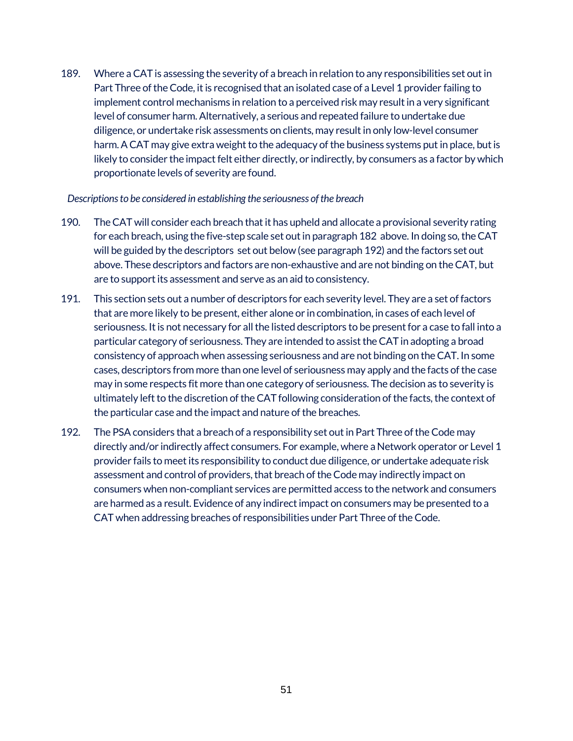189. Where a CAT is assessing the severity of a breach in relation to any responsibilities set out in Part Three of the Code, it is recognised that an isolated case of a Level 1 provider failing to implement control mechanisms in relation to a perceived risk may result in a very significant level of consumer harm. Alternatively, a serious and repeated failure to undertake due diligence, or undertake risk assessments on clients, may result in only low-level consumer harm. A CAT may give extra weight to the adequacy of the business systems put in place, but is likely to consider the impact felt either directly, or indirectly, by consumers as a factor by which proportionate levels of severity are found.

*Descriptions to be considered in establishing the seriousness of the breach*

190. The CAT will consider each breach that it has upheld and allocate a provisional severity rating for each breach, using the five-step scale set out in paragraph 182 above. In doing so, the CAT will be guided by the descriptors set out below (see paragraph 192) and the factors set out above. These descriptors and factors are non-exhaustive and are not binding on the CAT, but are to support its assessment and serve as an aid to consistency.

191. This section sets out a number of descriptors for each severity level. They are a set of factors that are more likely to be present, either alone or in combination, in cases of each level of seriousness. It is not necessary for all the listed descriptors to be present for a case to fall into a particular category of seriousness. They are intended to assist the CAT in adopting a broad consistency of approach when assessing seriousness and are not binding on the CAT. In some cases, descriptors from more than one level of seriousness may apply and the facts of the case may in some respects fit more than one category of seriousness. The decision as to severity is ultimately left to the discretion of the CAT following consideration of the facts, the context of the particular case and the impact and nature of the breaches.

192. The PSA considers that a breach of a responsibility set out in Part Three of the Code may directly and/or indirectly affect consumers. For example, where a Network operator or Level 1 provider fails to meet its responsibility to conduct due diligence, or undertake adequate risk assessment and control of providers, that breach of the Code may indirectly impact on consumers when non-compliant services are permitted access to the network and consumers are harmed as a result. Evidence of any indirect impact on consumers may be presented to a CAT when addressing breaches of responsibilities under Part Three of the Code.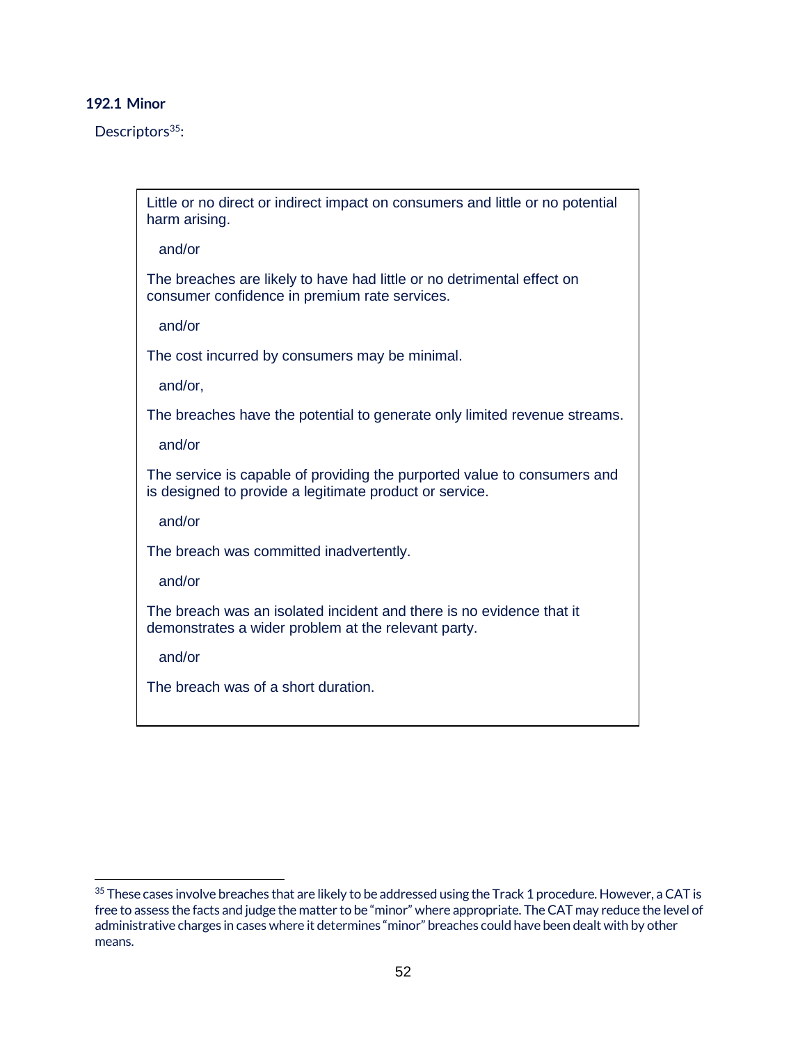### 192.1 Minor

Descriptors[35]:

> Little or no direct or indirect impact on consumers and little or no potential harm arising.
>
> and/or
>
> The breaches are likely to have had little or no detrimental effect on consumer confidence in premium rate services.
>
> and/or
>
> The cost incurred by consumers may be minimal.
>
> and/or,
>
> The breaches have the potential to generate only limited revenue streams.
>
> and/or
>
> The service is capable of providing the purported value to consumers and is designed to provide a legitimate product or service.
>
> and/or
>
> The breach was committed inadvertently.
>
> and/or
>
> The breach was an isolated incident and there is no evidence that it demonstrates a wider problem at the relevant party.
>
> and/or
>
> The breach was of a short duration.

[35] These cases involve breaches that are likely to be addressed using the Track 1 procedure. However, a CAT is free to assess the facts and judge the matter to be "minor" where appropriate. The CAT may reduce the level of administrative charges in cases where it determines "minor" breaches could have been dealt with by other means.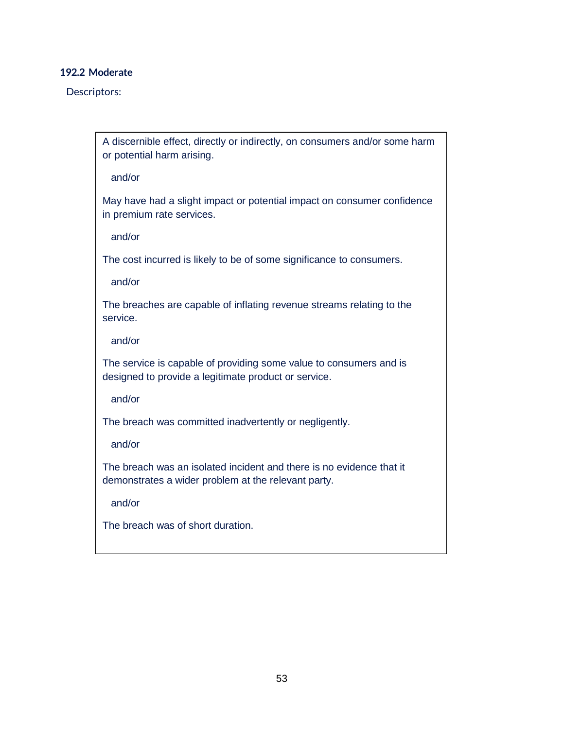### 192.2 Moderate

Descriptors:

A discernible effect, directly or indirectly, on consumers and/or some harm or potential harm arising.

and/or

May have had a slight impact or potential impact on consumer confidence in premium rate services.

and/or

The cost incurred is likely to be of some significance to consumers.

and/or

The breaches are capable of inflating revenue streams relating to the service.

and/or

The service is capable of providing some value to consumers and is designed to provide a legitimate product or service.

and/or

The breach was committed inadvertently or negligently.

and/or

The breach was an isolated incident and there is no evidence that it demonstrates a wider problem at the relevant party.

and/or

The breach was of short duration.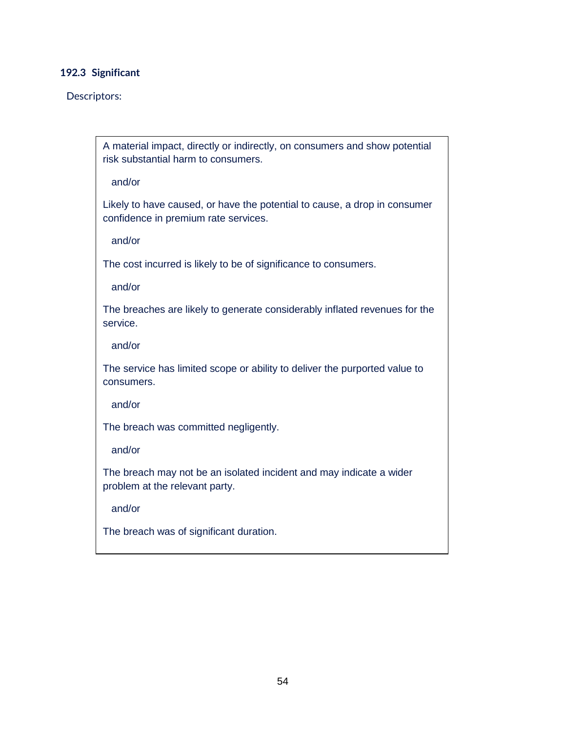### 192.3 Significant

Descriptors:

A material impact, directly or indirectly, on consumers and show potential risk substantial harm to consumers.

and/or

Likely to have caused, or have the potential to cause, a drop in consumer confidence in premium rate services.

and/or

The cost incurred is likely to be of significance to consumers.

and/or

The breaches are likely to generate considerably inflated revenues for the service.

and/or

The service has limited scope or ability to deliver the purported value to consumers.

and/or

The breach was committed negligently.

and/or

The breach may not be an isolated incident and may indicate a wider problem at the relevant party.

and/or

The breach was of significant duration.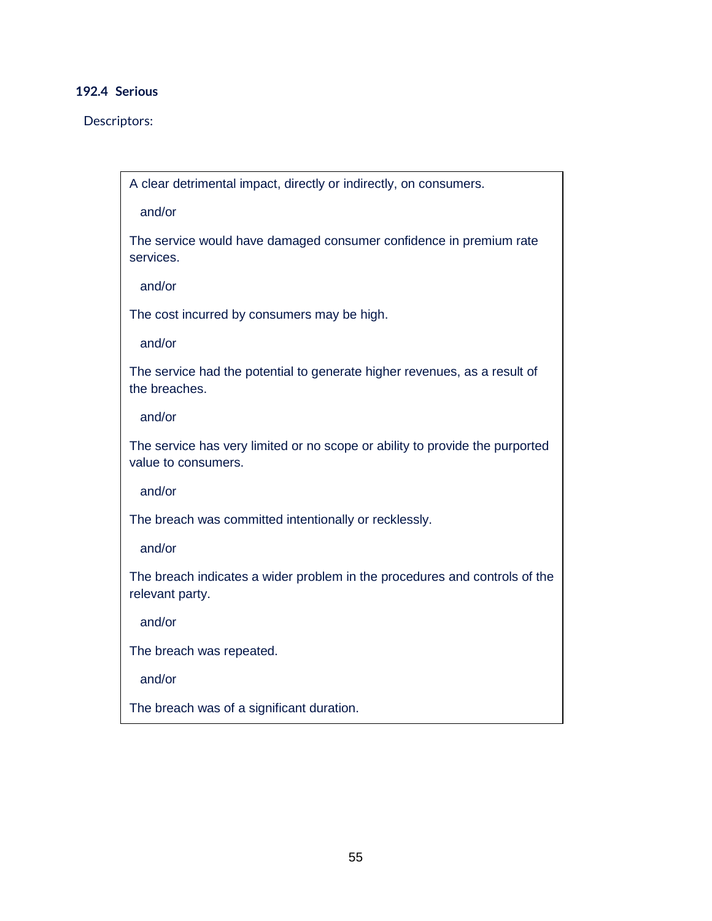### 192.4 Serious

Descriptors:

A clear detrimental impact, directly or indirectly, on consumers.

and/or

The service would have damaged consumer confidence in premium rate services.

and/or

The cost incurred by consumers may be high.

and/or

The service had the potential to generate higher revenues, as a result of the breaches.

and/or

The service has very limited or no scope or ability to provide the purported value to consumers.

and/or

The breach was committed intentionally or recklessly.

and/or

The breach indicates a wider problem in the procedures and controls of the relevant party.

and/or

The breach was repeated.

and/or

The breach was of a significant duration.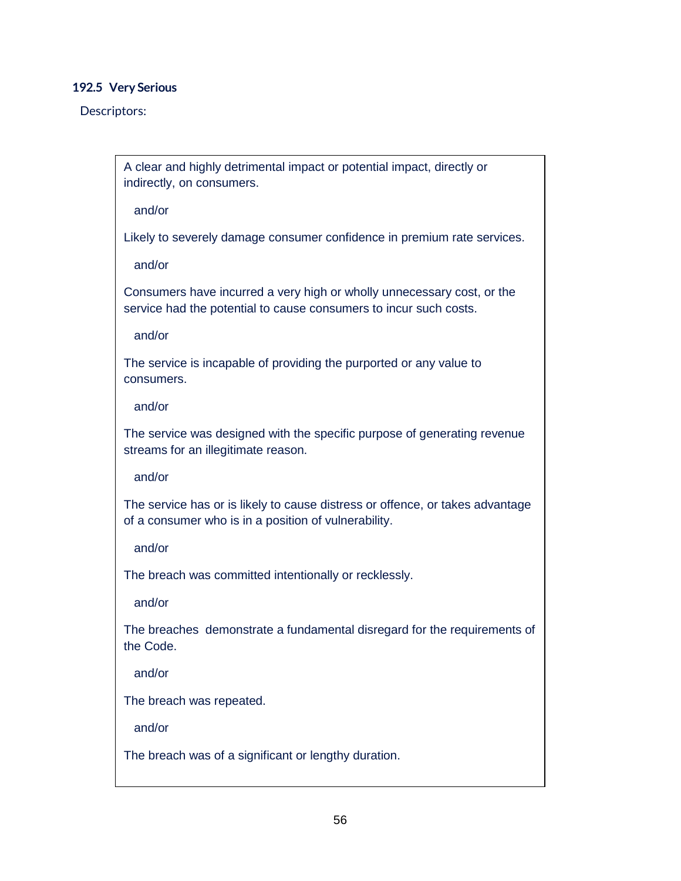### 192.5 Very Serious

Descriptors:

A clear and highly detrimental impact or potential impact, directly or indirectly, on consumers.

and/or

Likely to severely damage consumer confidence in premium rate services.

and/or

Consumers have incurred a very high or wholly unnecessary cost, or the service had the potential to cause consumers to incur such costs.

and/or

The service is incapable of providing the purported or any value to consumers.

and/or

The service was designed with the specific purpose of generating revenue streams for an illegitimate reason.

and/or

The service has or is likely to cause distress or offence, or takes advantage of a consumer who is in a position of vulnerability.

and/or

The breach was committed intentionally or recklessly.

and/or

The breaches demonstrate a fundamental disregard for the requirements of the Code.

and/or

The breach was repeated.

and/or

The breach was of a significant or lengthy duration.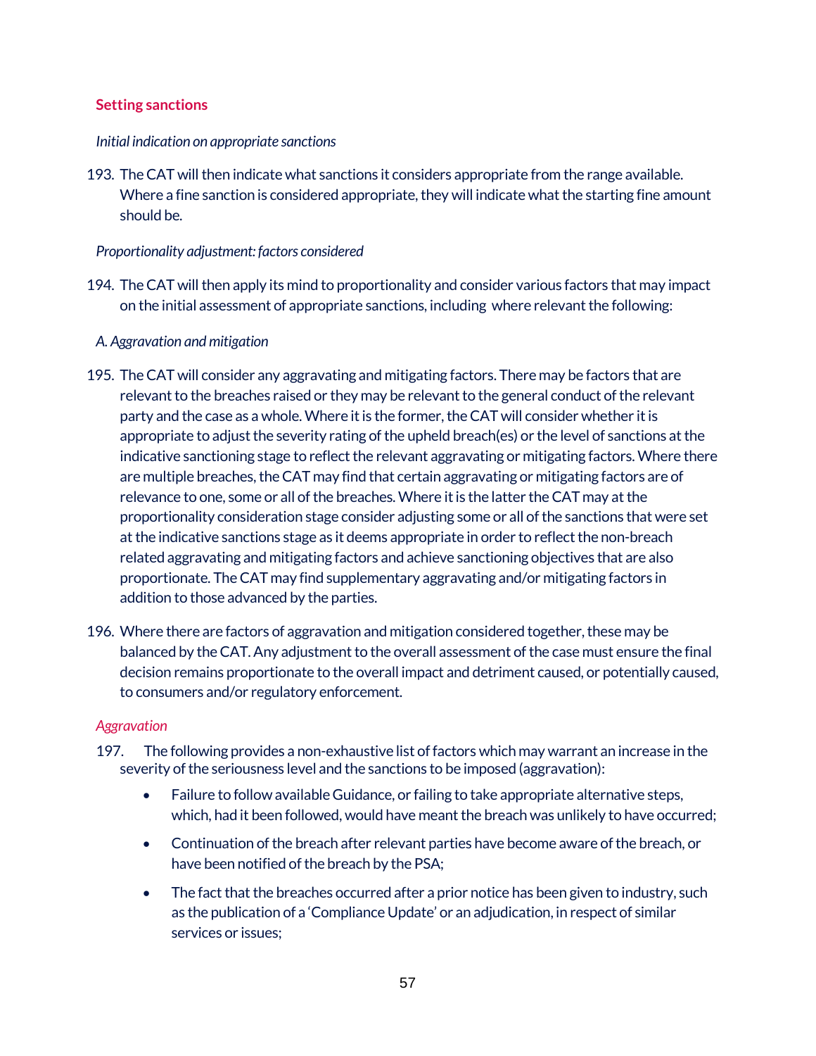## Setting sanctions

*Initial indication on appropriate sanctions*

193. The CAT will then indicate what sanctions it considers appropriate from the range available. Where a fine sanction is considered appropriate, they will indicate what the starting fine amount should be.

*Proportionality adjustment: factors considered*

194. The CAT will then apply its mind to proportionality and consider various factors that may impact on the initial assessment of appropriate sanctions, including where relevant the following:

*A. Aggravation and mitigation*

195. The CAT will consider any aggravating and mitigating factors. There may be factors that are relevant to the breaches raised or they may be relevant to the general conduct of the relevant party and the case as a whole. Where it is the former, the CAT will consider whether it is appropriate to adjust the severity rating of the upheld breach(es) or the level of sanctions at the indicative sanctioning stage to reflect the relevant aggravating or mitigating factors. Where there are multiple breaches, the CAT may find that certain aggravating or mitigating factors are of relevance to one, some or all of the breaches. Where it is the latter the CAT may at the proportionality consideration stage consider adjusting some or all of the sanctions that were set at the indicative sanctions stage as it deems appropriate in order to reflect the non-breach related aggravating and mitigating factors and achieve sanctioning objectives that are also proportionate. The CAT may find supplementary aggravating and/or mitigating factors in addition to those advanced by the parties.

196. Where there are factors of aggravation and mitigation considered together, these may be balanced by the CAT. Any adjustment to the overall assessment of the case must ensure the final decision remains proportionate to the overall impact and detriment caused, or potentially caused, to consumers and/or regulatory enforcement.

*Aggravation*

197. The following provides a non-exhaustive list of factors which may warrant an increase in the severity of the seriousness level and the sanctions to be imposed (aggravation):

- Failure to follow available Guidance, or failing to take appropriate alternative steps, which, had it been followed, would have meant the breach was unlikely to have occurred;
- Continuation of the breach after relevant parties have become aware of the breach, or have been notified of the breach by the PSA;
- The fact that the breaches occurred after a prior notice has been given to industry, such as the publication of a 'Compliance Update' or an adjudication, in respect of similar services or issues;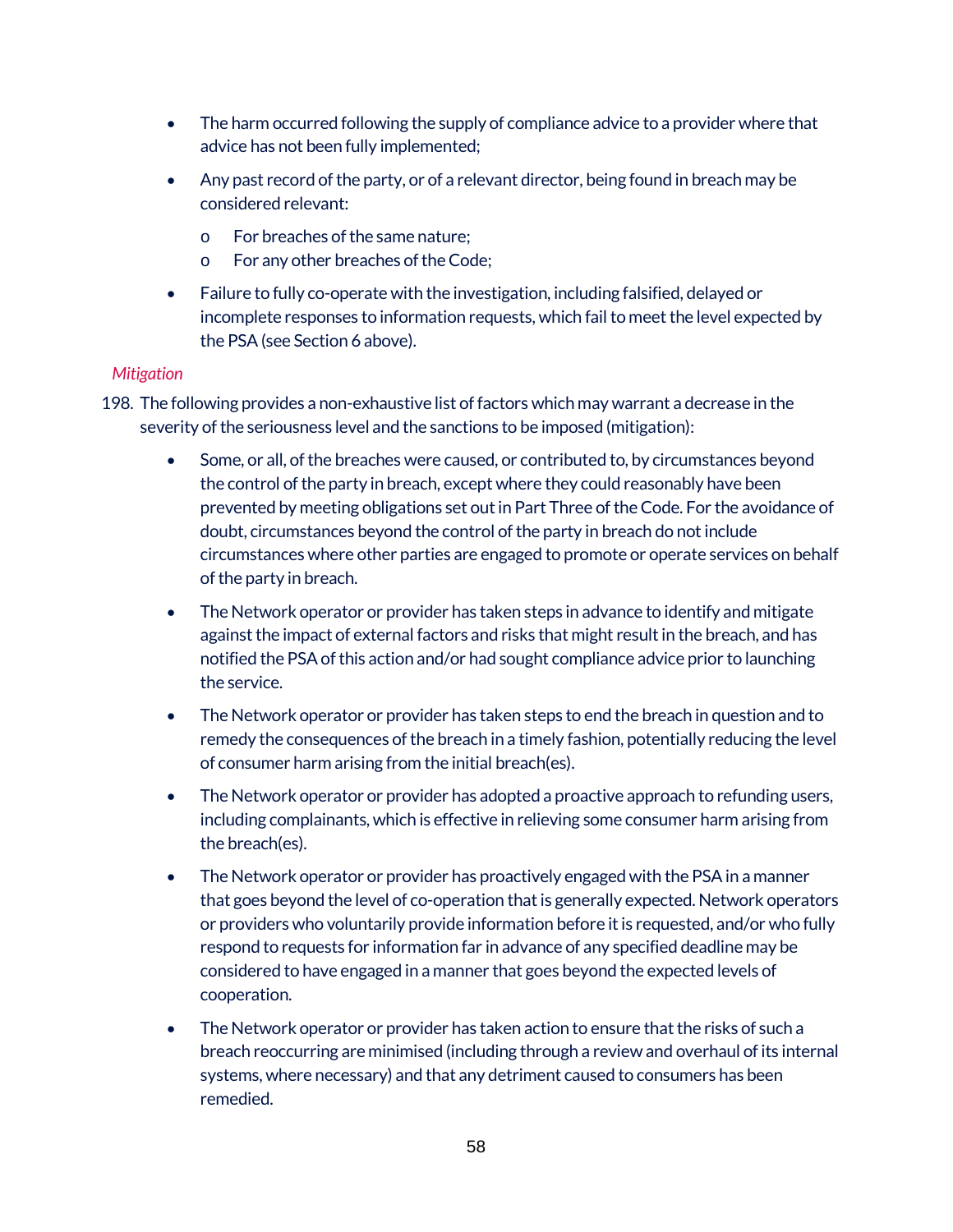- The harm occurred following the supply of compliance advice to a provider where that advice has not been fully implemented;
- Any past record of the party, or of a relevant director, being found in breach may be considered relevant:
  - For breaches of the same nature;
  - For any other breaches of the Code;
- Failure to fully co-operate with the investigation, including falsified, delayed or incomplete responses to information requests, which fail to meet the level expected by the PSA (see Section 6 above).

*Mitigation*

198. The following provides a non-exhaustive list of factors which may warrant a decrease in the severity of the seriousness level and the sanctions to be imposed (mitigation):

- Some, or all, of the breaches were caused, or contributed to, by circumstances beyond the control of the party in breach, except where they could reasonably have been prevented by meeting obligations set out in Part Three of the Code. For the avoidance of doubt, circumstances beyond the control of the party in breach do not include circumstances where other parties are engaged to promote or operate services on behalf of the party in breach.
- The Network operator or provider has taken steps in advance to identify and mitigate against the impact of external factors and risks that might result in the breach, and has notified the PSA of this action and/or had sought compliance advice prior to launching the service.
- The Network operator or provider has taken steps to end the breach in question and to remedy the consequences of the breach in a timely fashion, potentially reducing the level of consumer harm arising from the initial breach(es).
- The Network operator or provider has adopted a proactive approach to refunding users, including complainants, which is effective in relieving some consumer harm arising from the breach(es).
- The Network operator or provider has proactively engaged with the PSA in a manner that goes beyond the level of co-operation that is generally expected. Network operators or providers who voluntarily provide information before it is requested, and/or who fully respond to requests for information far in advance of any specified deadline may be considered to have engaged in a manner that goes beyond the expected levels of cooperation.
- The Network operator or provider has taken action to ensure that the risks of such a breach reoccurring are minimised (including through a review and overhaul of its internal systems, where necessary) and that any detriment caused to consumers has been remedied.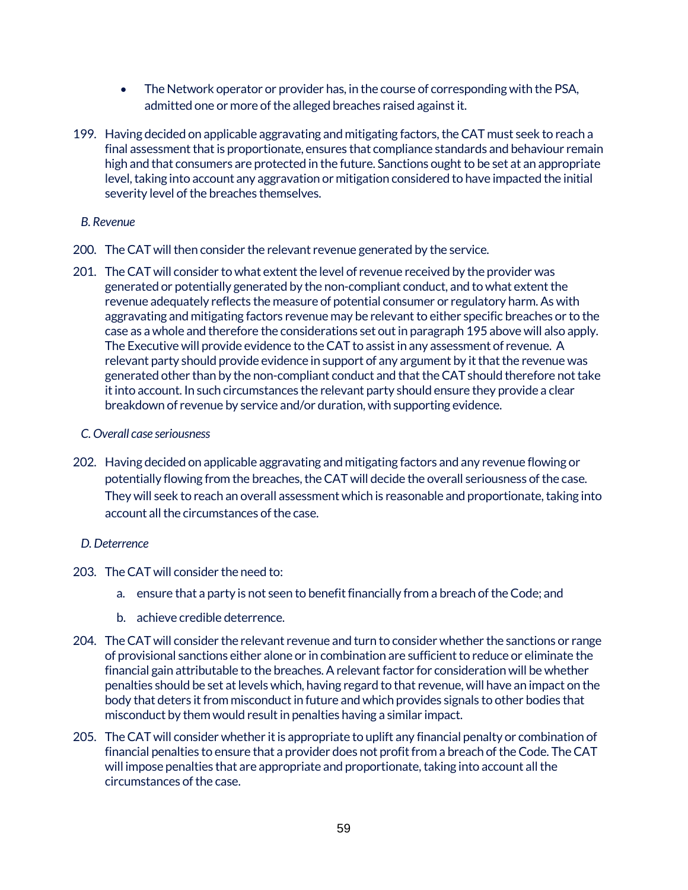- The Network operator or provider has, in the course of corresponding with the PSA, admitted one or more of the alleged breaches raised against it.

199. Having decided on applicable aggravating and mitigating factors, the CAT must seek to reach a final assessment that is proportionate, ensures that compliance standards and behaviour remain high and that consumers are protected in the future. Sanctions ought to be set at an appropriate level, taking into account any aggravation or mitigation considered to have impacted the initial severity level of the breaches themselves.

*B. Revenue*

200. The CAT will then consider the relevant revenue generated by the service.

201. The CAT will consider to what extent the level of revenue received by the provider was generated or potentially generated by the non-compliant conduct, and to what extent the revenue adequately reflects the measure of potential consumer or regulatory harm. As with aggravating and mitigating factors revenue may be relevant to either specific breaches or to the case as a whole and therefore the considerations set out in paragraph 195 above will also apply. The Executive will provide evidence to the CAT to assist in any assessment of revenue. A relevant party should provide evidence in support of any argument by it that the revenue was generated other than by the non-compliant conduct and that the CAT should therefore not take it into account. In such circumstances the relevant party should ensure they provide a clear breakdown of revenue by service and/or duration, with supporting evidence.

*C. Overall case seriousness*

202. Having decided on applicable aggravating and mitigating factors and any revenue flowing or potentially flowing from the breaches, the CAT will decide the overall seriousness of the case. They will seek to reach an overall assessment which is reasonable and proportionate, taking into account all the circumstances of the case.

*D. Deterrence*

203. The CAT will consider the need to:

    a. ensure that a party is not seen to benefit financially from a breach of the Code; and

    b. achieve credible deterrence.

204. The CAT will consider the relevant revenue and turn to consider whether the sanctions or range of provisional sanctions either alone or in combination are sufficient to reduce or eliminate the financial gain attributable to the breaches. A relevant factor for consideration will be whether penalties should be set at levels which, having regard to that revenue, will have an impact on the body that deters it from misconduct in future and which provides signals to other bodies that misconduct by them would result in penalties having a similar impact.

205. The CAT will consider whether it is appropriate to uplift any financial penalty or combination of financial penalties to ensure that a provider does not profit from a breach of the Code. The CAT will impose penalties that are appropriate and proportionate, taking into account all the circumstances of the case.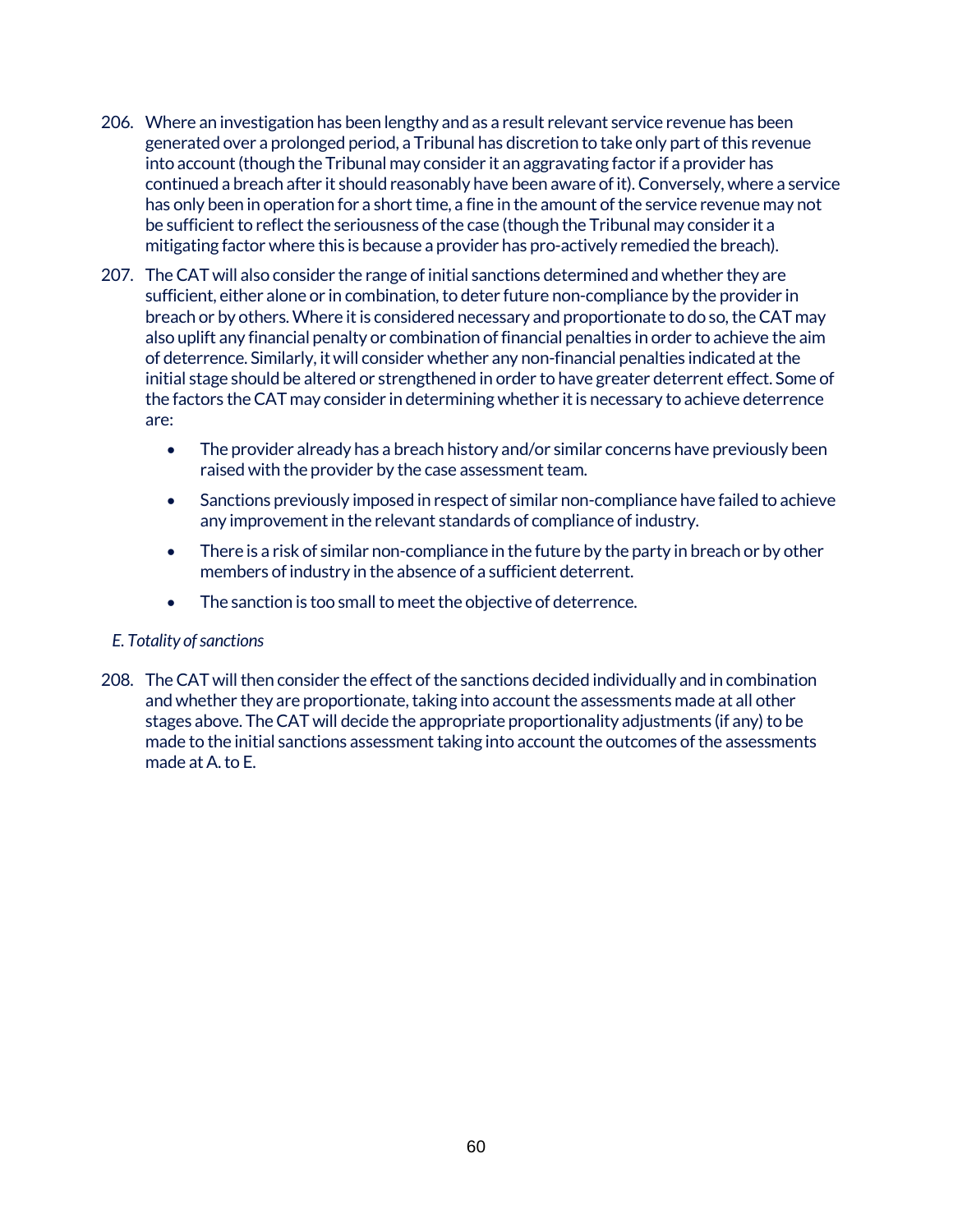206. Where an investigation has been lengthy and as a result relevant service revenue has been generated over a prolonged period, a Tribunal has discretion to take only part of this revenue into account (though the Tribunal may consider it an aggravating factor if a provider has continued a breach after it should reasonably have been aware of it). Conversely, where a service has only been in operation for a short time, a fine in the amount of the service revenue may not be sufficient to reflect the seriousness of the case (though the Tribunal may consider it a mitigating factor where this is because a provider has pro-actively remedied the breach).

207. The CAT will also consider the range of initial sanctions determined and whether they are sufficient, either alone or in combination, to deter future non-compliance by the provider in breach or by others. Where it is considered necessary and proportionate to do so, the CAT may also uplift any financial penalty or combination of financial penalties in order to achieve the aim of deterrence. Similarly, it will consider whether any non-financial penalties indicated at the initial stage should be altered or strengthened in order to have greater deterrent effect. Some of the factors the CAT may consider in determining whether it is necessary to achieve deterrence are:

    - The provider already has a breach history and/or similar concerns have previously been raised with the provider by the case assessment team.
    - Sanctions previously imposed in respect of similar non-compliance have failed to achieve any improvement in the relevant standards of compliance of industry.
    - There is a risk of similar non-compliance in the future by the party in breach or by other members of industry in the absence of a sufficient deterrent.
    - The sanction is too small to meet the objective of deterrence.

*E. Totality of sanctions*

208. The CAT will then consider the effect of the sanctions decided individually and in combination and whether they are proportionate, taking into account the assessments made at all other stages above. The CAT will decide the appropriate proportionality adjustments (if any) to be made to the initial sanctions assessment taking into account the outcomes of the assessments made at A. to E.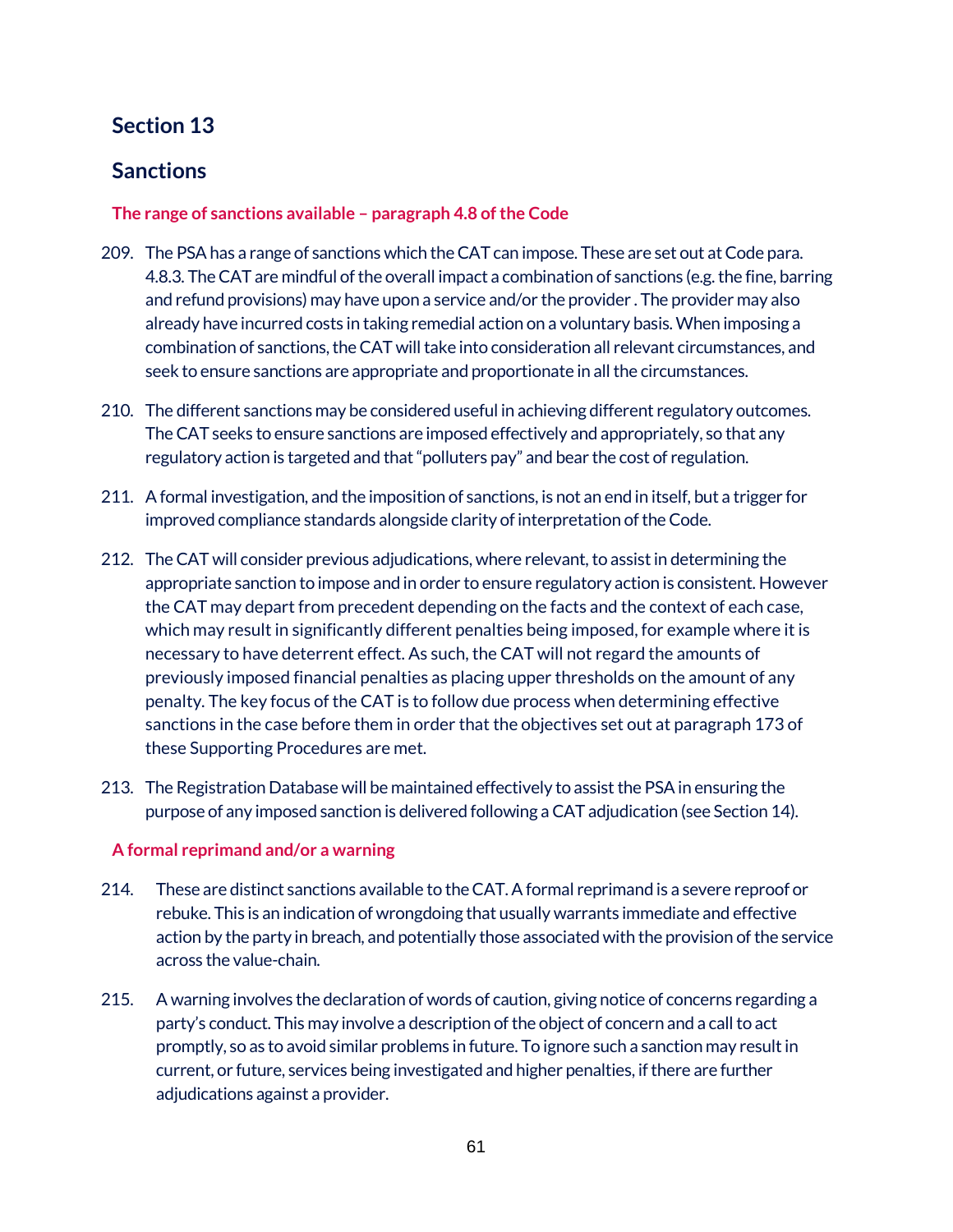## Section 13

## Sanctions

### The range of sanctions available – paragraph 4.8 of the Code

209. The PSA has a range of sanctions which the CAT can impose. These are set out at Code para. 4.8.3. The CAT are mindful of the overall impact a combination of sanctions (e.g. the fine, barring and refund provisions) may have upon a service and/or the provider . The provider may also already have incurred costs in taking remedial action on a voluntary basis. When imposing a combination of sanctions, the CAT will take into consideration all relevant circumstances, and seek to ensure sanctions are appropriate and proportionate in all the circumstances.

210. The different sanctions may be considered useful in achieving different regulatory outcomes. The CAT seeks to ensure sanctions are imposed effectively and appropriately, so that any regulatory action is targeted and that "polluters pay" and bear the cost of regulation.

211. A formal investigation, and the imposition of sanctions, is not an end in itself, but a trigger for improved compliance standards alongside clarity of interpretation of the Code.

212. The CAT will consider previous adjudications, where relevant, to assist in determining the appropriate sanction to impose and in order to ensure regulatory action is consistent. However the CAT may depart from precedent depending on the facts and the context of each case, which may result in significantly different penalties being imposed, for example where it is necessary to have deterrent effect. As such, the CAT will not regard the amounts of previously imposed financial penalties as placing upper thresholds on the amount of any penalty. The key focus of the CAT is to follow due process when determining effective sanctions in the case before them in order that the objectives set out at paragraph 173 of these Supporting Procedures are met.

213. The Registration Database will be maintained effectively to assist the PSA in ensuring the purpose of any imposed sanction is delivered following a CAT adjudication (see Section 14).

### A formal reprimand and/or a warning

214. These are distinct sanctions available to the CAT. A formal reprimand is a severe reproof or rebuke. This is an indication of wrongdoing that usually warrants immediate and effective action by the party in breach, and potentially those associated with the provision of the service across the value-chain.

215. A warning involves the declaration of words of caution, giving notice of concerns regarding a party's conduct. This may involve a description of the object of concern and a call to act promptly, so as to avoid similar problems in future. To ignore such a sanction may result in current, or future, services being investigated and higher penalties, if there are further adjudications against a provider.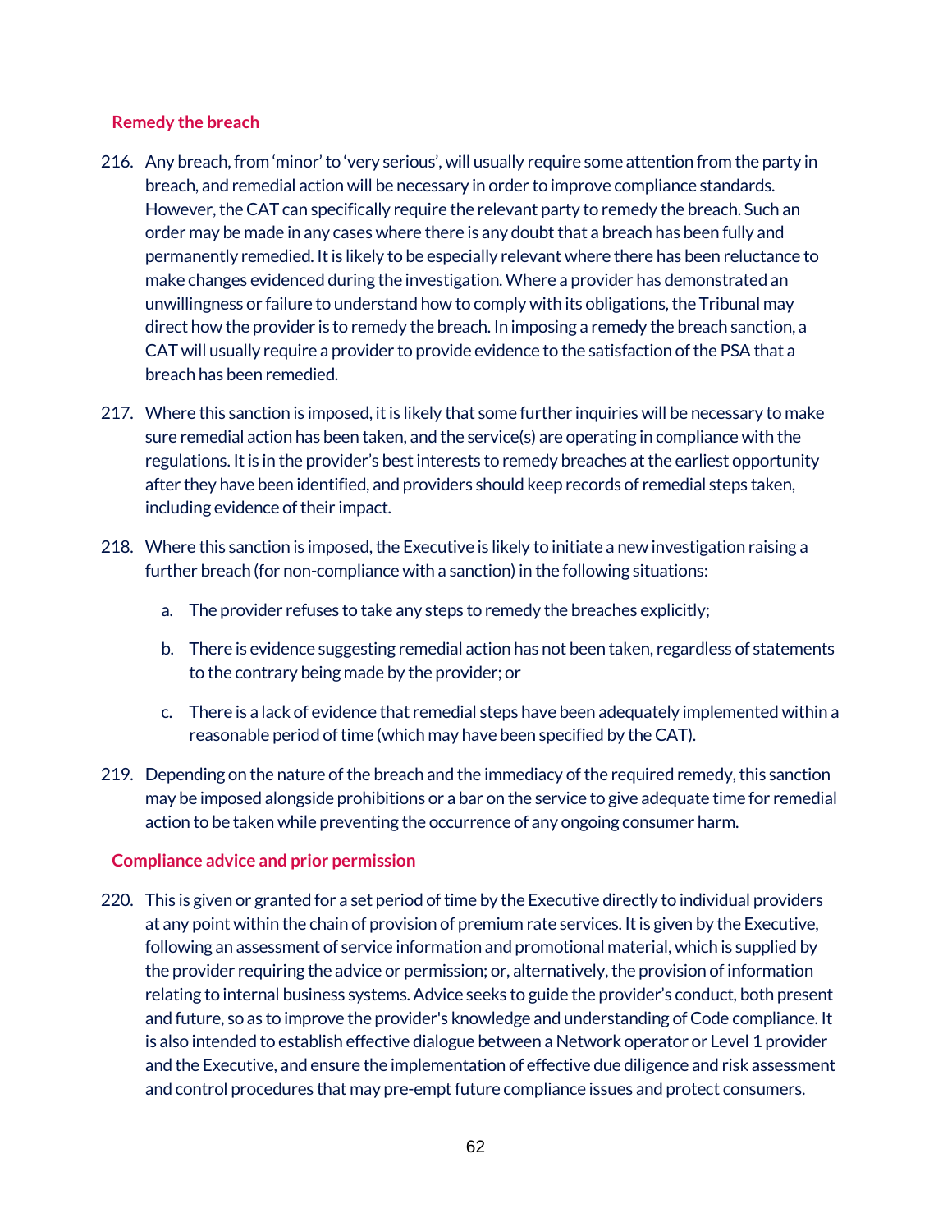### Remedy the breach

216. Any breach, from 'minor' to 'very serious', will usually require some attention from the party in breach, and remedial action will be necessary in order to improve compliance standards. However, the CAT can specifically require the relevant party to remedy the breach. Such an order may be made in any cases where there is any doubt that a breach has been fully and permanently remedied. It is likely to be especially relevant where there has been reluctance to make changes evidenced during the investigation. Where a provider has demonstrated an unwillingness or failure to understand how to comply with its obligations, the Tribunal may direct how the provider is to remedy the breach. In imposing a remedy the breach sanction, a CAT will usually require a provider to provide evidence to the satisfaction of the PSA that a breach has been remedied.

217. Where this sanction is imposed, it is likely that some further inquiries will be necessary to make sure remedial action has been taken, and the service(s) are operating in compliance with the regulations. It is in the provider's best interests to remedy breaches at the earliest opportunity after they have been identified, and providers should keep records of remedial steps taken, including evidence of their impact.

218. Where this sanction is imposed, the Executive is likely to initiate a new investigation raising a further breach (for non-compliance with a sanction) in the following situations:

    a. The provider refuses to take any steps to remedy the breaches explicitly;

    b. There is evidence suggesting remedial action has not been taken, regardless of statements to the contrary being made by the provider; or

    c. There is a lack of evidence that remedial steps have been adequately implemented within a reasonable period of time (which may have been specified by the CAT).

219. Depending on the nature of the breach and the immediacy of the required remedy, this sanction may be imposed alongside prohibitions or a bar on the service to give adequate time for remedial action to be taken while preventing the occurrence of any ongoing consumer harm.

### Compliance advice and prior permission

220. This is given or granted for a set period of time by the Executive directly to individual providers at any point within the chain of provision of premium rate services. It is given by the Executive, following an assessment of service information and promotional material, which is supplied by the provider requiring the advice or permission; or, alternatively, the provision of information relating to internal business systems. Advice seeks to guide the provider's conduct, both present and future, so as to improve the provider's knowledge and understanding of Code compliance. It is also intended to establish effective dialogue between a Network operator or Level 1 provider and the Executive, and ensure the implementation of effective due diligence and risk assessment and control procedures that may pre-empt future compliance issues and protect consumers.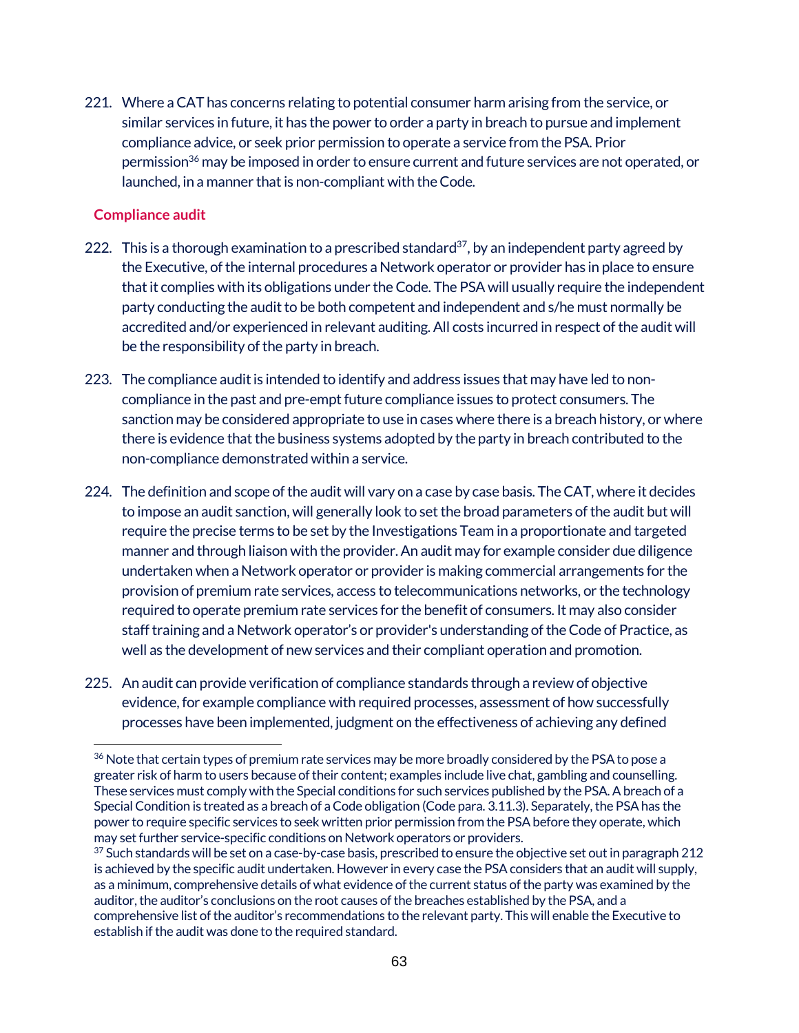221. Where a CAT has concerns relating to potential consumer harm arising from the service, or similar services in future, it has the power to order a party in breach to pursue and implement compliance advice, or seek prior permission to operate a service from the PSA. Prior permission[36] may be imposed in order to ensure current and future services are not operated, or launched, in a manner that is non-compliant with the Code.

## Compliance audit

222. This is a thorough examination to a prescribed standard[37], by an independent party agreed by the Executive, of the internal procedures a Network operator or provider has in place to ensure that it complies with its obligations under the Code. The PSA will usually require the independent party conducting the audit to be both competent and independent and s/he must normally be accredited and/or experienced in relevant auditing. All costs incurred in respect of the audit will be the responsibility of the party in breach.

223. The compliance audit is intended to identify and address issues that may have led to non-compliance in the past and pre-empt future compliance issues to protect consumers. The sanction may be considered appropriate to use in cases where there is a breach history, or where there is evidence that the business systems adopted by the party in breach contributed to the non-compliance demonstrated within a service.

224. The definition and scope of the audit will vary on a case by case basis. The CAT, where it decides to impose an audit sanction, will generally look to set the broad parameters of the audit but will require the precise terms to be set by the Investigations Team in a proportionate and targeted manner and through liaison with the provider. An audit may for example consider due diligence undertaken when a Network operator or provider is making commercial arrangements for the provision of premium rate services, access to telecommunications networks, or the technology required to operate premium rate services for the benefit of consumers. It may also consider staff training and a Network operator's or provider's understanding of the Code of Practice, as well as the development of new services and their compliant operation and promotion.

225. An audit can provide verification of compliance standards through a review of objective evidence, for example compliance with required processes, assessment of how successfully processes have been implemented, judgment on the effectiveness of achieving any defined

---

[36] Note that certain types of premium rate services may be more broadly considered by the PSA to pose a greater risk of harm to users because of their content; examples include live chat, gambling and counselling. These services must comply with the Special conditions for such services published by the PSA. A breach of a Special Condition is treated as a breach of a Code obligation (Code para. 3.11.3). Separately, the PSA has the power to require specific services to seek written prior permission from the PSA before they operate, which may set further service-specific conditions on Network operators or providers.

[37] Such standards will be set on a case-by-case basis, prescribed to ensure the objective set out in paragraph 212 is achieved by the specific audit undertaken. However in every case the PSA considers that an audit will supply, as a minimum, comprehensive details of what evidence of the current status of the party was examined by the auditor, the auditor's conclusions on the root causes of the breaches established by the PSA, and a comprehensive list of the auditor's recommendations to the relevant party. This will enable the Executive to establish if the audit was done to the required standard.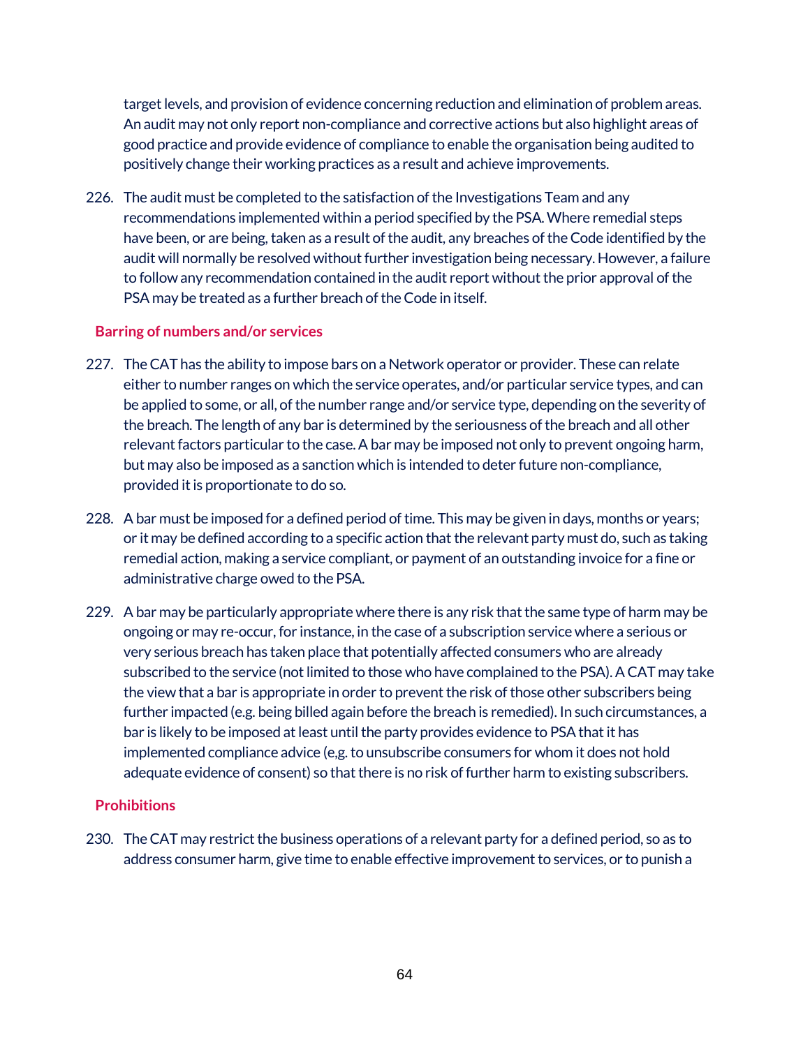target levels, and provision of evidence concerning reduction and elimination of problem areas. An audit may not only report non-compliance and corrective actions but also highlight areas of good practice and provide evidence of compliance to enable the organisation being audited to positively change their working practices as a result and achieve improvements.

226. The audit must be completed to the satisfaction of the Investigations Team and any recommendations implemented within a period specified by the PSA. Where remedial steps have been, or are being, taken as a result of the audit, any breaches of the Code identified by the audit will normally be resolved without further investigation being necessary. However, a failure to follow any recommendation contained in the audit report without the prior approval of the PSA may be treated as a further breach of the Code in itself.

### Barring of numbers and/or services

227. The CAT has the ability to impose bars on a Network operator or provider. These can relate either to number ranges on which the service operates, and/or particular service types, and can be applied to some, or all, of the number range and/or service type, depending on the severity of the breach. The length of any bar is determined by the seriousness of the breach and all other relevant factors particular to the case. A bar may be imposed not only to prevent ongoing harm, but may also be imposed as a sanction which is intended to deter future non-compliance, provided it is proportionate to do so.

228. A bar must be imposed for a defined period of time. This may be given in days, months or years; or it may be defined according to a specific action that the relevant party must do, such as taking remedial action, making a service compliant, or payment of an outstanding invoice for a fine or administrative charge owed to the PSA.

229. A bar may be particularly appropriate where there is any risk that the same type of harm may be ongoing or may re-occur, for instance, in the case of a subscription service where a serious or very serious breach has taken place that potentially affected consumers who are already subscribed to the service (not limited to those who have complained to the PSA). A CAT may take the view that a bar is appropriate in order to prevent the risk of those other subscribers being further impacted (e.g. being billed again before the breach is remedied). In such circumstances, a bar is likely to be imposed at least until the party provides evidence to PSA that it has implemented compliance advice (e,g. to unsubscribe consumers for whom it does not hold adequate evidence of consent) so that there is no risk of further harm to existing subscribers.

### Prohibitions

230. The CAT may restrict the business operations of a relevant party for a defined period, so as to address consumer harm, give time to enable effective improvement to services, or to punish a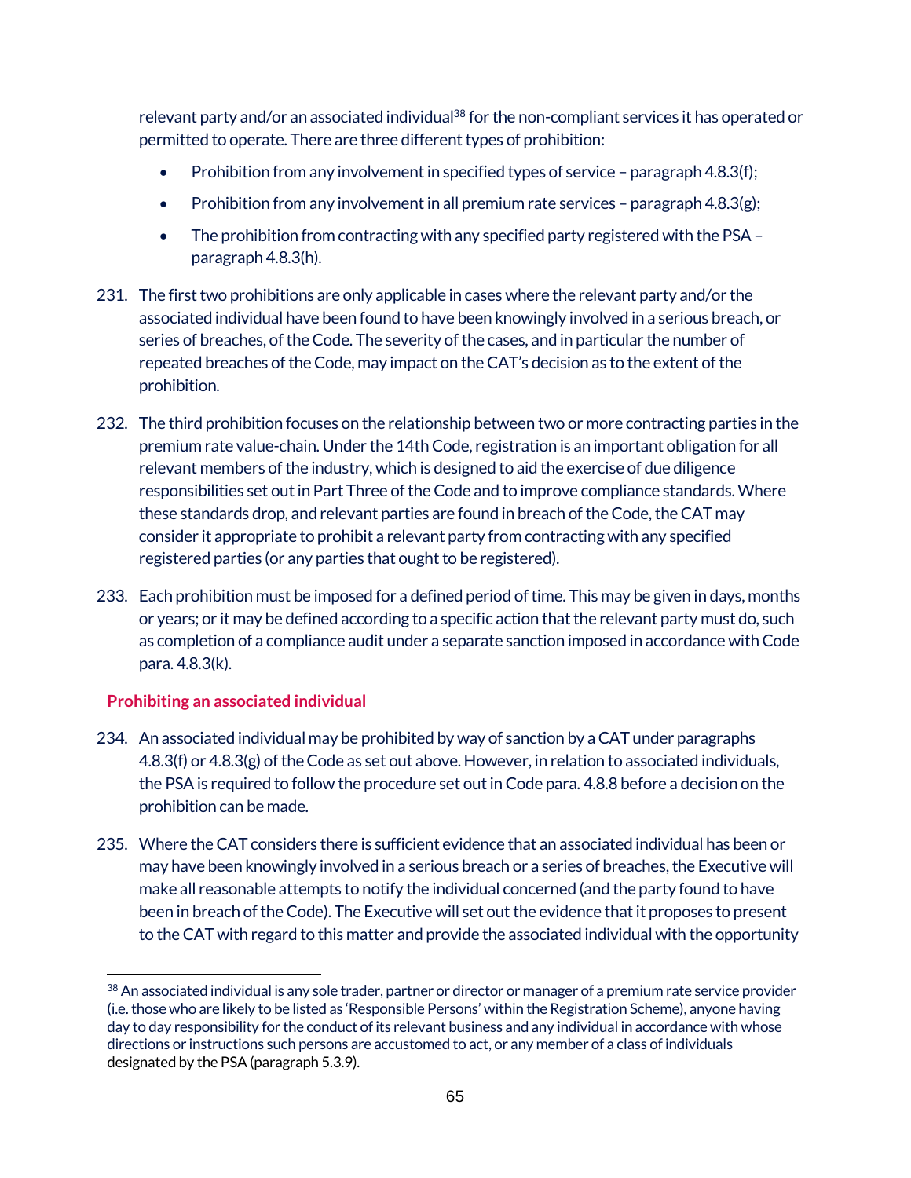relevant party and/or an associated individual[38] for the non-compliant services it has operated or permitted to operate. There are three different types of prohibition:

- Prohibition from any involvement in specified types of service – paragraph 4.8.3(f);
- Prohibition from any involvement in all premium rate services – paragraph 4.8.3(g);
- The prohibition from contracting with any specified party registered with the PSA – paragraph 4.8.3(h).

231. The first two prohibitions are only applicable in cases where the relevant party and/or the associated individual have been found to have been knowingly involved in a serious breach, or series of breaches, of the Code. The severity of the cases, and in particular the number of repeated breaches of the Code, may impact on the CAT's decision as to the extent of the prohibition.

232. The third prohibition focuses on the relationship between two or more contracting parties in the premium rate value-chain. Under the 14th Code, registration is an important obligation for all relevant members of the industry, which is designed to aid the exercise of due diligence responsibilities set out in Part Three of the Code and to improve compliance standards. Where these standards drop, and relevant parties are found in breach of the Code, the CAT may consider it appropriate to prohibit a relevant party from contracting with any specified registered parties (or any parties that ought to be registered).

233. Each prohibition must be imposed for a defined period of time. This may be given in days, months or years; or it may be defined according to a specific action that the relevant party must do, such as completion of a compliance audit under a separate sanction imposed in accordance with Code para. 4.8.3(k).

### Prohibiting an associated individual

234. An associated individual may be prohibited by way of sanction by a CAT under paragraphs 4.8.3(f) or 4.8.3(g) of the Code as set out above. However, in relation to associated individuals, the PSA is required to follow the procedure set out in Code para. 4.8.8 before a decision on the prohibition can be made.

235. Where the CAT considers there is sufficient evidence that an associated individual has been or may have been knowingly involved in a serious breach or a series of breaches, the Executive will make all reasonable attempts to notify the individual concerned (and the party found to have been in breach of the Code). The Executive will set out the evidence that it proposes to present to the CAT with regard to this matter and provide the associated individual with the opportunity

[38] An associated individual is any sole trader, partner or director or manager of a premium rate service provider (i.e. those who are likely to be listed as 'Responsible Persons' within the Registration Scheme), anyone having day to day responsibility for the conduct of its relevant business and any individual in accordance with whose directions or instructions such persons are accustomed to act, or any member of a class of individuals designated by the PSA (paragraph 5.3.9).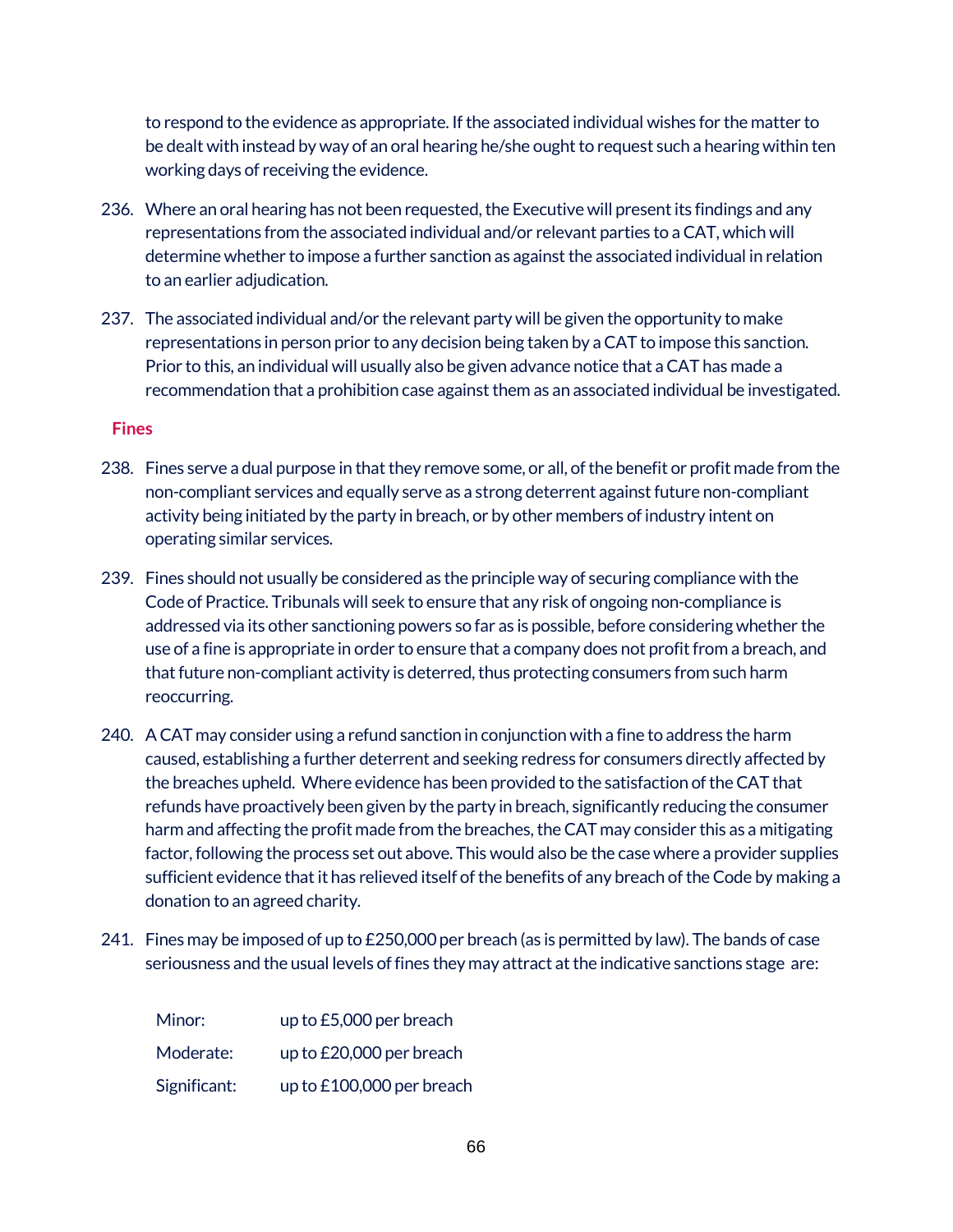to respond to the evidence as appropriate. If the associated individual wishes for the matter to be dealt with instead by way of an oral hearing he/she ought to request such a hearing within ten working days of receiving the evidence.

236. Where an oral hearing has not been requested, the Executive will present its findings and any representations from the associated individual and/or relevant parties to a CAT, which will determine whether to impose a further sanction as against the associated individual in relation to an earlier adjudication.

237. The associated individual and/or the relevant party will be given the opportunity to make representations in person prior to any decision being taken by a CAT to impose this sanction. Prior to this, an individual will usually also be given advance notice that a CAT has made a recommendation that a prohibition case against them as an associated individual be investigated.

## Fines

238. Fines serve a dual purpose in that they remove some, or all, of the benefit or profit made from the non-compliant services and equally serve as a strong deterrent against future non-compliant activity being initiated by the party in breach, or by other members of industry intent on operating similar services.

239. Fines should not usually be considered as the principle way of securing compliance with the Code of Practice. Tribunals will seek to ensure that any risk of ongoing non-compliance is addressed via its other sanctioning powers so far as is possible, before considering whether the use of a fine is appropriate in order to ensure that a company does not profit from a breach, and that future non-compliant activity is deterred, thus protecting consumers from such harm reoccurring.

240. A CAT may consider using a refund sanction in conjunction with a fine to address the harm caused, establishing a further deterrent and seeking redress for consumers directly affected by the breaches upheld. Where evidence has been provided to the satisfaction of the CAT that refunds have proactively been given by the party in breach, significantly reducing the consumer harm and affecting the profit made from the breaches, the CAT may consider this as a mitigating factor, following the process set out above. This would also be the case where a provider supplies sufficient evidence that it has relieved itself of the benefits of any breach of the Code by making a donation to an agreed charity.

241. Fines may be imposed of up to £250,000 per breach (as is permitted by law). The bands of case seriousness and the usual levels of fines they may attract at the indicative sanctions stage are:

| | |
|---|---|
| Minor: | up to £5,000 per breach |
| Moderate: | up to £20,000 per breach |
| Significant: | up to £100,000 per breach |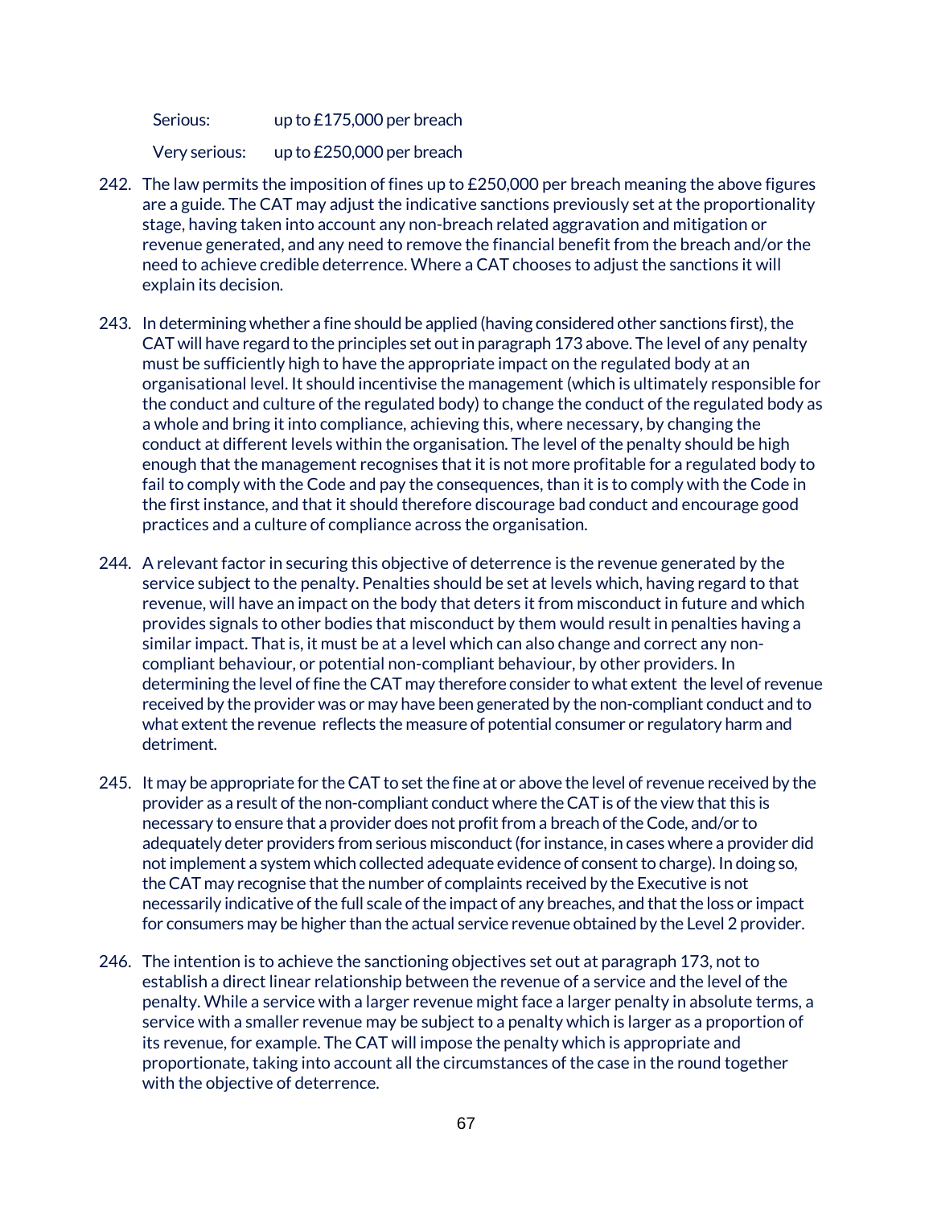| | |
|---|---|
| Serious: | up to £175,000 per breach |
| Very serious: | up to £250,000 per breach |

242. The law permits the imposition of fines up to £250,000 per breach meaning the above figures are a guide. The CAT may adjust the indicative sanctions previously set at the proportionality stage, having taken into account any non-breach related aggravation and mitigation or revenue generated, and any need to remove the financial benefit from the breach and/or the need to achieve credible deterrence. Where a CAT chooses to adjust the sanctions it will explain its decision.

243. In determining whether a fine should be applied (having considered other sanctions first), the CAT will have regard to the principles set out in paragraph 173 above. The level of any penalty must be sufficiently high to have the appropriate impact on the regulated body at an organisational level. It should incentivise the management (which is ultimately responsible for the conduct and culture of the regulated body) to change the conduct of the regulated body as a whole and bring it into compliance, achieving this, where necessary, by changing the conduct at different levels within the organisation. The level of the penalty should be high enough that the management recognises that it is not more profitable for a regulated body to fail to comply with the Code and pay the consequences, than it is to comply with the Code in the first instance, and that it should therefore discourage bad conduct and encourage good practices and a culture of compliance across the organisation.

244. A relevant factor in securing this objective of deterrence is the revenue generated by the service subject to the penalty. Penalties should be set at levels which, having regard to that revenue, will have an impact on the body that deters it from misconduct in future and which provides signals to other bodies that misconduct by them would result in penalties having a similar impact. That is, it must be at a level which can also change and correct any non-compliant behaviour, or potential non-compliant behaviour, by other providers. In determining the level of fine the CAT may therefore consider to what extent the level of revenue received by the provider was or may have been generated by the non-compliant conduct and to what extent the revenue reflects the measure of potential consumer or regulatory harm and detriment.

245. It may be appropriate for the CAT to set the fine at or above the level of revenue received by the provider as a result of the non-compliant conduct where the CAT is of the view that this is necessary to ensure that a provider does not profit from a breach of the Code, and/or to adequately deter providers from serious misconduct (for instance, in cases where a provider did not implement a system which collected adequate evidence of consent to charge). In doing so, the CAT may recognise that the number of complaints received by the Executive is not necessarily indicative of the full scale of the impact of any breaches, and that the loss or impact for consumers may be higher than the actual service revenue obtained by the Level 2 provider.

246. The intention is to achieve the sanctioning objectives set out at paragraph 173, not to establish a direct linear relationship between the revenue of a service and the level of the penalty. While a service with a larger revenue might face a larger penalty in absolute terms, a service with a smaller revenue may be subject to a penalty which is larger as a proportion of its revenue, for example. The CAT will impose the penalty which is appropriate and proportionate, taking into account all the circumstances of the case in the round together with the objective of deterrence.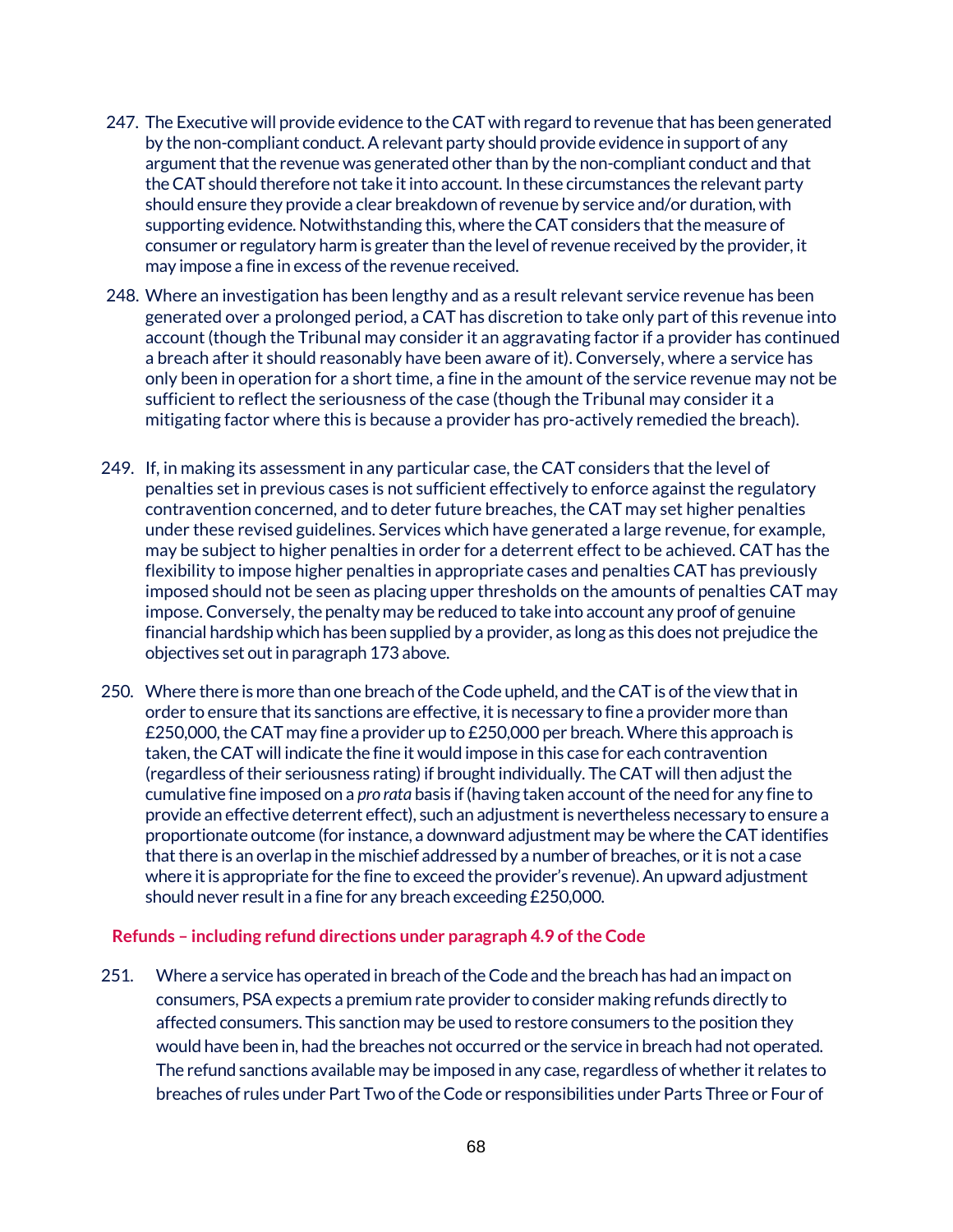247. The Executive will provide evidence to the CAT with regard to revenue that has been generated by the non-compliant conduct. A relevant party should provide evidence in support of any argument that the revenue was generated other than by the non-compliant conduct and that the CAT should therefore not take it into account. In these circumstances the relevant party should ensure they provide a clear breakdown of revenue by service and/or duration, with supporting evidence. Notwithstanding this, where the CAT considers that the measure of consumer or regulatory harm is greater than the level of revenue received by the provider, it may impose a fine in excess of the revenue received.

248. Where an investigation has been lengthy and as a result relevant service revenue has been generated over a prolonged period, a CAT has discretion to take only part of this revenue into account (though the Tribunal may consider it an aggravating factor if a provider has continued a breach after it should reasonably have been aware of it). Conversely, where a service has only been in operation for a short time, a fine in the amount of the service revenue may not be sufficient to reflect the seriousness of the case (though the Tribunal may consider it a mitigating factor where this is because a provider has pro-actively remedied the breach).

249. If, in making its assessment in any particular case, the CAT considers that the level of penalties set in previous cases is not sufficient effectively to enforce against the regulatory contravention concerned, and to deter future breaches, the CAT may set higher penalties under these revised guidelines. Services which have generated a large revenue, for example, may be subject to higher penalties in order for a deterrent effect to be achieved. CAT has the flexibility to impose higher penalties in appropriate cases and penalties CAT has previously imposed should not be seen as placing upper thresholds on the amounts of penalties CAT may impose. Conversely, the penalty may be reduced to take into account any proof of genuine financial hardship which has been supplied by a provider, as long as this does not prejudice the objectives set out in paragraph 173 above.

250. Where there is more than one breach of the Code upheld, and the CAT is of the view that in order to ensure that its sanctions are effective, it is necessary to fine a provider more than £250,000, the CAT may fine a provider up to £250,000 per breach. Where this approach is taken, the CAT will indicate the fine it would impose in this case for each contravention (regardless of their seriousness rating) if brought individually. The CAT will then adjust the cumulative fine imposed on a *pro rata* basis if (having taken account of the need for any fine to provide an effective deterrent effect), such an adjustment is nevertheless necessary to ensure a proportionate outcome (for instance, a downward adjustment may be where the CAT identifies that there is an overlap in the mischief addressed by a number of breaches, or it is not a case where it is appropriate for the fine to exceed the provider's revenue). An upward adjustment should never result in a fine for any breach exceeding £250,000.

### Refunds – including refund directions under paragraph 4.9 of the Code

251. Where a service has operated in breach of the Code and the breach has had an impact on consumers, PSA expects a premium rate provider to consider making refunds directly to affected consumers. This sanction may be used to restore consumers to the position they would have been in, had the breaches not occurred or the service in breach had not operated. The refund sanctions available may be imposed in any case, regardless of whether it relates to breaches of rules under Part Two of the Code or responsibilities under Parts Three or Four of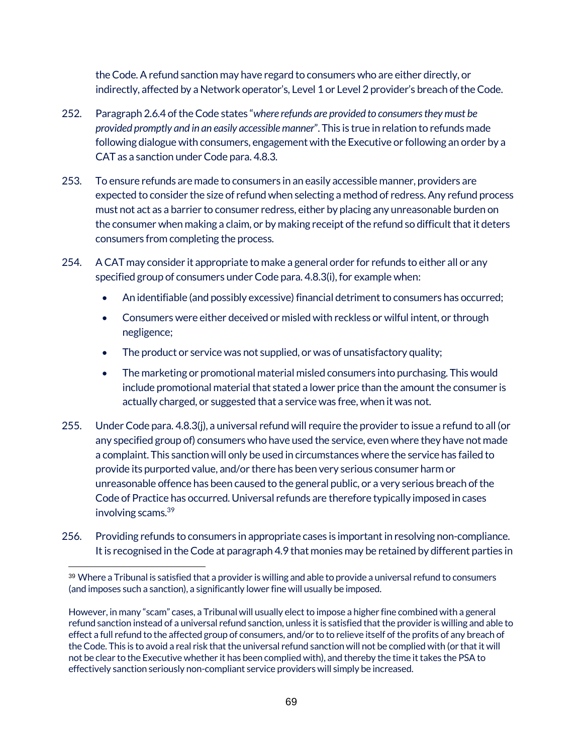the Code. A refund sanction may have regard to consumers who are either directly, or indirectly, affected by a Network operator's, Level 1 or Level 2 provider's breach of the Code.

252. Paragraph 2.6.4 of the Code states "*where refunds are provided to consumers they must be provided promptly and in an easily accessible manner*". This is true in relation to refunds made following dialogue with consumers, engagement with the Executive or following an order by a CAT as a sanction under Code para. 4.8.3.

253. To ensure refunds are made to consumers in an easily accessible manner, providers are expected to consider the size of refund when selecting a method of redress. Any refund process must not act as a barrier to consumer redress, either by placing any unreasonable burden on the consumer when making a claim, or by making receipt of the refund so difficult that it deters consumers from completing the process.

254. A CAT may consider it appropriate to make a general order for refunds to either all or any specified group of consumers under Code para. 4.8.3(i), for example when:

- An identifiable (and possibly excessive) financial detriment to consumers has occurred;
- Consumers were either deceived or misled with reckless or wilful intent, or through negligence;
- The product or service was not supplied, or was of unsatisfactory quality;
- The marketing or promotional material misled consumers into purchasing. This would include promotional material that stated a lower price than the amount the consumer is actually charged, or suggested that a service was free, when it was not.

255. Under Code para. 4.8.3(j), a universal refund will require the provider to issue a refund to all (or any specified group of) consumers who have used the service, even where they have not made a complaint. This sanction will only be used in circumstances where the service has failed to provide its purported value, and/or there has been very serious consumer harm or unreasonable offence has been caused to the general public, or a very serious breach of the Code of Practice has occurred. Universal refunds are therefore typically imposed in cases involving scams.[39]

256. Providing refunds to consumers in appropriate cases is important in resolving non-compliance. It is recognised in the Code at paragraph 4.9 that monies may be retained by different parties in

---

[39] Where a Tribunal is satisfied that a provider is willing and able to provide a universal refund to consumers (and imposes such a sanction), a significantly lower fine will usually be imposed.

However, in many "scam" cases, a Tribunal will usually elect to impose a higher fine combined with a general refund sanction instead of a universal refund sanction, unless it is satisfied that the provider is willing and able to effect a full refund to the affected group of consumers, and/or to to relieve itself of the profits of any breach of the Code. This is to avoid a real risk that the universal refund sanction will not be complied with (or that it will not be clear to the Executive whether it has been complied with), and thereby the time it takes the PSA to effectively sanction seriously non-compliant service providers will simply be increased.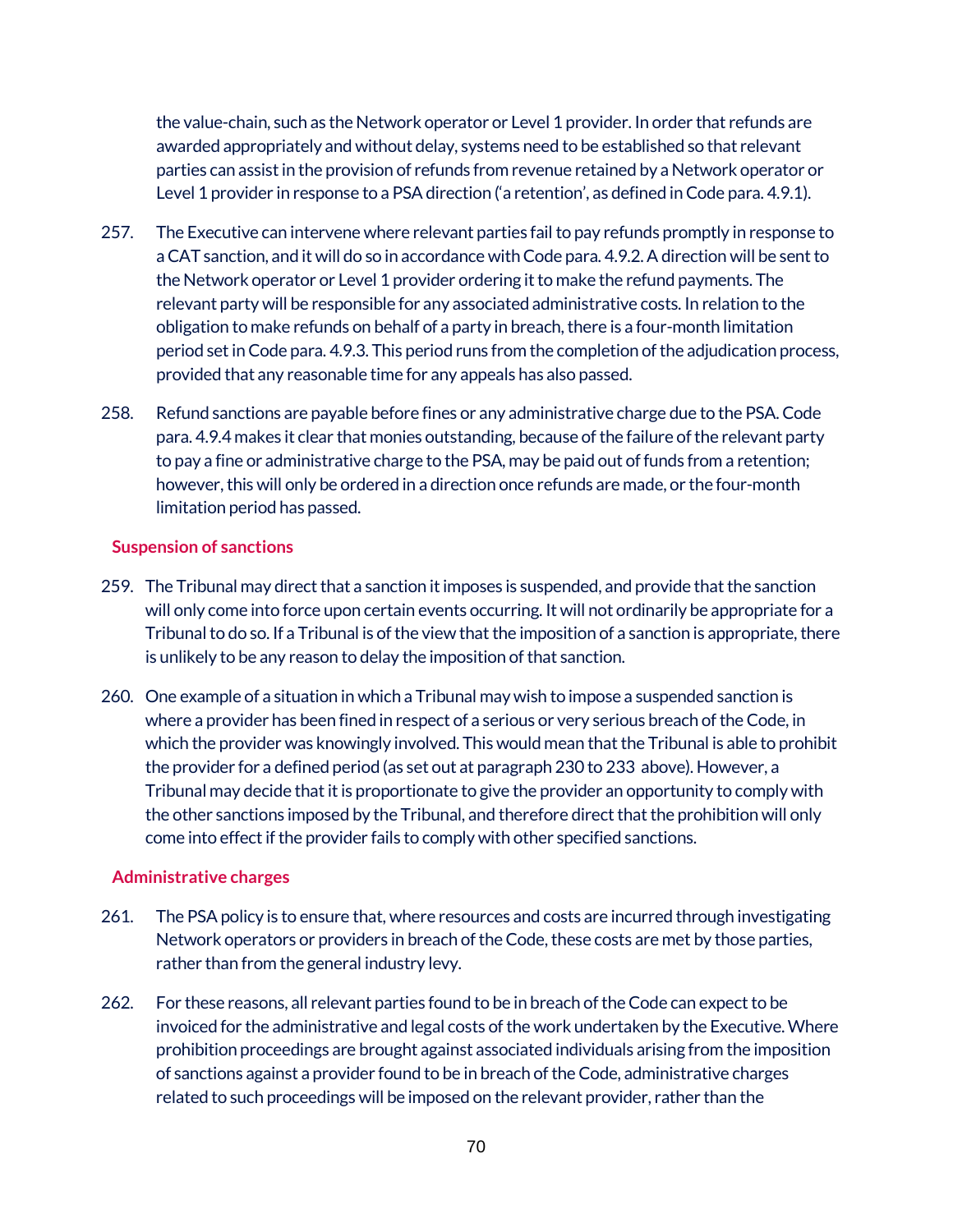the value-chain, such as the Network operator or Level 1 provider. In order that refunds are awarded appropriately and without delay, systems need to be established so that relevant parties can assist in the provision of refunds from revenue retained by a Network operator or Level 1 provider in response to a PSA direction ('a retention', as defined in Code para. 4.9.1).

257. The Executive can intervene where relevant parties fail to pay refunds promptly in response to a CAT sanction, and it will do so in accordance with Code para. 4.9.2. A direction will be sent to the Network operator or Level 1 provider ordering it to make the refund payments. The relevant party will be responsible for any associated administrative costs. In relation to the obligation to make refunds on behalf of a party in breach, there is a four-month limitation period set in Code para. 4.9.3. This period runs from the completion of the adjudication process, provided that any reasonable time for any appeals has also passed.

258. Refund sanctions are payable before fines or any administrative charge due to the PSA. Code para. 4.9.4 makes it clear that monies outstanding, because of the failure of the relevant party to pay a fine or administrative charge to the PSA, may be paid out of funds from a retention; however, this will only be ordered in a direction once refunds are made, or the four-month limitation period has passed.

## Suspension of sanctions

259. The Tribunal may direct that a sanction it imposes is suspended, and provide that the sanction will only come into force upon certain events occurring. It will not ordinarily be appropriate for a Tribunal to do so. If a Tribunal is of the view that the imposition of a sanction is appropriate, there is unlikely to be any reason to delay the imposition of that sanction.

260. One example of a situation in which a Tribunal may wish to impose a suspended sanction is where a provider has been fined in respect of a serious or very serious breach of the Code, in which the provider was knowingly involved. This would mean that the Tribunal is able to prohibit the provider for a defined period (as set out at paragraph 230 to 233 above). However, a Tribunal may decide that it is proportionate to give the provider an opportunity to comply with the other sanctions imposed by the Tribunal, and therefore direct that the prohibition will only come into effect if the provider fails to comply with other specified sanctions.

## Administrative charges

261. The PSA policy is to ensure that, where resources and costs are incurred through investigating Network operators or providers in breach of the Code, these costs are met by those parties, rather than from the general industry levy.

262. For these reasons, all relevant parties found to be in breach of the Code can expect to be invoiced for the administrative and legal costs of the work undertaken by the Executive. Where prohibition proceedings are brought against associated individuals arising from the imposition of sanctions against a provider found to be in breach of the Code, administrative charges related to such proceedings will be imposed on the relevant provider, rather than the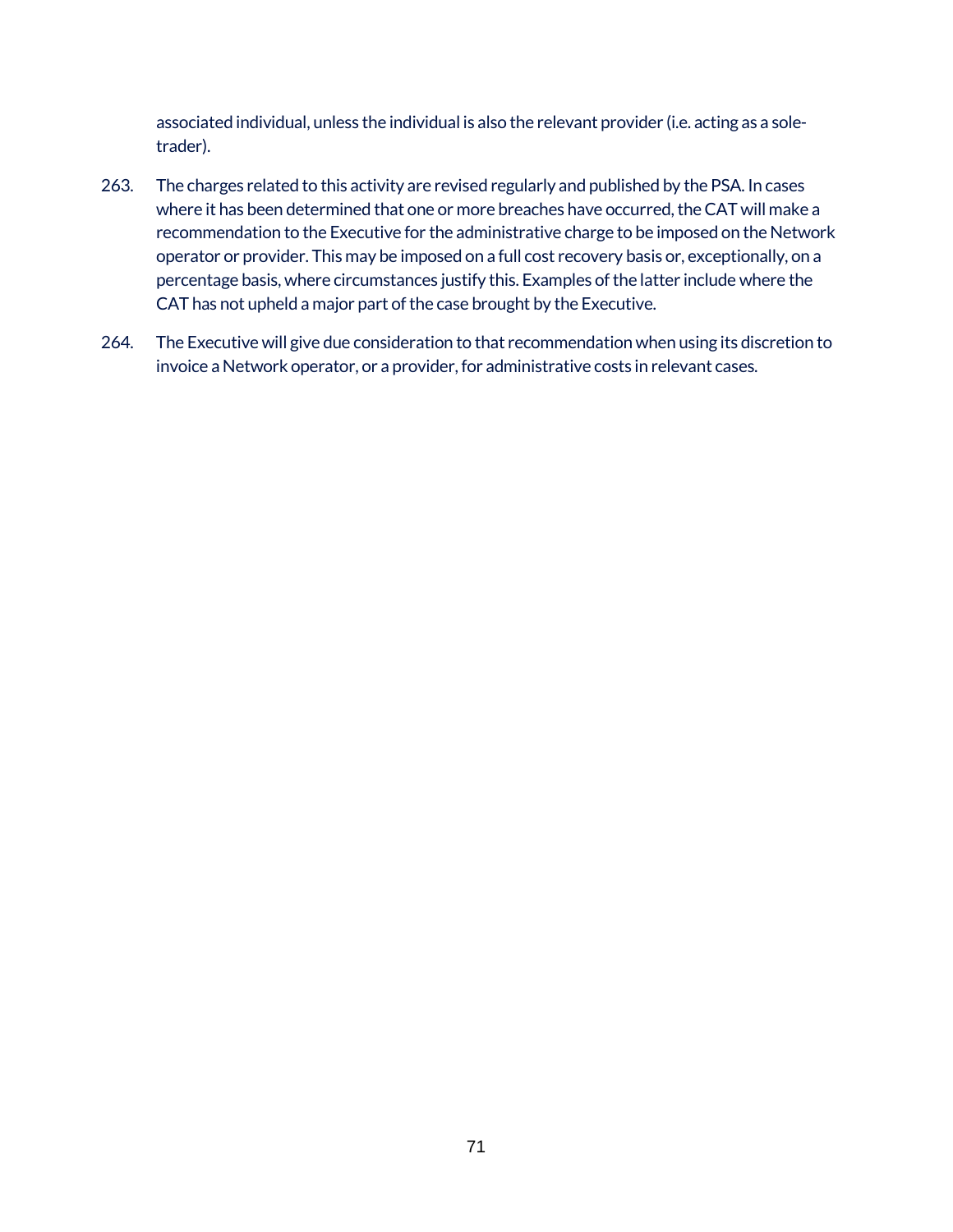associated individual, unless the individual is also the relevant provider (i.e. acting as a sole-trader).

263. The charges related to this activity are revised regularly and published by the PSA. In cases where it has been determined that one or more breaches have occurred, the CAT will make a recommendation to the Executive for the administrative charge to be imposed on the Network operator or provider. This may be imposed on a full cost recovery basis or, exceptionally, on a percentage basis, where circumstances justify this. Examples of the latter include where the CAT has not upheld a major part of the case brought by the Executive.

264. The Executive will give due consideration to that recommendation when using its discretion to invoice a Network operator, or a provider, for administrative costs in relevant cases.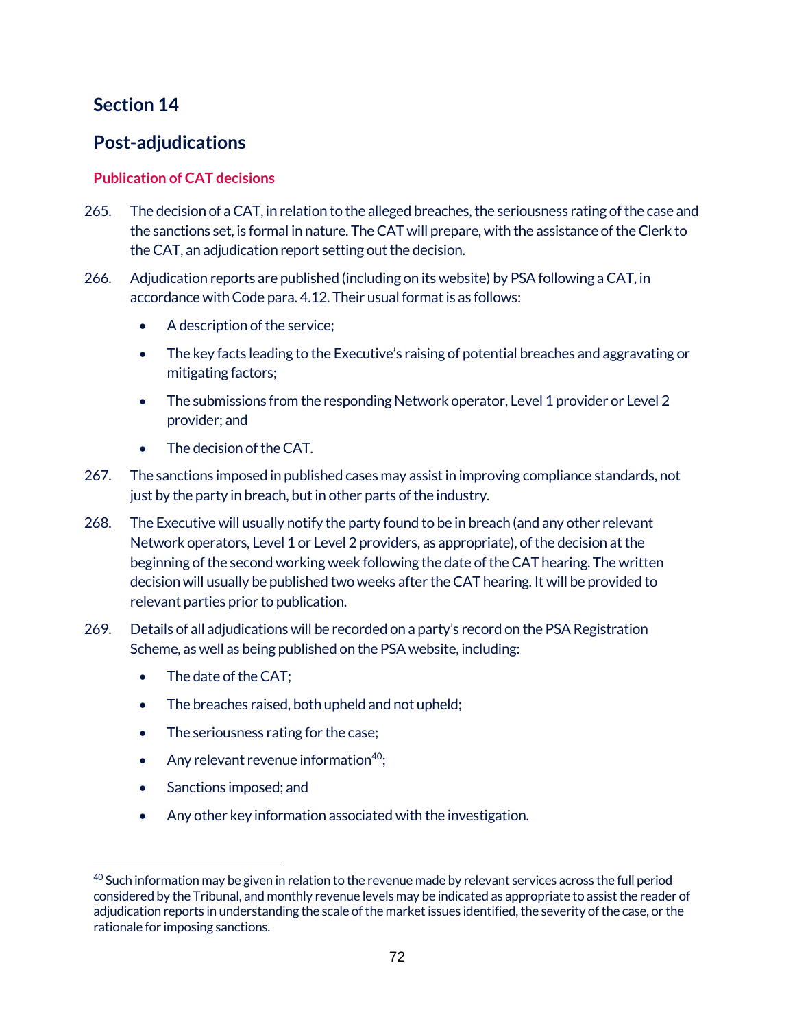## Section 14

## Post-adjudications

### Publication of CAT decisions

265. The decision of a CAT, in relation to the alleged breaches, the seriousness rating of the case and the sanctions set, is formal in nature. The CAT will prepare, with the assistance of the Clerk to the CAT, an adjudication report setting out the decision.

266. Adjudication reports are published (including on its website) by PSA following a CAT, in accordance with Code para. 4.12. Their usual format is as follows:

    - A description of the service;
    - The key facts leading to the Executive's raising of potential breaches and aggravating or mitigating factors;
    - The submissions from the responding Network operator, Level 1 provider or Level 2 provider; and
    - The decision of the CAT.

267. The sanctions imposed in published cases may assist in improving compliance standards, not just by the party in breach, but in other parts of the industry.

268. The Executive will usually notify the party found to be in breach (and any other relevant Network operators, Level 1 or Level 2 providers, as appropriate), of the decision at the beginning of the second working week following the date of the CAT hearing. The written decision will usually be published two weeks after the CAT hearing. It will be provided to relevant parties prior to publication.

269. Details of all adjudications will be recorded on a party's record on the PSA Registration Scheme, as well as being published on the PSA website, including:

    - The date of the CAT;
    - The breaches raised, both upheld and not upheld;
    - The seriousness rating for the case;
    - Any relevant revenue information[40];
    - Sanctions imposed; and
    - Any other key information associated with the investigation.

[40] Such information may be given in relation to the revenue made by relevant services across the full period considered by the Tribunal, and monthly revenue levels may be indicated as appropriate to assist the reader of adjudication reports in understanding the scale of the market issues identified, the severity of the case, or the rationale for imposing sanctions.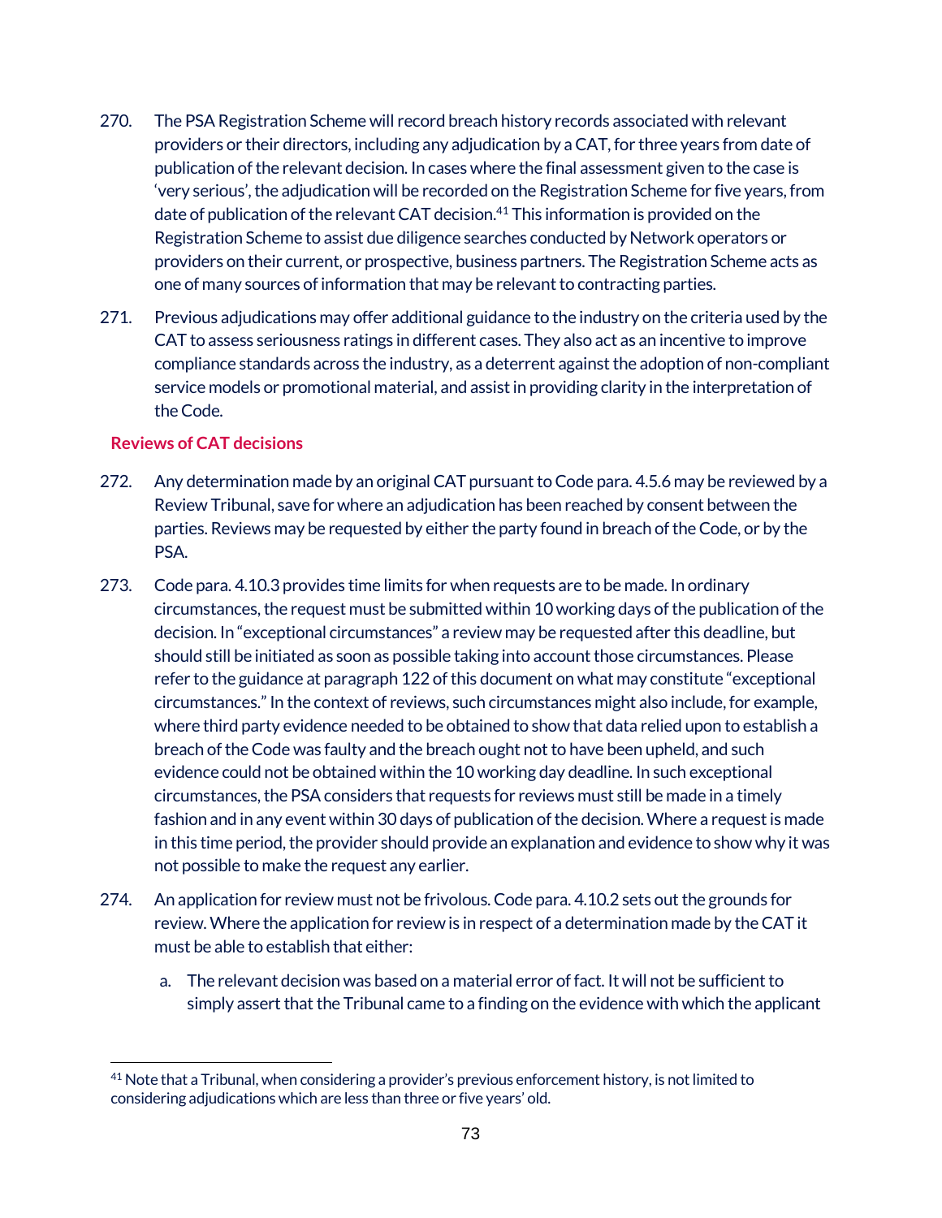270. The PSA Registration Scheme will record breach history records associated with relevant providers or their directors, including any adjudication by a CAT, for three years from date of publication of the relevant decision. In cases where the final assessment given to the case is 'very serious', the adjudication will be recorded on the Registration Scheme for five years, from date of publication of the relevant CAT decision.[41] This information is provided on the Registration Scheme to assist due diligence searches conducted by Network operators or providers on their current, or prospective, business partners. The Registration Scheme acts as one of many sources of information that may be relevant to contracting parties.

271. Previous adjudications may offer additional guidance to the industry on the criteria used by the CAT to assess seriousness ratings in different cases. They also act as an incentive to improve compliance standards across the industry, as a deterrent against the adoption of non-compliant service models or promotional material, and assist in providing clarity in the interpretation of the Code.

### Reviews of CAT decisions

272. Any determination made by an original CAT pursuant to Code para. 4.5.6 may be reviewed by a Review Tribunal, save for where an adjudication has been reached by consent between the parties. Reviews may be requested by either the party found in breach of the Code, or by the PSA.

273. Code para. 4.10.3 provides time limits for when requests are to be made. In ordinary circumstances, the request must be submitted within 10 working days of the publication of the decision. In "exceptional circumstances" a review may be requested after this deadline, but should still be initiated as soon as possible taking into account those circumstances. Please refer to the guidance at paragraph 122 of this document on what may constitute "exceptional circumstances." In the context of reviews, such circumstances might also include, for example, where third party evidence needed to be obtained to show that data relied upon to establish a breach of the Code was faulty and the breach ought not to have been upheld, and such evidence could not be obtained within the 10 working day deadline. In such exceptional circumstances, the PSA considers that requests for reviews must still be made in a timely fashion and in any event within 30 days of publication of the decision. Where a request is made in this time period, the provider should provide an explanation and evidence to show why it was not possible to make the request any earlier.

274. An application for review must not be frivolous. Code para. 4.10.2 sets out the grounds for review. Where the application for review is in respect of a determination made by the CAT it must be able to establish that either:

    a. The relevant decision was based on a material error of fact. It will not be sufficient to simply assert that the Tribunal came to a finding on the evidence with which the applicant

---

[41] Note that a Tribunal, when considering a provider's previous enforcement history, is not limited to considering adjudications which are less than three or five years' old.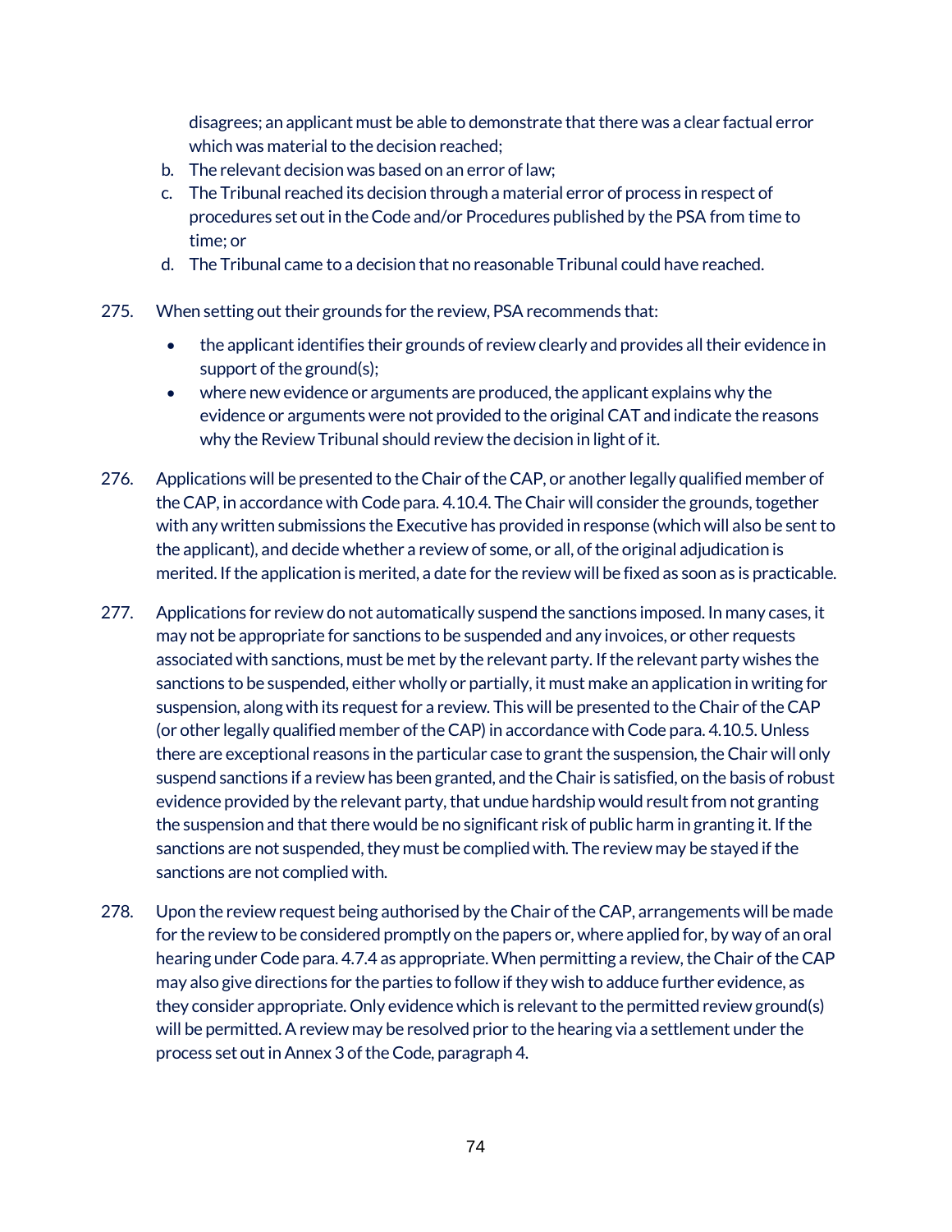disagrees; an applicant must be able to demonstrate that there was a clear factual error which was material to the decision reached;

b. The relevant decision was based on an error of law;
c. The Tribunal reached its decision through a material error of process in respect of procedures set out in the Code and/or Procedures published by the PSA from time to time; or
d. The Tribunal came to a decision that no reasonable Tribunal could have reached.

275. When setting out their grounds for the review, PSA recommends that:

- the applicant identifies their grounds of review clearly and provides all their evidence in support of the ground(s);
- where new evidence or arguments are produced, the applicant explains why the evidence or arguments were not provided to the original CAT and indicate the reasons why the Review Tribunal should review the decision in light of it.

276. Applications will be presented to the Chair of the CAP, or another legally qualified member of the CAP, in accordance with Code para. 4.10.4. The Chair will consider the grounds, together with any written submissions the Executive has provided in response (which will also be sent to the applicant), and decide whether a review of some, or all, of the original adjudication is merited. If the application is merited, a date for the review will be fixed as soon as is practicable.

277. Applications for review do not automatically suspend the sanctions imposed. In many cases, it may not be appropriate for sanctions to be suspended and any invoices, or other requests associated with sanctions, must be met by the relevant party. If the relevant party wishes the sanctions to be suspended, either wholly or partially, it must make an application in writing for suspension, along with its request for a review. This will be presented to the Chair of the CAP (or other legally qualified member of the CAP) in accordance with Code para. 4.10.5. Unless there are exceptional reasons in the particular case to grant the suspension, the Chair will only suspend sanctions if a review has been granted, and the Chair is satisfied, on the basis of robust evidence provided by the relevant party, that undue hardship would result from not granting the suspension and that there would be no significant risk of public harm in granting it. If the sanctions are not suspended, they must be complied with. The review may be stayed if the sanctions are not complied with.

278. Upon the review request being authorised by the Chair of the CAP, arrangements will be made for the review to be considered promptly on the papers or, where applied for, by way of an oral hearing under Code para. 4.7.4 as appropriate. When permitting a review, the Chair of the CAP may also give directions for the parties to follow if they wish to adduce further evidence, as they consider appropriate. Only evidence which is relevant to the permitted review ground(s) will be permitted. A review may be resolved prior to the hearing via a settlement under the process set out in Annex 3 of the Code, paragraph 4.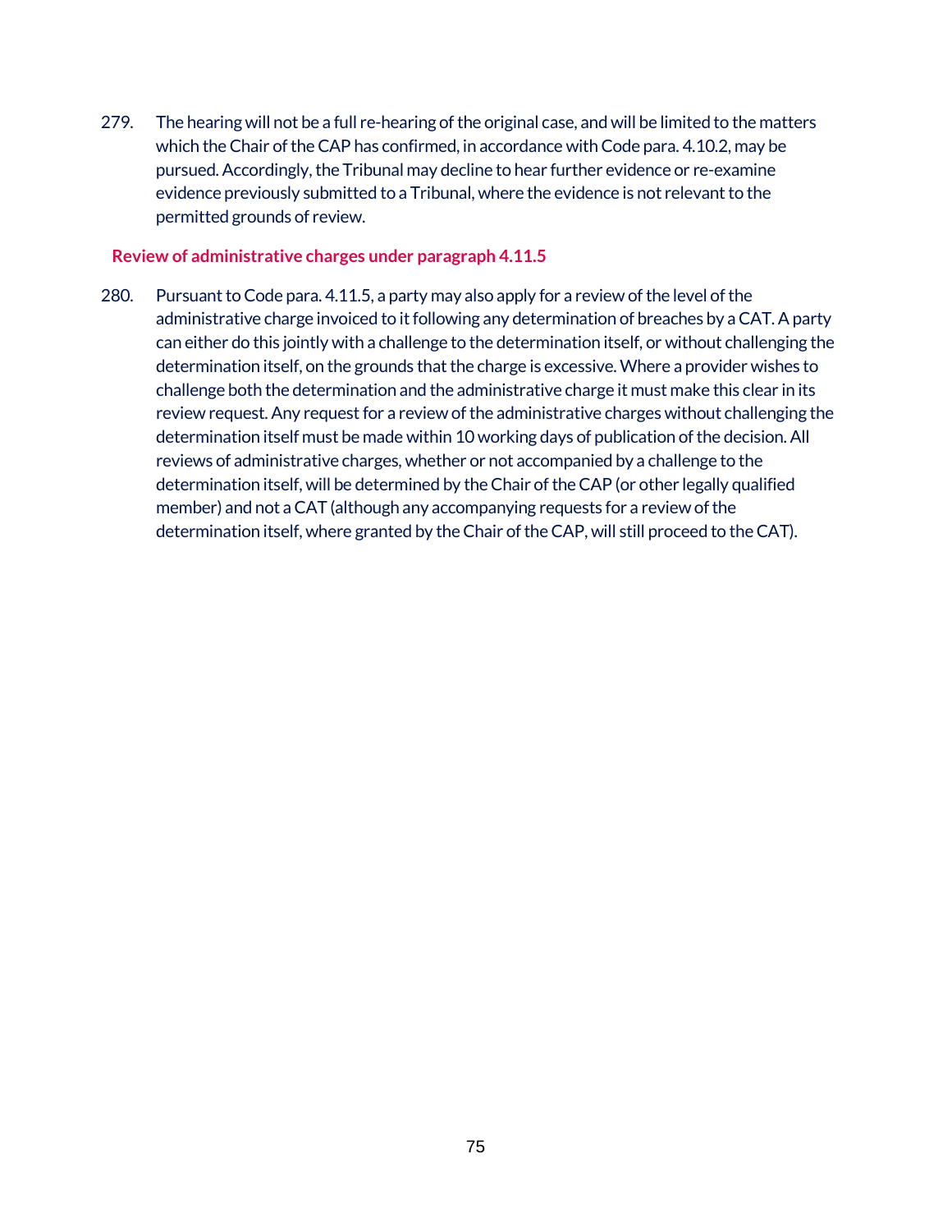279. The hearing will not be a full re-hearing of the original case, and will be limited to the matters which the Chair of the CAP has confirmed, in accordance with Code para. 4.10.2, may be pursued. Accordingly, the Tribunal may decline to hear further evidence or re-examine evidence previously submitted to a Tribunal, where the evidence is not relevant to the permitted grounds of review.

### Review of administrative charges under paragraph 4.11.5

280. Pursuant to Code para. 4.11.5, a party may also apply for a review of the level of the administrative charge invoiced to it following any determination of breaches by a CAT. A party can either do this jointly with a challenge to the determination itself, or without challenging the determination itself, on the grounds that the charge is excessive. Where a provider wishes to challenge both the determination and the administrative charge it must make this clear in its review request. Any request for a review of the administrative charges without challenging the determination itself must be made within 10 working days of publication of the decision. All reviews of administrative charges, whether or not accompanied by a challenge to the determination itself, will be determined by the Chair of the CAP (or other legally qualified member) and not a CAT (although any accompanying requests for a review of the determination itself, where granted by the Chair of the CAP, will still proceed to the CAT).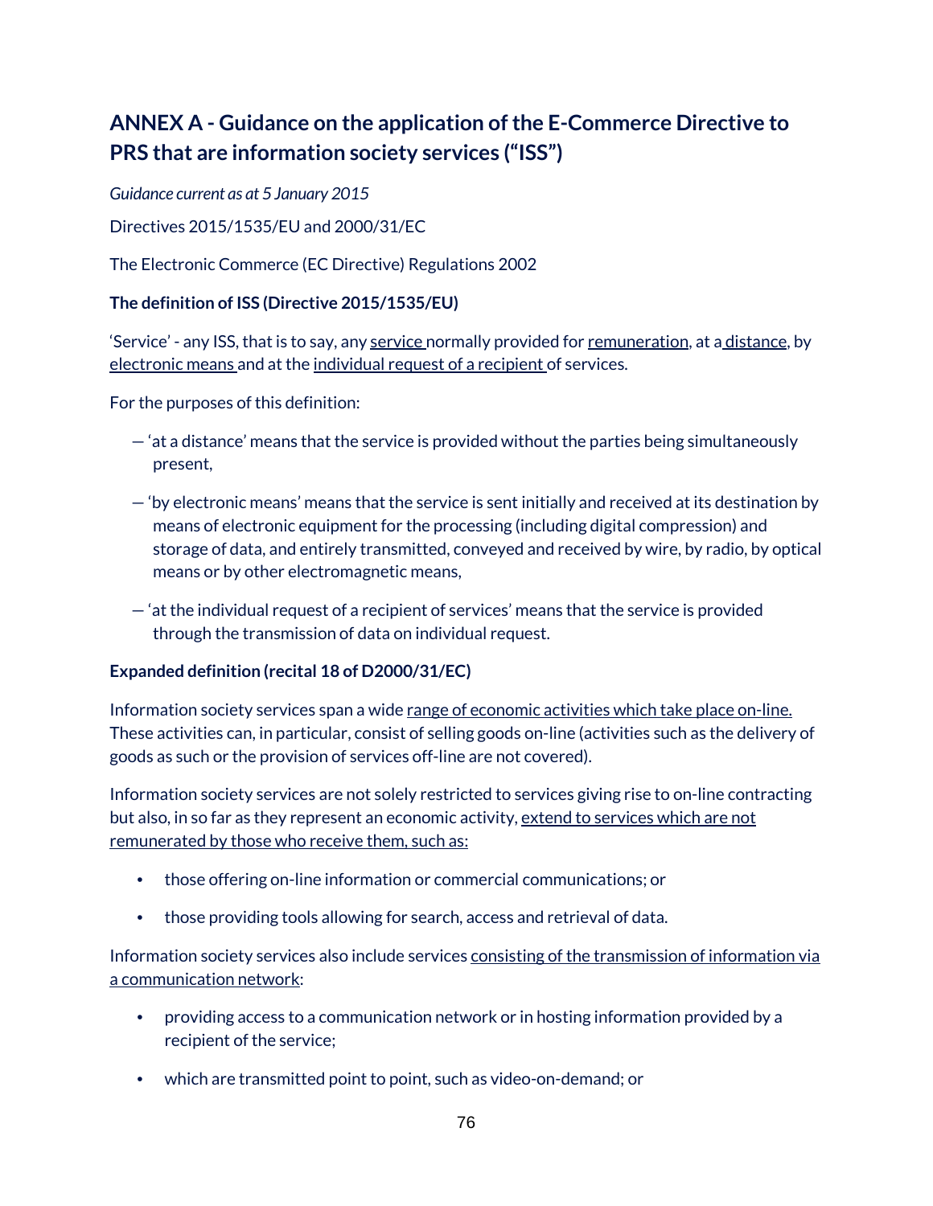## ANNEX A - Guidance on the application of the E-Commerce Directive to PRS that are information society services ("ISS")

*Guidance current as at 5 January 2015*

Directives 2015/1535/EU and 2000/31/EC

The Electronic Commerce (EC Directive) Regulations 2002

**The definition of ISS (Directive 2015/1535/EU)**

'Service' - any ISS, that is to say, any service normally provided for remuneration, at a distance, by electronic means and at the individual request of a recipient of services.

For the purposes of this definition:

— 'at a distance' means that the service is provided without the parties being simultaneously present,

— 'by electronic means' means that the service is sent initially and received at its destination by means of electronic equipment for the processing (including digital compression) and storage of data, and entirely transmitted, conveyed and received by wire, by radio, by optical means or by other electromagnetic means,

— 'at the individual request of a recipient of services' means that the service is provided through the transmission of data on individual request.

**Expanded definition (recital 18 of D2000/31/EC)**

Information society services span a wide range of economic activities which take place on-line. These activities can, in particular, consist of selling goods on-line (activities such as the delivery of goods as such or the provision of services off-line are not covered).

Information society services are not solely restricted to services giving rise to on-line contracting but also, in so far as they represent an economic activity, extend to services which are not remunerated by those who receive them, such as:

- those offering on-line information or commercial communications; or
- those providing tools allowing for search, access and retrieval of data.

Information society services also include services consisting of the transmission of information via a communication network:

- providing access to a communication network or in hosting information provided by a recipient of the service;
- which are transmitted point to point, such as video-on-demand; or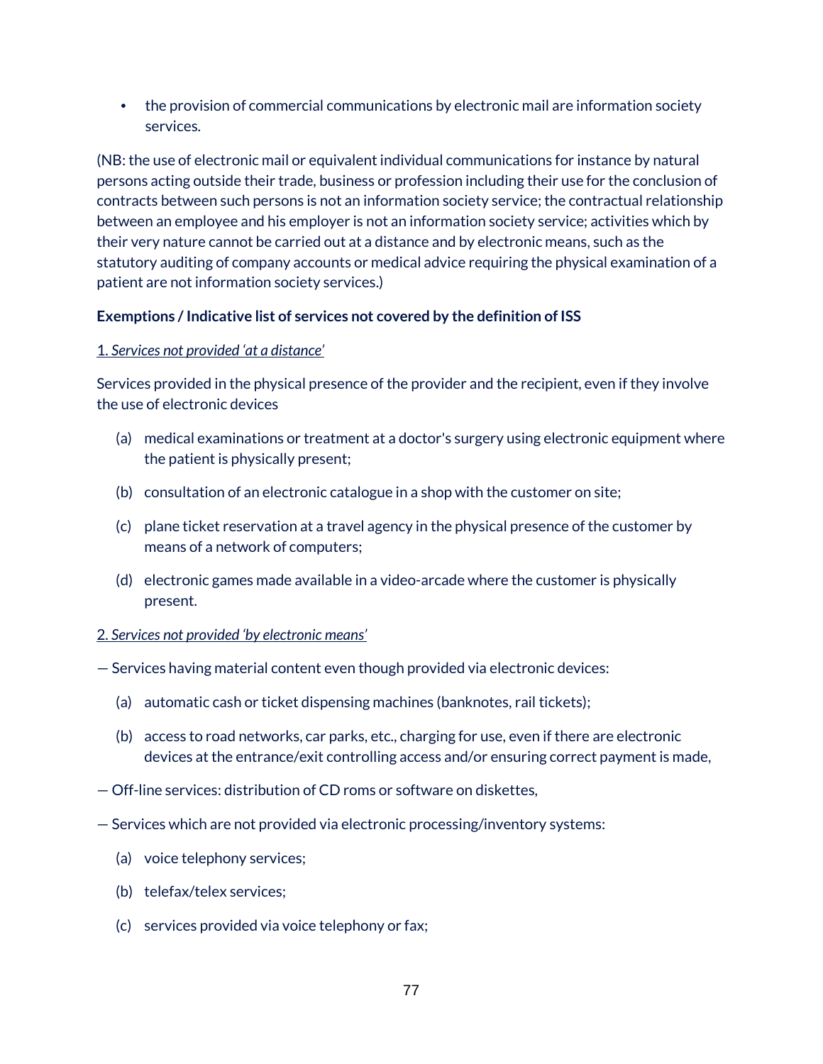- the provision of commercial communications by electronic mail are information society services.

(NB: the use of electronic mail or equivalent individual communications for instance by natural persons acting outside their trade, business or profession including their use for the conclusion of contracts between such persons is not an information society service; the contractual relationship between an employee and his employer is not an information society service; activities which by their very nature cannot be carried out at a distance and by electronic means, such as the statutory auditing of company accounts or medical advice requiring the physical examination of a patient are not information society services.)

**Exemptions / Indicative list of services not covered by the definition of ISS**

1. *Services not provided 'at a distance'*

Services provided in the physical presence of the provider and the recipient, even if they involve the use of electronic devices

(a) medical examinations or treatment at a doctor's surgery using electronic equipment where the patient is physically present;

(b) consultation of an electronic catalogue in a shop with the customer on site;

(c) plane ticket reservation at a travel agency in the physical presence of the customer by means of a network of computers;

(d) electronic games made available in a video-arcade where the customer is physically present.

2. *Services not provided 'by electronic means'*

— Services having material content even though provided via electronic devices:

(a) automatic cash or ticket dispensing machines (banknotes, rail tickets);

(b) access to road networks, car parks, etc., charging for use, even if there are electronic devices at the entrance/exit controlling access and/or ensuring correct payment is made,

— Off-line services: distribution of CD roms or software on diskettes,

— Services which are not provided via electronic processing/inventory systems:

(a) voice telephony services;

(b) telefax/telex services;

(c) services provided via voice telephony or fax;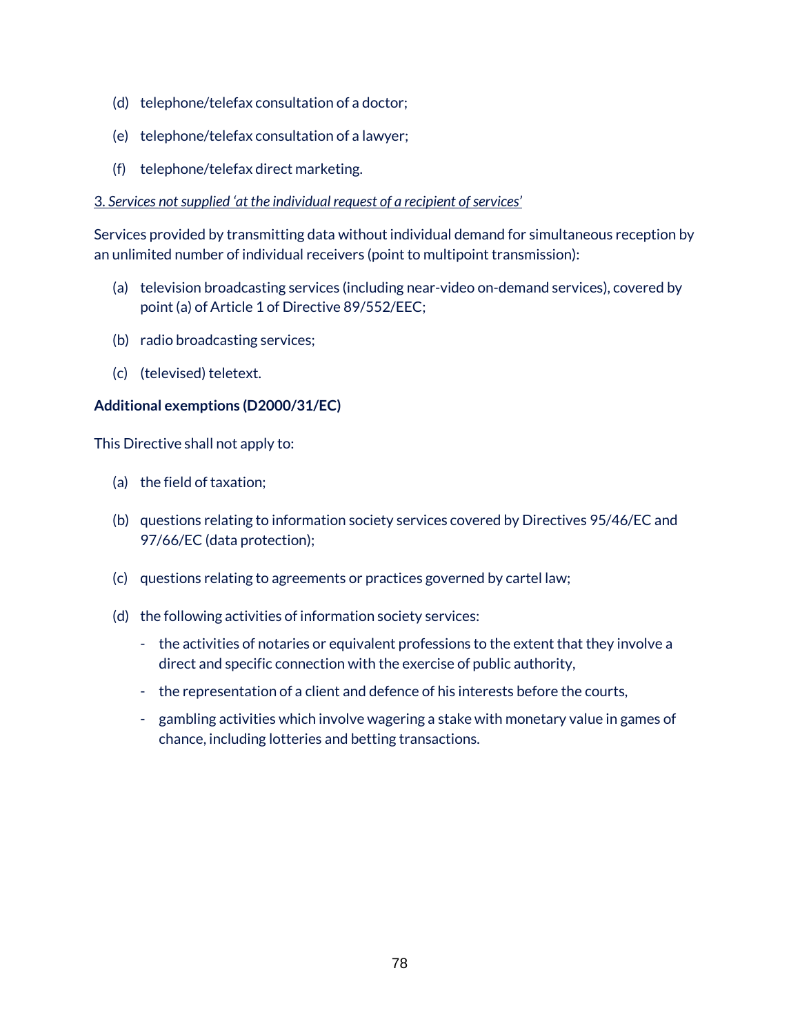(d) telephone/telefax consultation of a doctor;

(e) telephone/telefax consultation of a lawyer;

(f) telephone/telefax direct marketing.

*3. Services not supplied 'at the individual request of a recipient of services'*

Services provided by transmitting data without individual demand for simultaneous reception by an unlimited number of individual receivers (point to multipoint transmission):

(a) television broadcasting services (including near-video on-demand services), covered by point (a) of Article 1 of Directive 89/552/EEC;

(b) radio broadcasting services;

(c) (televised) teletext.

**Additional exemptions (D2000/31/EC)**

This Directive shall not apply to:

(a) the field of taxation;

(b) questions relating to information society services covered by Directives 95/46/EC and 97/66/EC (data protection);

(c) questions relating to agreements or practices governed by cartel law;

(d) the following activities of information society services:

- the activities of notaries or equivalent professions to the extent that they involve a direct and specific connection with the exercise of public authority,
- the representation of a client and defence of his interests before the courts,
- gambling activities which involve wagering a stake with monetary value in games of chance, including lotteries and betting transactions.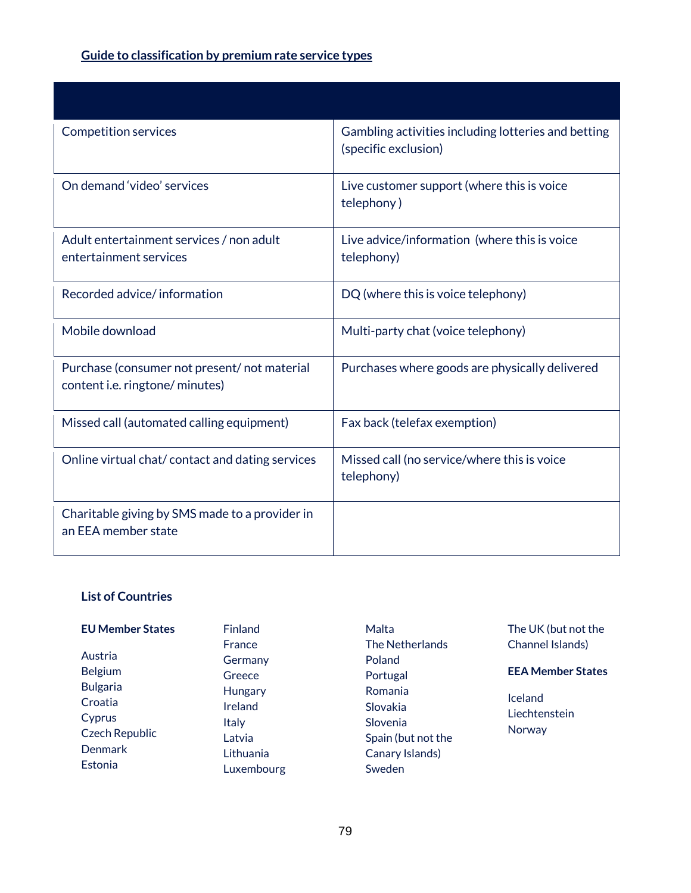**Guide to classification by premium rate service types**

| | |
|---|---|
| Competition services | Gambling activities including lotteries and betting (specific exclusion) |
| On demand 'video' services | Live customer support (where this is voice telephony ) |
| Adult entertainment services / non adult entertainment services | Live advice/information (where this is voice telephony) |
| Recorded advice/ information | DQ (where this is voice telephony) |
| Mobile download | Multi-party chat (voice telephony) |
| Purchase (consumer not present/ not material content i.e. ringtone/ minutes) | Purchases where goods are physically delivered |
| Missed call (automated calling equipment) | Fax back (telefax exemption) |
| Online virtual chat/ contact and dating services | Missed call (no service/where this is voice telephony) |
| Charitable giving by SMS made to a provider in an EEA member state | |

**List of Countries**

**EU Member States**

Austria
Belgium
Bulgaria
Croatia
Cyprus
Czech Republic
Denmark
Estonia
Finland
France
Germany
Greece
Hungary
Ireland
Italy
Latvia
Lithuania
Luxembourg
Malta
The Netherlands
Poland
Portugal
Romania
Slovakia
Slovenia
Spain (but not the Canary Islands)
Sweden
The UK (but not the Channel Islands)

**EEA Member States**

Iceland
Liechtenstein
Norway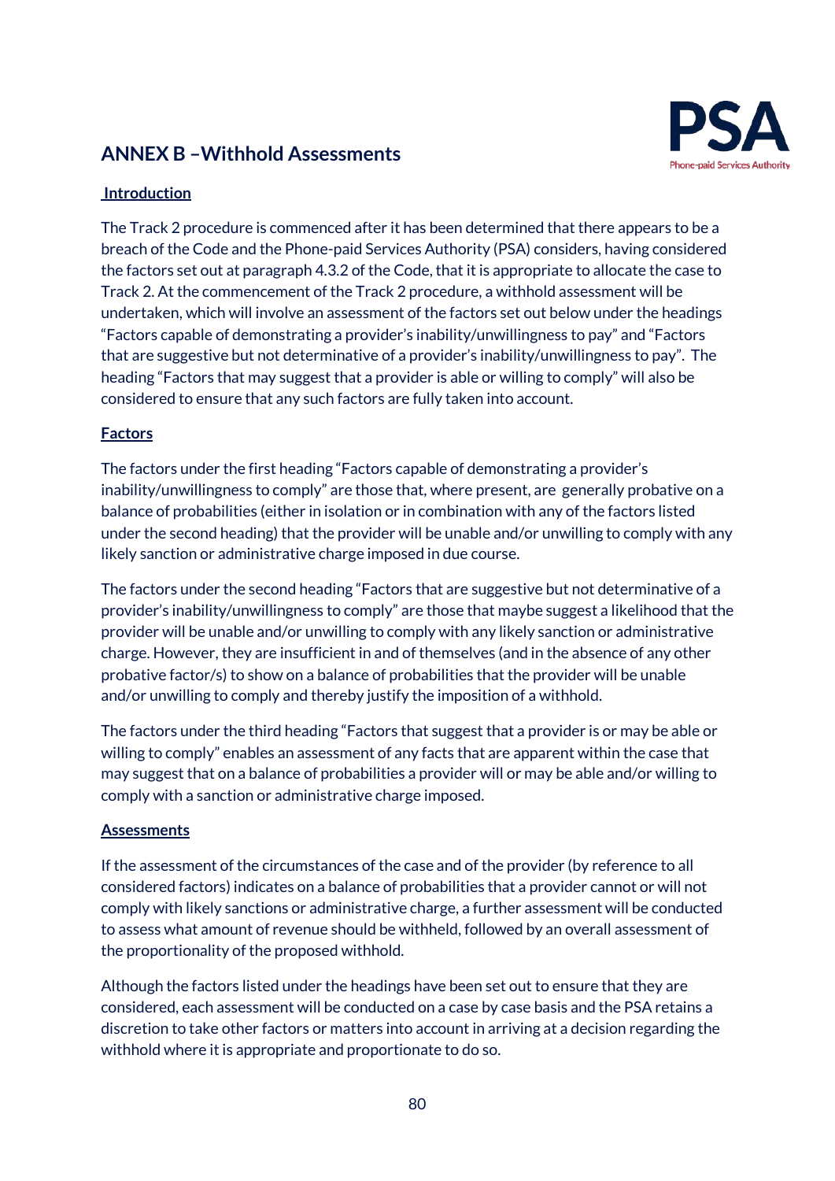## ANNEX B –Withhold Assessments

### Introduction

The Track 2 procedure is commenced after it has been determined that there appears to be a breach of the Code and the Phone-paid Services Authority (PSA) considers, having considered the factors set out at paragraph 4.3.2 of the Code, that it is appropriate to allocate the case to Track 2. At the commencement of the Track 2 procedure, a withhold assessment will be undertaken, which will involve an assessment of the factors set out below under the headings "Factors capable of demonstrating a provider's inability/unwillingness to pay" and "Factors that are suggestive but not determinative of a provider's inability/unwillingness to pay". The heading "Factors that may suggest that a provider is able or willing to comply" will also be considered to ensure that any such factors are fully taken into account.

### Factors

The factors under the first heading "Factors capable of demonstrating a provider's inability/unwillingness to comply" are those that, where present, are generally probative on a balance of probabilities (either in isolation or in combination with any of the factors listed under the second heading) that the provider will be unable and/or unwilling to comply with any likely sanction or administrative charge imposed in due course.

The factors under the second heading "Factors that are suggestive but not determinative of a provider's inability/unwillingness to comply" are those that maybe suggest a likelihood that the provider will be unable and/or unwilling to comply with any likely sanction or administrative charge. However, they are insufficient in and of themselves (and in the absence of any other probative factor/s) to show on a balance of probabilities that the provider will be unable and/or unwilling to comply and thereby justify the imposition of a withhold.

The factors under the third heading "Factors that suggest that a provider is or may be able or willing to comply" enables an assessment of any facts that are apparent within the case that may suggest that on a balance of probabilities a provider will or may be able and/or willing to comply with a sanction or administrative charge imposed.

### Assessments

If the assessment of the circumstances of the case and of the provider (by reference to all considered factors) indicates on a balance of probabilities that a provider cannot or will not comply with likely sanctions or administrative charge, a further assessment will be conducted to assess what amount of revenue should be withheld, followed by an overall assessment of the proportionality of the proposed withhold.

Although the factors listed under the headings have been set out to ensure that they are considered, each assessment will be conducted on a case by case basis and the PSA retains a discretion to take other factors or matters into account in arriving at a decision regarding the withhold where it is appropriate and proportionate to do so.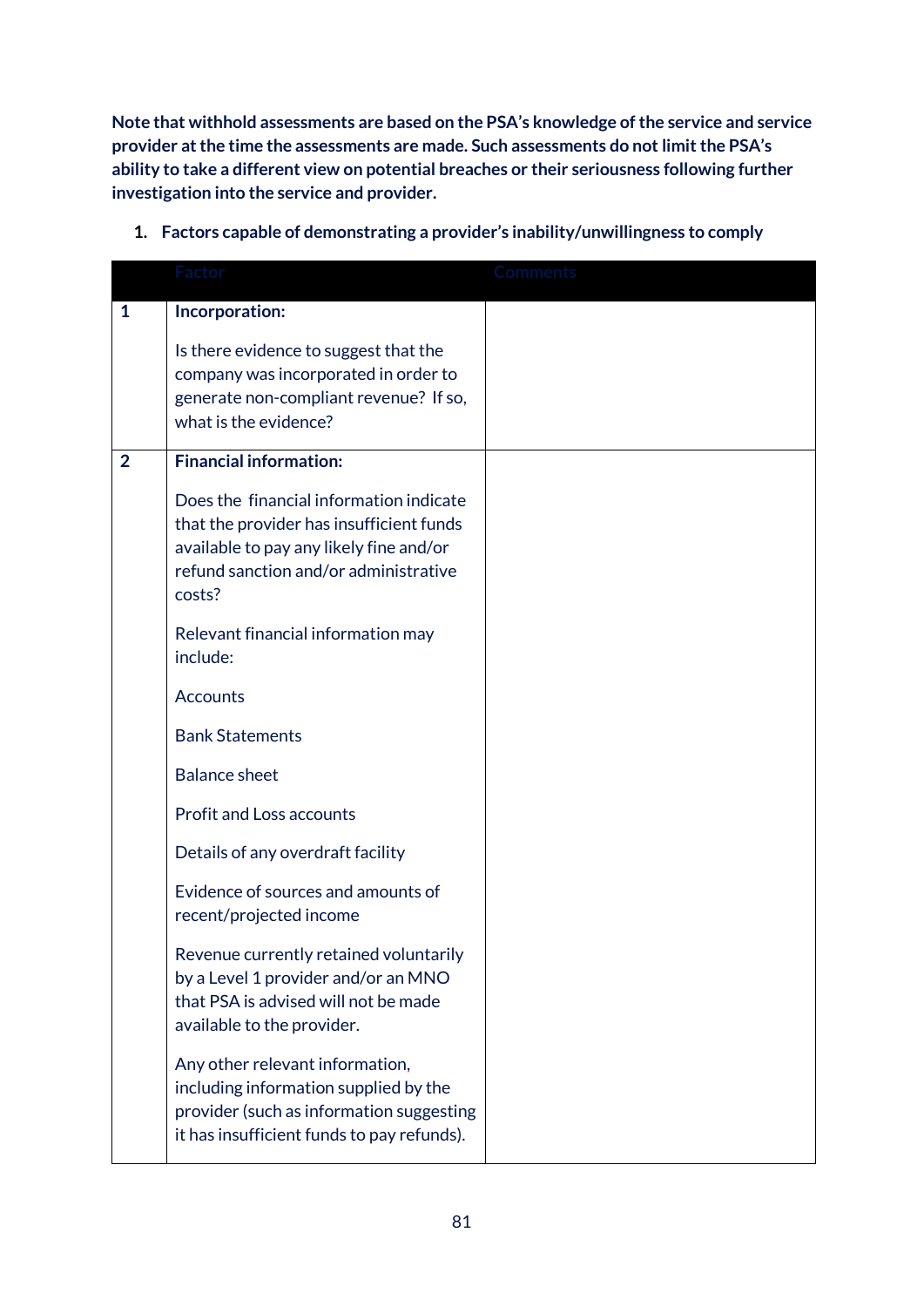**Note that withhold assessments are based on the PSA's knowledge of the service and service provider at the time the assessments are made. Such assessments do not limit the PSA's ability to take a different view on potential breaches or their seriousness following further investigation into the service and provider.**

1. **Factors capable of demonstrating a provider's inability/unwillingness to comply**

| | Factor | Comments |
|---|---|---|
| 1 | **Incorporation:**<br><br>Is there evidence to suggest that the company was incorporated in order to generate non-compliant revenue? If so, what is the evidence? | |
| 2 | **Financial information:**<br><br>Does the financial information indicate that the provider has insufficient funds available to pay any likely fine and/or refund sanction and/or administrative costs?<br><br>Relevant financial information may include:<br><br>Accounts<br><br>Bank Statements<br><br>Balance sheet<br><br>Profit and Loss accounts<br><br>Details of any overdraft facility<br><br>Evidence of sources and amounts of recent/projected income<br><br>Revenue currently retained voluntarily by a Level 1 provider and/or an MNO that PSA is advised will not be made available to the provider.<br><br>Any other relevant information, including information supplied by the provider (such as information suggesting it has insufficient funds to pay refunds). | |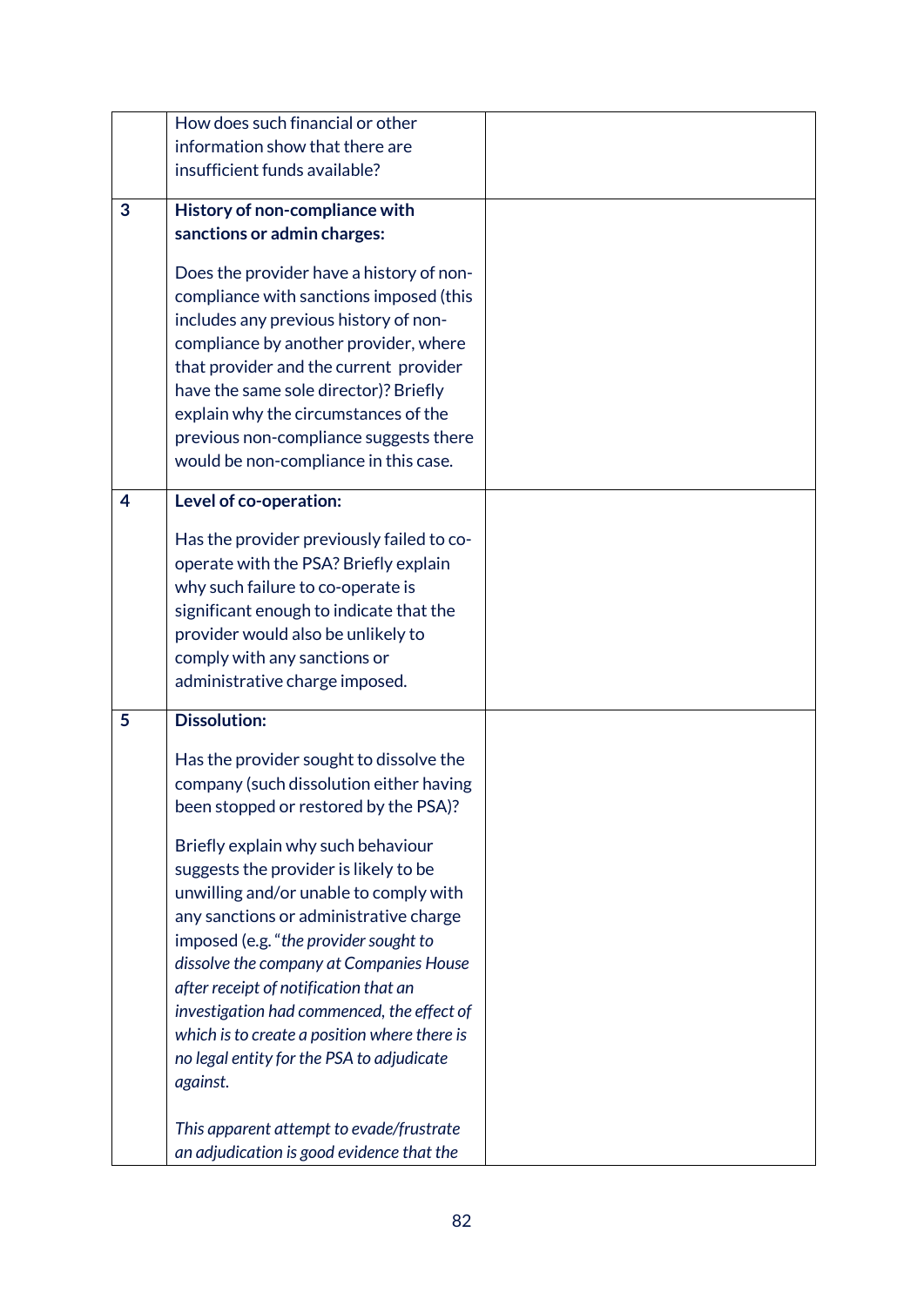| | | |
|---|---|---|
| | How does such financial or other information show that there are insufficient funds available? | |
| 3 | **History of non-compliance with sanctions or admin charges:**<br><br>Does the provider have a history of non-compliance with sanctions imposed (this includes any previous history of non-compliance by another provider, where that provider and the current provider have the same sole director)? Briefly explain why the circumstances of the previous non-compliance suggests there would be non-compliance in this case. | |
| 4 | **Level of co-operation:**<br><br>Has the provider previously failed to co-operate with the PSA? Briefly explain why such failure to co-operate is significant enough to indicate that the provider would also be unlikely to comply with any sanctions or administrative charge imposed. | |
| 5 | **Dissolution:**<br><br>Has the provider sought to dissolve the company (such dissolution either having been stopped or restored by the PSA)?<br><br>Briefly explain why such behaviour suggests the provider is likely to be unwilling and/or unable to comply with any sanctions or administrative charge imposed (e.g. "*the provider sought to dissolve the company at Companies House after receipt of notification that an investigation had commenced, the effect of which is to create a position where there is no legal entity for the PSA to adjudicate against.*<br><br>*This apparent attempt to evade/frustrate an adjudication is good evidence that the* | |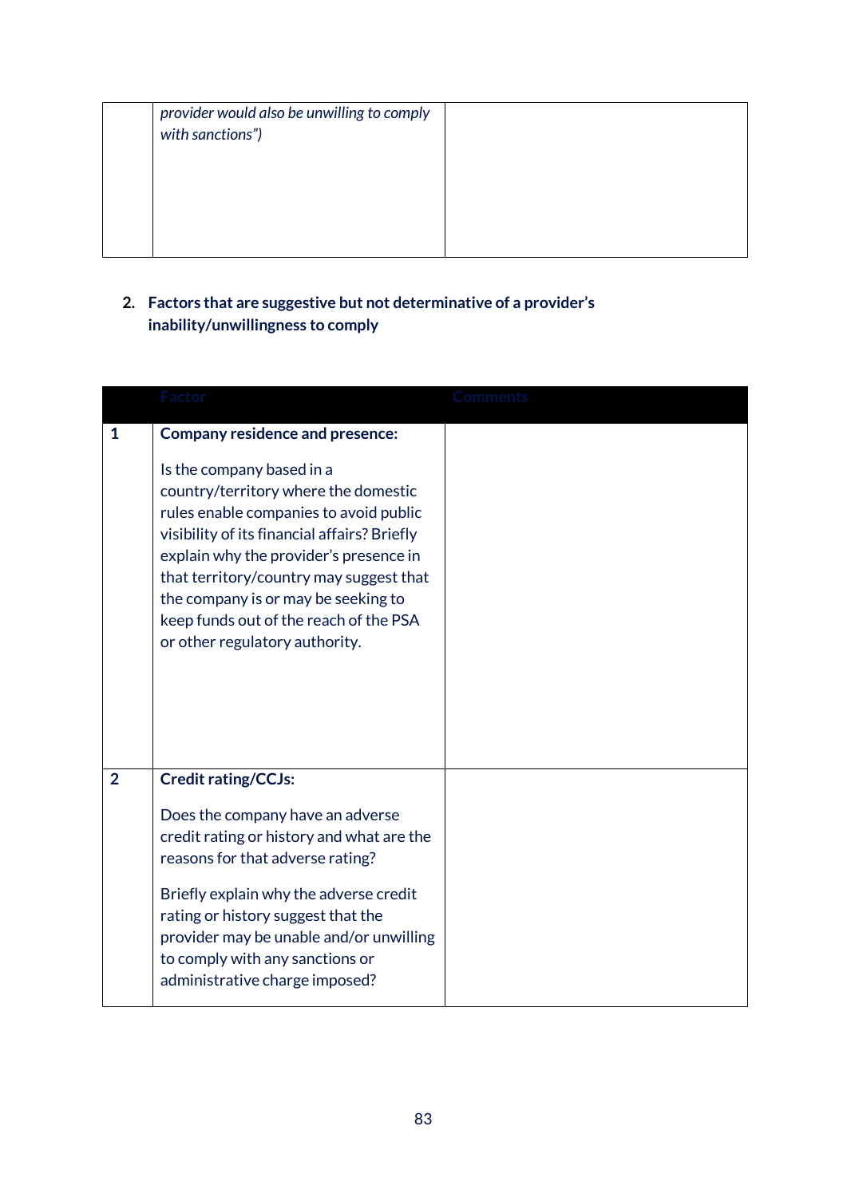| | | |
|---|---|---|
| | *provider would also be unwilling to comply with sanctions")* | |

2. **Factors that are suggestive but not determinative of a provider's inability/unwillingness to comply**

| | Factor | Comments |
|---|---|---|
| **1** | **Company residence and presence:**<br><br>Is the company based in a country/territory where the domestic rules enable companies to avoid public visibility of its financial affairs? Briefly explain why the provider's presence in that territory/country may suggest that the company is or may be seeking to keep funds out of the reach of the PSA or other regulatory authority. | |
| **2** | **Credit rating/CCJs:**<br><br>Does the company have an adverse credit rating or history and what are the reasons for that adverse rating?<br><br>Briefly explain why the adverse credit rating or history suggest that the provider may be unable and/or unwilling to comply with any sanctions or administrative charge imposed? | |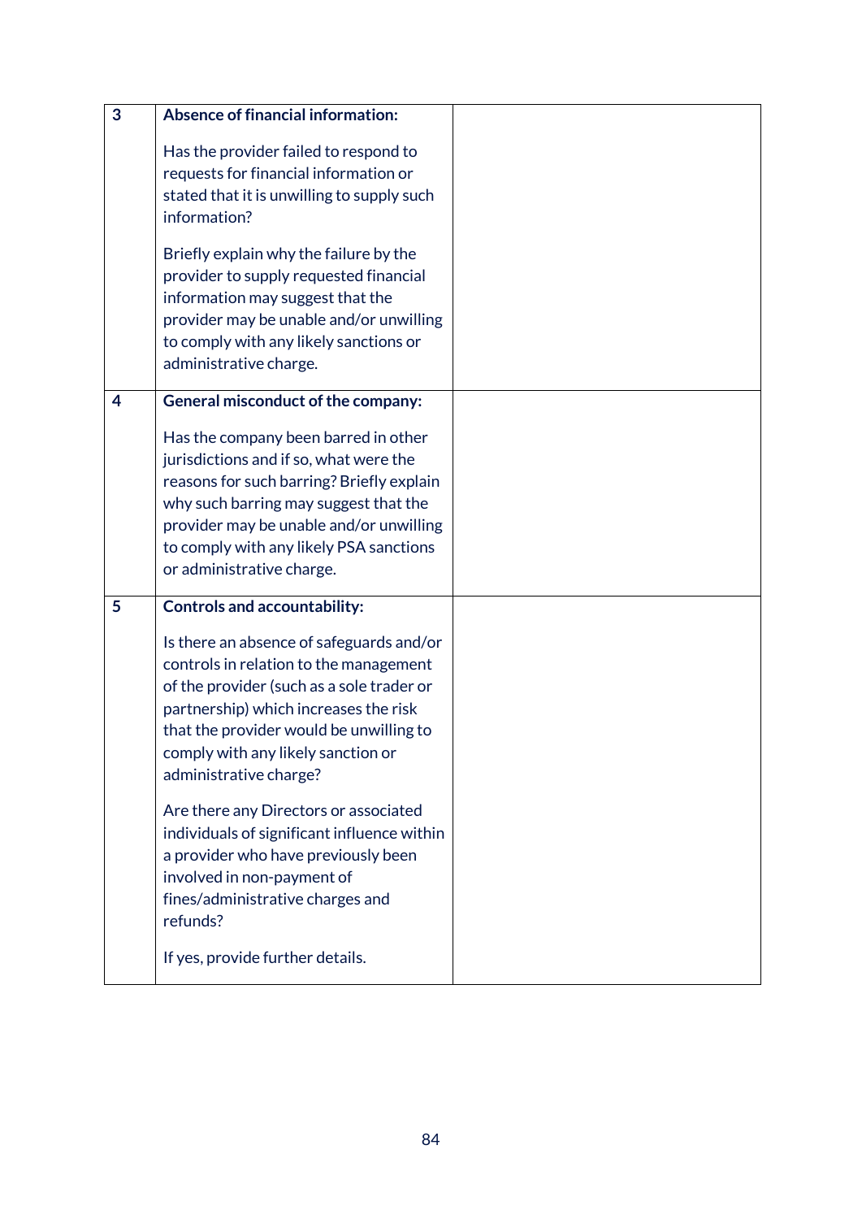| | | |
|---|---|---|
| 3 | **Absence of financial information:**<br><br>Has the provider failed to respond to requests for financial information or stated that it is unwilling to supply such information?<br><br>Briefly explain why the failure by the provider to supply requested financial information may suggest that the provider may be unable and/or unwilling to comply with any likely sanctions or administrative charge. | |
| 4 | **General misconduct of the company:**<br><br>Has the company been barred in other jurisdictions and if so, what were the reasons for such barring? Briefly explain why such barring may suggest that the provider may be unable and/or unwilling to comply with any likely PSA sanctions or administrative charge. | |
| 5 | **Controls and accountability:**<br><br>Is there an absence of safeguards and/or controls in relation to the management of the provider (such as a sole trader or partnership) which increases the risk that the provider would be unwilling to comply with any likely sanction or administrative charge?<br><br>Are there any Directors or associated individuals of significant influence within a provider who have previously been involved in non-payment of fines/administrative charges and refunds?<br><br>If yes, provide further details. | |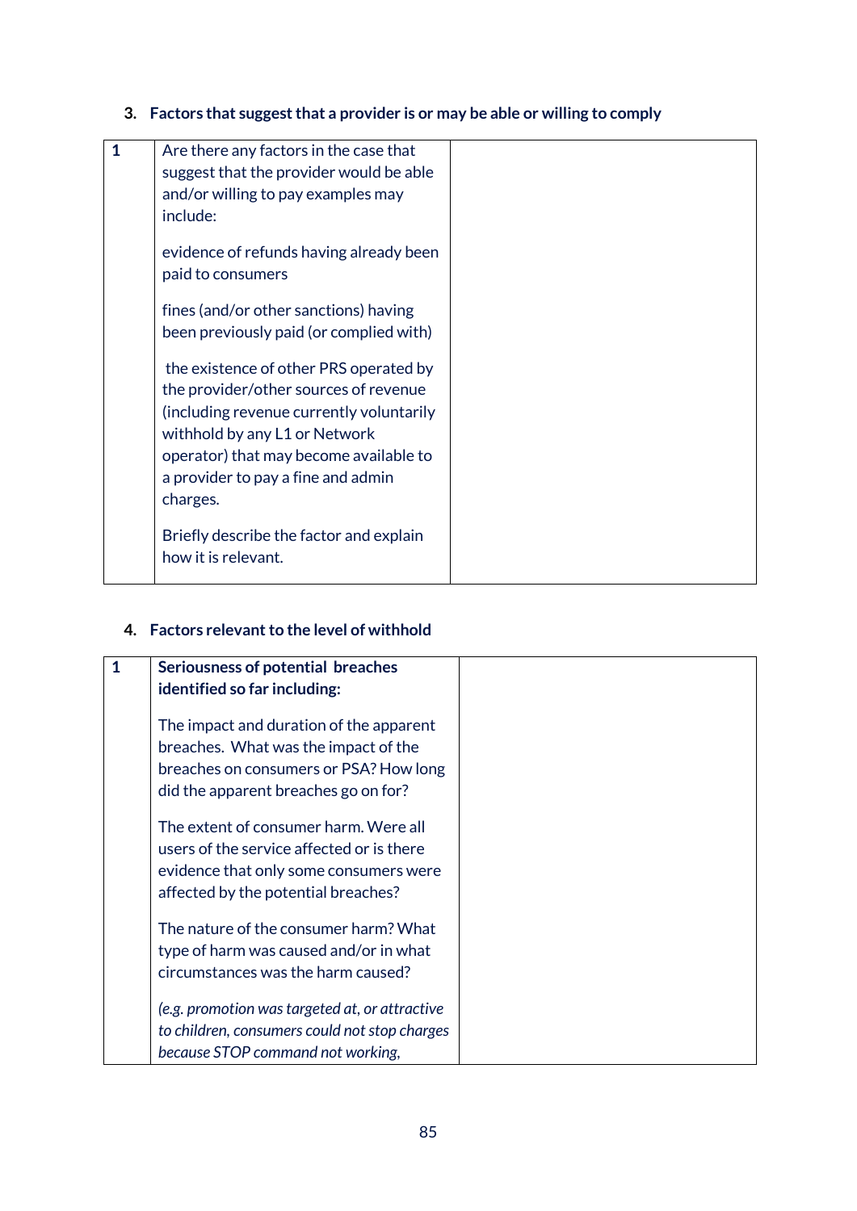### 3. Factors that suggest that a provider is or may be able or willing to comply

| | | |
|---|---|---|
| **1** | Are there any factors in the case that suggest that the provider would be able and/or willing to pay examples may include:<br><br>evidence of refunds having already been paid to consumers<br><br>fines (and/or other sanctions) having been previously paid (or complied with)<br><br>the existence of other PRS operated by the provider/other sources of revenue (including revenue currently voluntarily withhold by any L1 or Network operator) that may become available to a provider to pay a fine and admin charges.<br><br>Briefly describe the factor and explain how it is relevant. | |

### 4. Factors relevant to the level of withhold

| | | |
|---|---|---|
| **1** | **Seriousness of potential breaches identified so far including:**<br><br>The impact and duration of the apparent breaches. What was the impact of the breaches on consumers or PSA? How long did the apparent breaches go on for?<br><br>The extent of consumer harm. Were all users of the service affected or is there evidence that only some consumers were affected by the potential breaches?<br><br>The nature of the consumer harm? What type of harm was caused and/or in what circumstances was the harm caused?<br><br>*(e.g. promotion was targeted at, or attractive to children, consumers could not stop charges because STOP command not working,* | |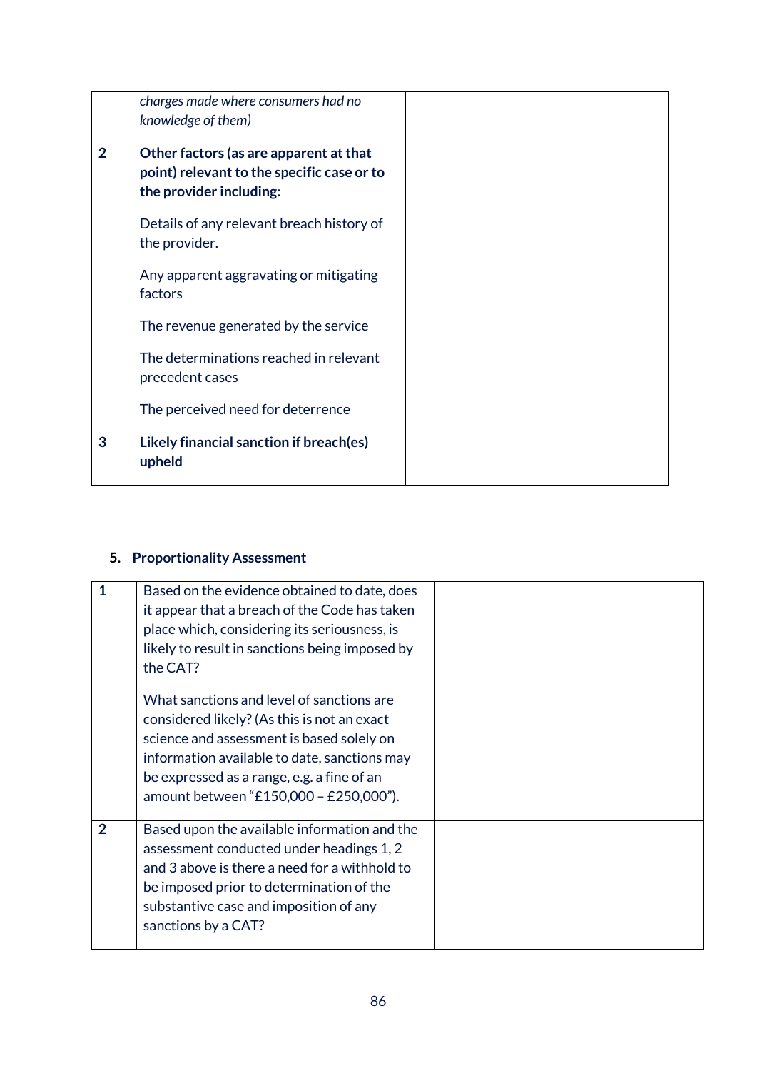| | | |
|---|---|---|
| | *charges made where consumers had no knowledge of them)* | |
| **2** | **Other factors (as are apparent at that point) relevant to the specific case or to the provider including:**<br><br>Details of any relevant breach history of the provider.<br><br>Any apparent aggravating or mitigating factors<br><br>The revenue generated by the service<br><br>The determinations reached in relevant precedent cases<br><br>The perceived need for deterrence | |
| **3** | **Likely financial sanction if breach(es) upheld** | |

**5. Proportionality Assessment**

| | | |
|---|---|---|
| **1** | Based on the evidence obtained to date, does it appear that a breach of the Code has taken place which, considering its seriousness, is likely to result in sanctions being imposed by the CAT?<br><br>What sanctions and level of sanctions are considered likely? (As this is not an exact science and assessment is based solely on information available to date, sanctions may be expressed as a range, e.g. a fine of an amount between "£150,000 – £250,000"). | |
| **2** | Based upon the available information and the assessment conducted under headings 1, 2 and 3 above is there a need for a withhold to be imposed prior to determination of the substantive case and imposition of any sanctions by a CAT? | |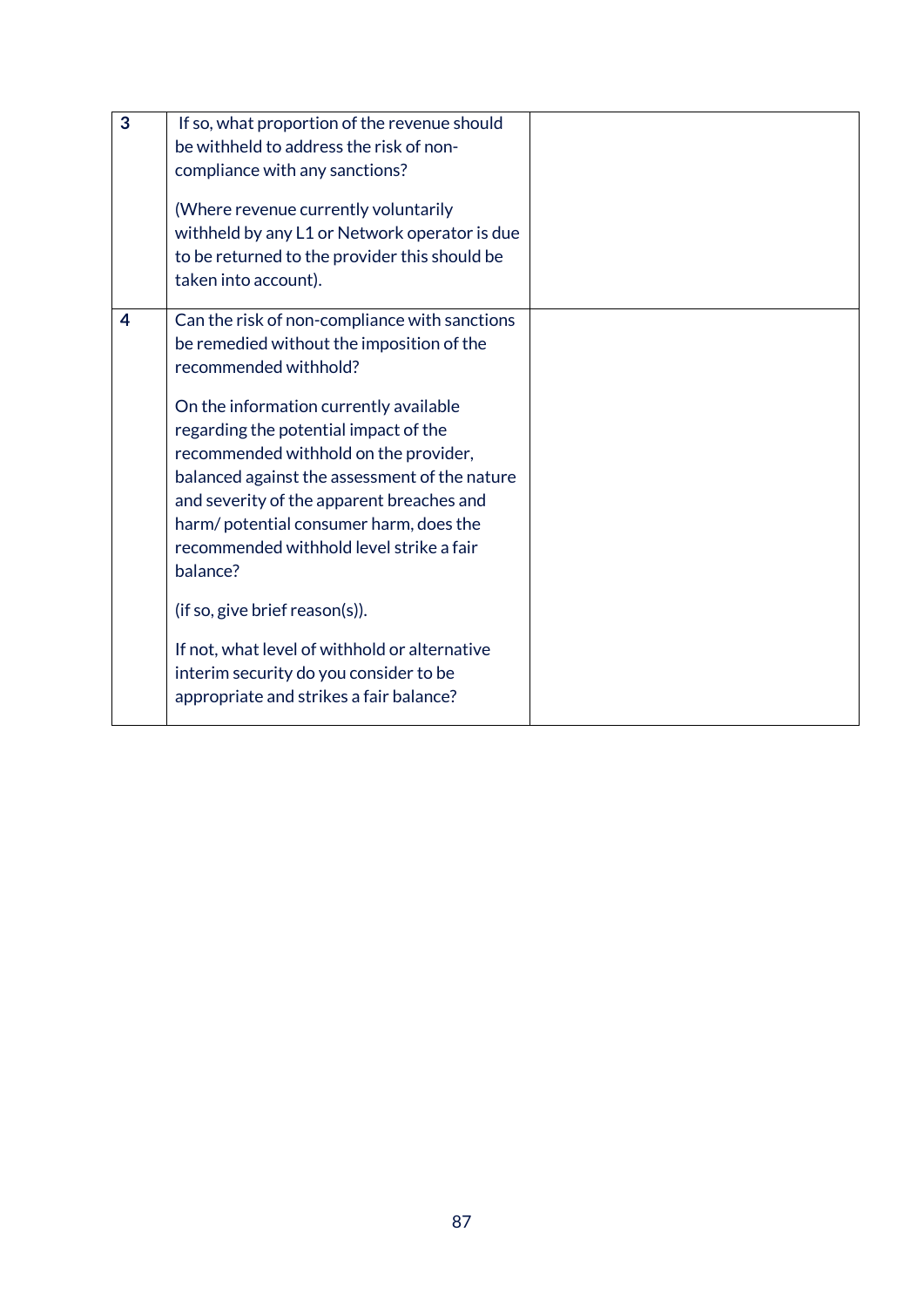| | | |
|---|---|---|
| 3 | If so, what proportion of the revenue should be withheld to address the risk of non-compliance with any sanctions?<br><br>(Where revenue currently voluntarily withheld by any L1 or Network operator is due to be returned to the provider this should be taken into account). | |
| 4 | Can the risk of non-compliance with sanctions be remedied without the imposition of the recommended withhold?<br><br>On the information currently available regarding the potential impact of the recommended withhold on the provider, balanced against the assessment of the nature and severity of the apparent breaches and harm/ potential consumer harm, does the recommended withhold level strike a fair balance?<br><br>(if so, give brief reason(s)).<br><br>If not, what level of withhold or alternative interim security do you consider to be appropriate and strikes a fair balance? | |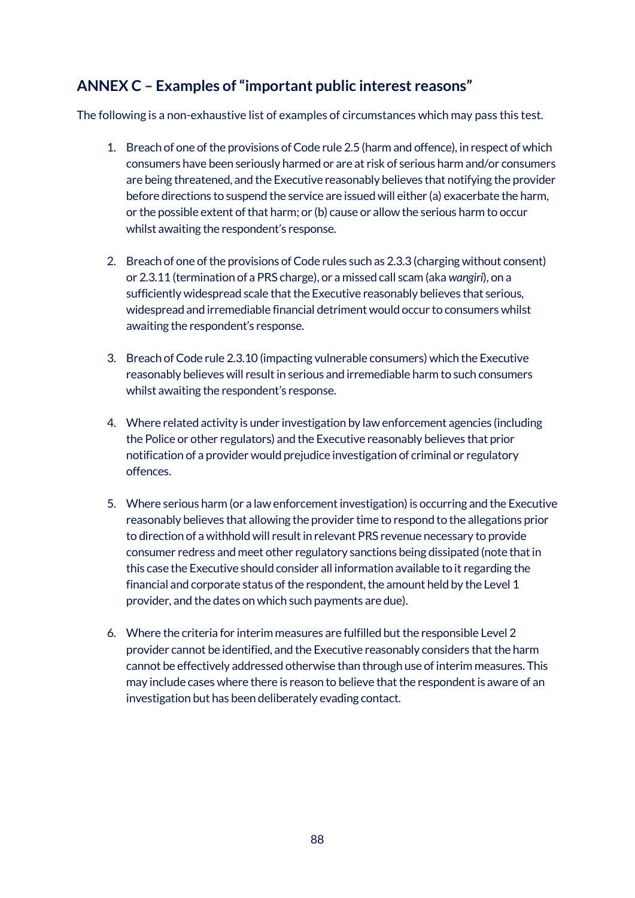## ANNEX C – Examples of "important public interest reasons"

The following is a non-exhaustive list of examples of circumstances which may pass this test.

1. Breach of one of the provisions of Code rule 2.5 (harm and offence), in respect of which consumers have been seriously harmed or are at risk of serious harm and/or consumers are being threatened, and the Executive reasonably believes that notifying the provider before directions to suspend the service are issued will either (a) exacerbate the harm, or the possible extent of that harm; or (b) cause or allow the serious harm to occur whilst awaiting the respondent's response.

2. Breach of one of the provisions of Code rules such as 2.3.3 (charging without consent) or 2.3.11 (termination of a PRS charge), or a missed call scam (aka *wangiri*), on a sufficiently widespread scale that the Executive reasonably believes that serious, widespread and irremediable financial detriment would occur to consumers whilst awaiting the respondent's response.

3. Breach of Code rule 2.3.10 (impacting vulnerable consumers) which the Executive reasonably believes will result in serious and irremediable harm to such consumers whilst awaiting the respondent's response.

4. Where related activity is under investigation by law enforcement agencies (including the Police or other regulators) and the Executive reasonably believes that prior notification of a provider would prejudice investigation of criminal or regulatory offences.

5. Where serious harm (or a law enforcement investigation) is occurring and the Executive reasonably believes that allowing the provider time to respond to the allegations prior to direction of a withhold will result in relevant PRS revenue necessary to provide consumer redress and meet other regulatory sanctions being dissipated (note that in this case the Executive should consider all information available to it regarding the financial and corporate status of the respondent, the amount held by the Level 1 provider, and the dates on which such payments are due).

6. Where the criteria for interim measures are fulfilled but the responsible Level 2 provider cannot be identified, and the Executive reasonably considers that the harm cannot be effectively addressed otherwise than through use of interim measures. This may include cases where there is reason to believe that the respondent is aware of an investigation but has been deliberately evading contact.